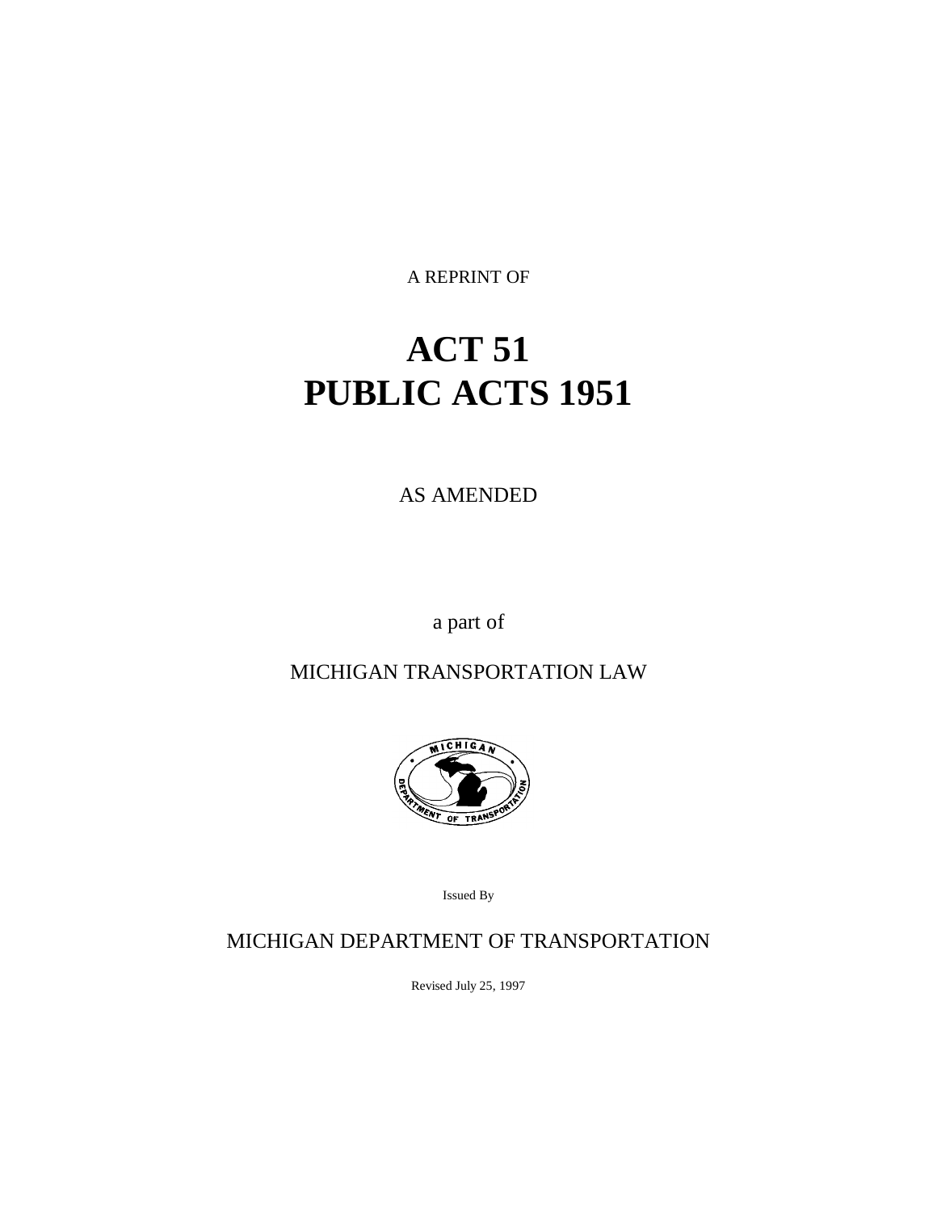A REPRINT OF

# ACT 51
# PUBLIC ACTS 1951

AS AMENDED

a part of

MICHIGAN TRANSPORTATION LAW

Issued By

MICHIGAN DEPARTMENT OF TRANSPORTATION

Revised July 25, 1997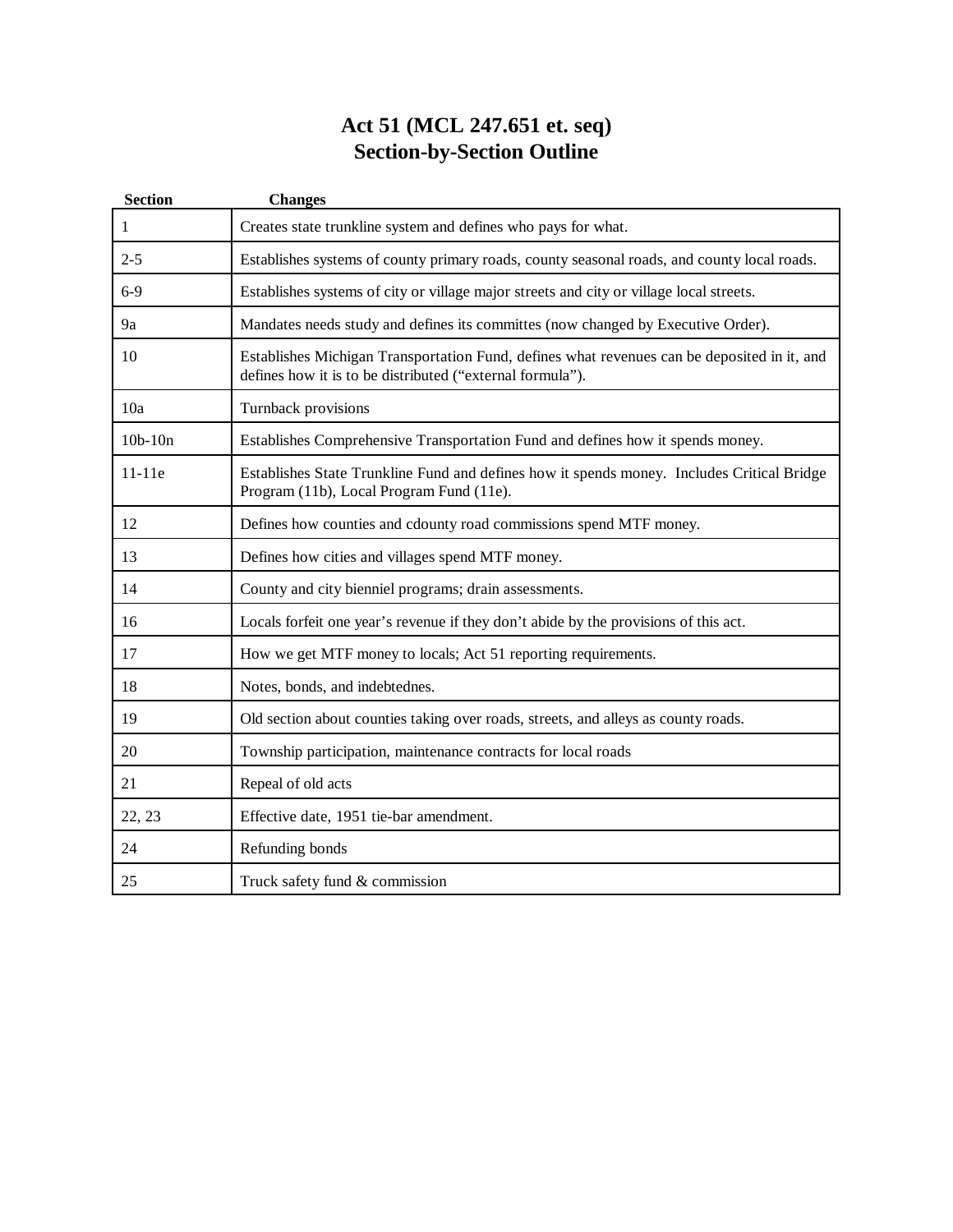# Act 51 (MCL 247.651 et. seq)
# Section-by-Section Outline

| Section | Changes |
|---|---|
| 1 | Creates state trunkline system and defines who pays for what. |
| 2-5 | Establishes systems of county primary roads, county seasonal roads, and county local roads. |
| 6-9 | Establishes systems of city or village major streets and city or village local streets. |
| 9a | Mandates needs study and defines its committes (now changed by Executive Order). |
| 10 | Establishes Michigan Transportation Fund, defines what revenues can be deposited in it, and defines how it is to be distributed (“external formula”). |
| 10a | Turnback provisions |
| 10b-10n | Establishes Comprehensive Transportation Fund and defines how it spends money. |
| 11-11e | Establishes State Trunkline Fund and defines how it spends money. Includes Critical Bridge Program (11b), Local Program Fund (11e). |
| 12 | Defines how counties and cdounty road commissions spend MTF money. |
| 13 | Defines how cities and villages spend MTF money. |
| 14 | County and city bienniel programs; drain assessments. |
| 16 | Locals forfeit one year’s revenue if they don’t abide by the provisions of this act. |
| 17 | How we get MTF money to locals; Act 51 reporting requirements. |
| 18 | Notes, bonds, and indebtednes. |
| 19 | Old section about counties taking over roads, streets, and alleys as county roads. |
| 20 | Township participation, maintenance contracts for local roads |
| 21 | Repeal of old acts |
| 22, 23 | Effective date, 1951 tie-bar amendment. |
| 24 | Refunding bonds |
| 25 | Truck safety fund & commission |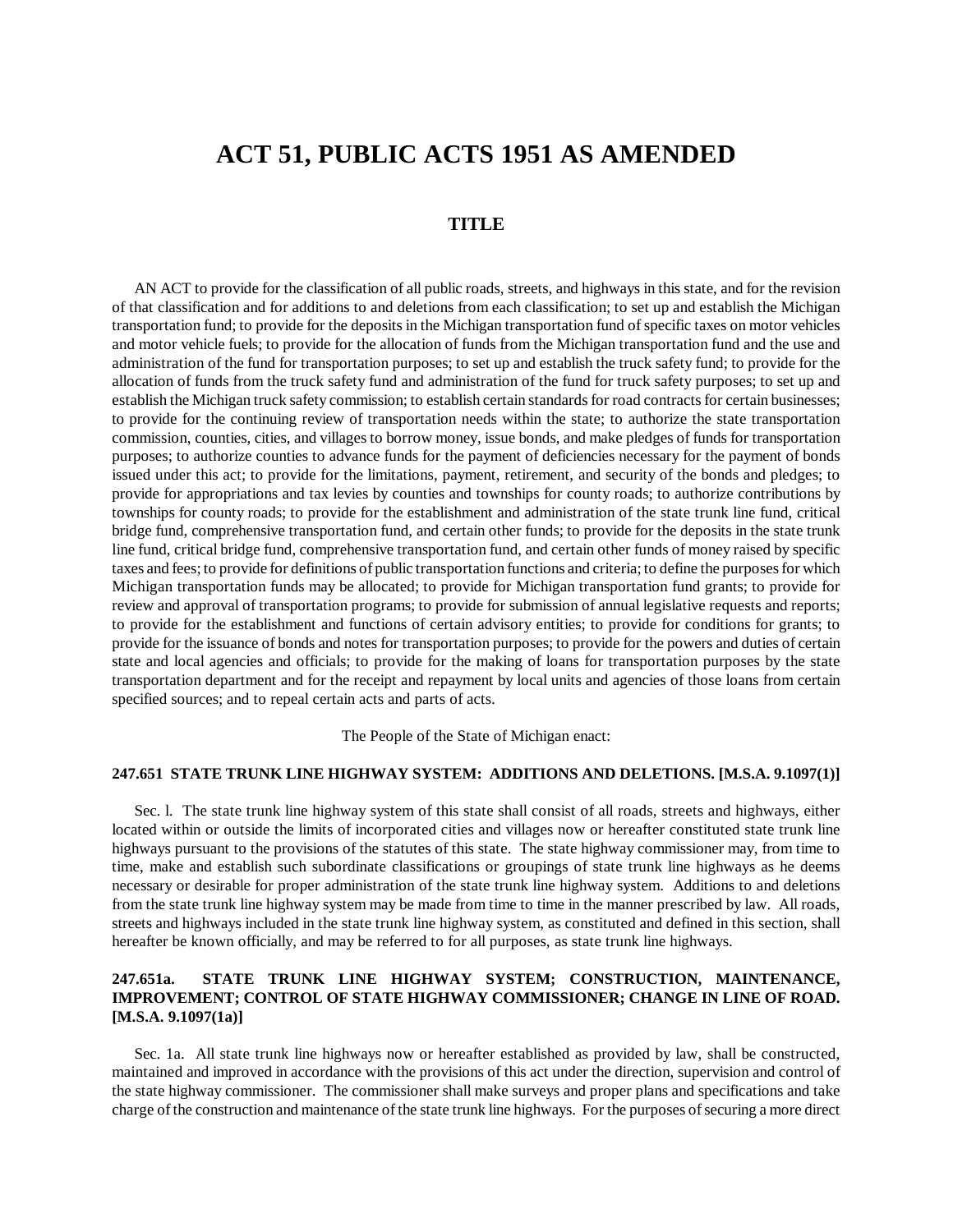# ACT 51, PUBLIC ACTS 1951 AS AMENDED

## TITLE

AN ACT to provide for the classification of all public roads, streets, and highways in this state, and for the revision of that classification and for additions to and deletions from each classification; to set up and establish the Michigan transportation fund; to provide for the deposits in the Michigan transportation fund of specific taxes on motor vehicles and motor vehicle fuels; to provide for the allocation of funds from the Michigan transportation fund and the use and administration of the fund for transportation purposes; to set up and establish the truck safety fund; to provide for the allocation of funds from the truck safety fund and administration of the fund for truck safety purposes; to set up and establish the Michigan truck safety commission; to establish certain standards for road contracts for certain businesses; to provide for the continuing review of transportation needs within the state; to authorize the state transportation commission, counties, cities, and villages to borrow money, issue bonds, and make pledges of funds for transportation purposes; to authorize counties to advance funds for the payment of deficiencies necessary for the payment of bonds issued under this act; to provide for the limitations, payment, retirement, and security of the bonds and pledges; to provide for appropriations and tax levies by counties and townships for county roads; to authorize contributions by townships for county roads; to provide for the establishment and administration of the state trunk line fund, critical bridge fund, comprehensive transportation fund, and certain other funds; to provide for the deposits in the state trunk line fund, critical bridge fund, comprehensive transportation fund, and certain other funds of money raised by specific taxes and fees; to provide for definitions of public transportation functions and criteria; to define the purposes for which Michigan transportation funds may be allocated; to provide for Michigan transportation fund grants; to provide for review and approval of transportation programs; to provide for submission of annual legislative requests and reports; to provide for the establishment and functions of certain advisory entities; to provide for conditions for grants; to provide for the issuance of bonds and notes for transportation purposes; to provide for the powers and duties of certain state and local agencies and officials; to provide for the making of loans for transportation purposes by the state transportation department and for the receipt and repayment by local units and agencies of those loans from certain specified sources; and to repeal certain acts and parts of acts.

The People of the State of Michigan enact:

### 247.651 STATE TRUNK LINE HIGHWAY SYSTEM: ADDITIONS AND DELETIONS. [M.S.A. 9.1097(1)]

Sec. l. The state trunk line highway system of this state shall consist of all roads, streets and highways, either located within or outside the limits of incorporated cities and villages now or hereafter constituted state trunk line highways pursuant to the provisions of the statutes of this state. The state highway commissioner may, from time to time, make and establish such subordinate classifications or groupings of state trunk line highways as he deems necessary or desirable for proper administration of the state trunk line highway system. Additions to and deletions from the state trunk line highway system may be made from time to time in the manner prescribed by law. All roads, streets and highways included in the state trunk line highway system, as constituted and defined in this section, shall hereafter be known officially, and may be referred to for all purposes, as state trunk line highways.

### 247.651a. STATE TRUNK LINE HIGHWAY SYSTEM; CONSTRUCTION, MAINTENANCE, IMPROVEMENT; CONTROL OF STATE HIGHWAY COMMISSIONER; CHANGE IN LINE OF ROAD. [M.S.A. 9.1097(1a)]

Sec. 1a. All state trunk line highways now or hereafter established as provided by law, shall be constructed, maintained and improved in accordance with the provisions of this act under the direction, supervision and control of the state highway commissioner. The commissioner shall make surveys and proper plans and specifications and take charge of the construction and maintenance of the state trunk line highways. For the purposes of securing a more direct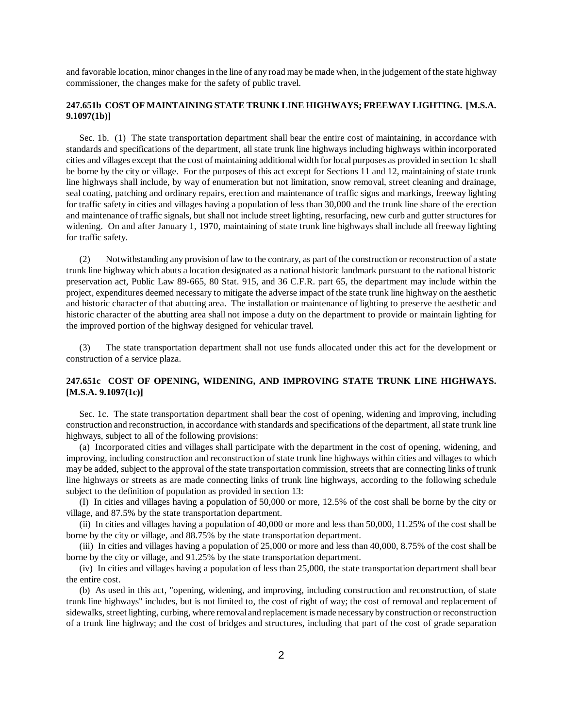and favorable location, minor changes in the line of any road may be made when, in the judgement of the state highway commissioner, the changes make for the safety of public travel.

**247.651b COST OF MAINTAINING STATE TRUNK LINE HIGHWAYS; FREEWAY LIGHTING. [M.S.A. 9.1097(1b)]**

Sec. 1b. (1) The state transportation department shall bear the entire cost of maintaining, in accordance with standards and specifications of the department, all state trunk line highways including highways within incorporated cities and villages except that the cost of maintaining additional width for local purposes as provided in section 1c shall be borne by the city or village. For the purposes of this act except for Sections 11 and 12, maintaining of state trunk line highways shall include, by way of enumeration but not limitation, snow removal, street cleaning and drainage, seal coating, patching and ordinary repairs, erection and maintenance of traffic signs and markings, freeway lighting for traffic safety in cities and villages having a population of less than 30,000 and the trunk line share of the erection and maintenance of traffic signals, but shall not include street lighting, resurfacing, new curb and gutter structures for widening. On and after January 1, 1970, maintaining of state trunk line highways shall include all freeway lighting for traffic safety.

(2) Notwithstanding any provision of law to the contrary, as part of the construction or reconstruction of a state trunk line highway which abuts a location designated as a national historic landmark pursuant to the national historic preservation act, Public Law 89-665, 80 Stat. 915, and 36 C.F.R. part 65, the department may include within the project, expenditures deemed necessary to mitigate the adverse impact of the state trunk line highway on the aesthetic and historic character of that abutting area. The installation or maintenance of lighting to preserve the aesthetic and historic character of the abutting area shall not impose a duty on the department to provide or maintain lighting for the improved portion of the highway designed for vehicular travel.

(3) The state transportation department shall not use funds allocated under this act for the development or construction of a service plaza.

**247.651c COST OF OPENING, WIDENING, AND IMPROVING STATE TRUNK LINE HIGHWAYS. [M.S.A. 9.1097(1c)]**

Sec. 1c. The state transportation department shall bear the cost of opening, widening and improving, including construction and reconstruction, in accordance with standards and specifications of the department, all state trunk line highways, subject to all of the following provisions:

(a) Incorporated cities and villages shall participate with the department in the cost of opening, widening, and improving, including construction and reconstruction of state trunk line highways within cities and villages to which may be added, subject to the approval of the state transportation commission, streets that are connecting links of trunk line highways or streets as are made connecting links of trunk line highways, according to the following schedule subject to the definition of population as provided in section 13:

(I) In cities and villages having a population of 50,000 or more, 12.5% of the cost shall be borne by the city or village, and 87.5% by the state transportation department.

(ii) In cities and villages having a population of 40,000 or more and less than 50,000, 11.25% of the cost shall be borne by the city or village, and 88.75% by the state transportation department.

(iii) In cities and villages having a population of 25,000 or more and less than 40,000, 8.75% of the cost shall be borne by the city or village, and 91.25% by the state transportation department.

(iv) In cities and villages having a population of less than 25,000, the state transportation department shall bear the entire cost.

(b) As used in this act, "opening, widening, and improving, including construction and reconstruction, of state trunk line highways" includes, but is not limited to, the cost of right of way; the cost of removal and replacement of sidewalks, street lighting, curbing, where removal and replacement is made necessary by construction or reconstruction of a trunk line highway; and the cost of bridges and structures, including that part of the cost of grade separation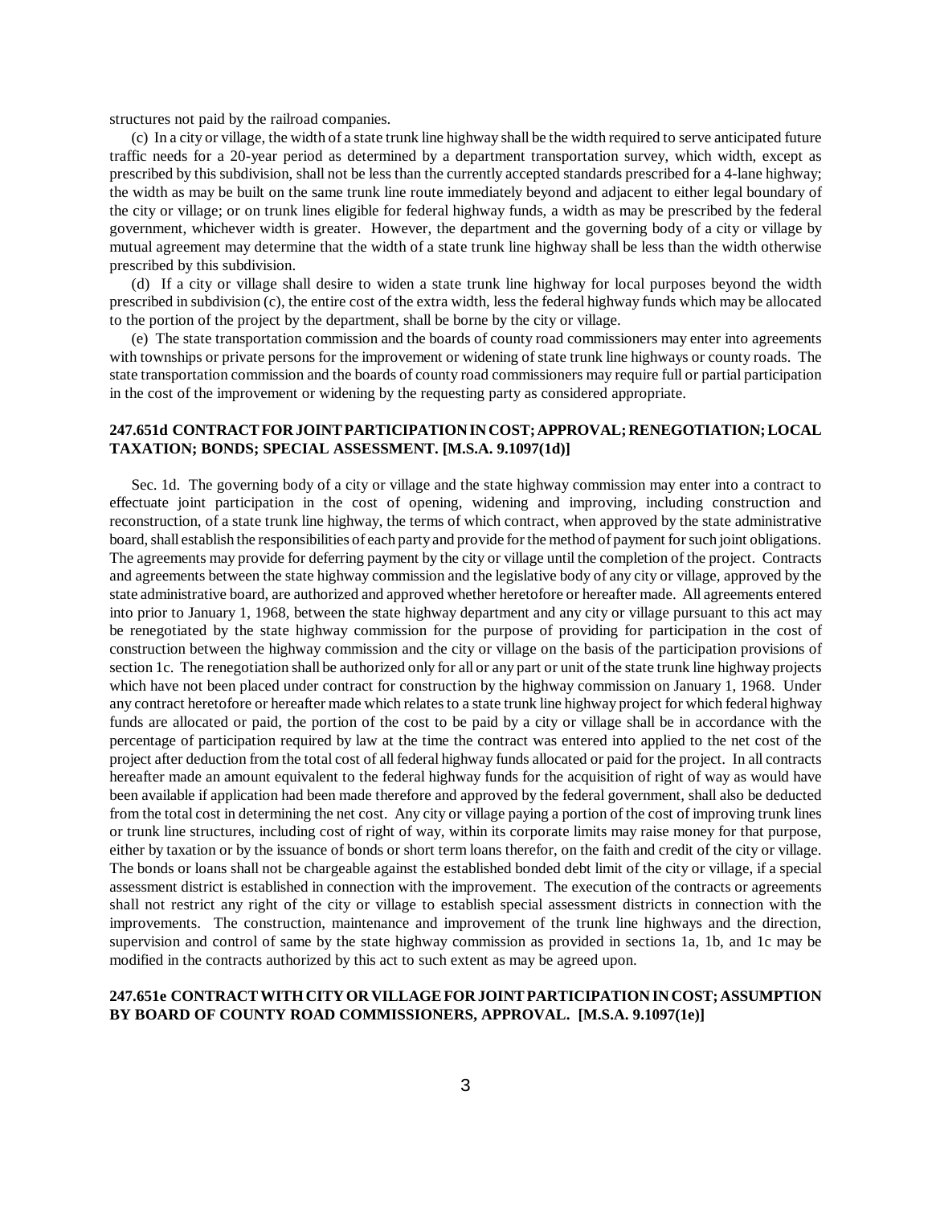structures not paid by the railroad companies.

(c) In a city or village, the width of a state trunk line highway shall be the width required to serve anticipated future traffic needs for a 20-year period as determined by a department transportation survey, which width, except as prescribed by this subdivision, shall not be less than the currently accepted standards prescribed for a 4-lane highway; the width as may be built on the same trunk line route immediately beyond and adjacent to either legal boundary of the city or village; or on trunk lines eligible for federal highway funds, a width as may be prescribed by the federal government, whichever width is greater. However, the department and the governing body of a city or village by mutual agreement may determine that the width of a state trunk line highway shall be less than the width otherwise prescribed by this subdivision.

(d) If a city or village shall desire to widen a state trunk line highway for local purposes beyond the width prescribed in subdivision (c), the entire cost of the extra width, less the federal highway funds which may be allocated to the portion of the project by the department, shall be borne by the city or village.

(e) The state transportation commission and the boards of county road commissioners may enter into agreements with townships or private persons for the improvement or widening of state trunk line highways or county roads. The state transportation commission and the boards of county road commissioners may require full or partial participation in the cost of the improvement or widening by the requesting party as considered appropriate.

### 247.651d CONTRACT FOR JOINT PARTICIPATION IN COST; APPROVAL; RENEGOTIATION; LOCAL TAXATION; BONDS; SPECIAL ASSESSMENT. [M.S.A. 9.1097(1d)]

Sec. 1d. The governing body of a city or village and the state highway commission may enter into a contract to effectuate joint participation in the cost of opening, widening and improving, including construction and reconstruction, of a state trunk line highway, the terms of which contract, when approved by the state administrative board, shall establish the responsibilities of each party and provide for the method of payment for such joint obligations. The agreements may provide for deferring payment by the city or village until the completion of the project. Contracts and agreements between the state highway commission and the legislative body of any city or village, approved by the state administrative board, are authorized and approved whether heretofore or hereafter made. All agreements entered into prior to January 1, 1968, between the state highway department and any city or village pursuant to this act may be renegotiated by the state highway commission for the purpose of providing for participation in the cost of construction between the highway commission and the city or village on the basis of the participation provisions of section 1c. The renegotiation shall be authorized only for all or any part or unit of the state trunk line highway projects which have not been placed under contract for construction by the highway commission on January 1, 1968. Under any contract heretofore or hereafter made which relates to a state trunk line highway project for which federal highway funds are allocated or paid, the portion of the cost to be paid by a city or village shall be in accordance with the percentage of participation required by law at the time the contract was entered into applied to the net cost of the project after deduction from the total cost of all federal highway funds allocated or paid for the project. In all contracts hereafter made an amount equivalent to the federal highway funds for the acquisition of right of way as would have been available if application had been made therefore and approved by the federal government, shall also be deducted from the total cost in determining the net cost. Any city or village paying a portion of the cost of improving trunk lines or trunk line structures, including cost of right of way, within its corporate limits may raise money for that purpose, either by taxation or by the issuance of bonds or short term loans therefor, on the faith and credit of the city or village. The bonds or loans shall not be chargeable against the established bonded debt limit of the city or village, if a special assessment district is established in connection with the improvement. The execution of the contracts or agreements shall not restrict any right of the city or village to establish special assessment districts in connection with the improvements. The construction, maintenance and improvement of the trunk line highways and the direction, supervision and control of same by the state highway commission as provided in sections 1a, 1b, and 1c may be modified in the contracts authorized by this act to such extent as may be agreed upon.

### 247.651e CONTRACT WITH CITY OR VILLAGE FOR JOINT PARTICIPATION IN COST; ASSUMPTION BY BOARD OF COUNTY ROAD COMMISSIONERS, APPROVAL. [M.S.A. 9.1097(1e)]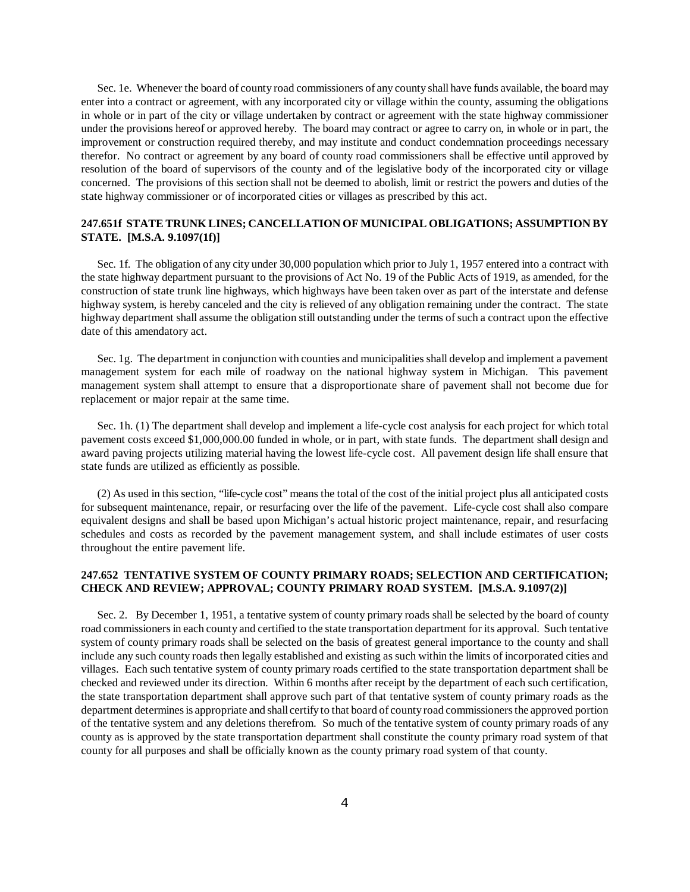Sec. 1e. Whenever the board of county road commissioners of any county shall have funds available, the board may enter into a contract or agreement, with any incorporated city or village within the county, assuming the obligations in whole or in part of the city or village undertaken by contract or agreement with the state highway commissioner under the provisions hereof or approved hereby. The board may contract or agree to carry on, in whole or in part, the improvement or construction required thereby, and may institute and conduct condemnation proceedings necessary therefor. No contract or agreement by any board of county road commissioners shall be effective until approved by resolution of the board of supervisors of the county and of the legislative body of the incorporated city or village concerned. The provisions of this section shall not be deemed to abolish, limit or restrict the powers and duties of the state highway commissioner or of incorporated cities or villages as prescribed by this act.

**247.651f STATE TRUNK LINES; CANCELLATION OF MUNICIPAL OBLIGATIONS; ASSUMPTION BY STATE. [M.S.A. 9.1097(1f)]**

Sec. 1f. The obligation of any city under 30,000 population which prior to July 1, 1957 entered into a contract with the state highway department pursuant to the provisions of Act No. 19 of the Public Acts of 1919, as amended, for the construction of state trunk line highways, which highways have been taken over as part of the interstate and defense highway system, is hereby canceled and the city is relieved of any obligation remaining under the contract. The state highway department shall assume the obligation still outstanding under the terms of such a contract upon the effective date of this amendatory act.

Sec. 1g. The department in conjunction with counties and municipalities shall develop and implement a pavement management system for each mile of roadway on the national highway system in Michigan. This pavement management system shall attempt to ensure that a disproportionate share of pavement shall not become due for replacement or major repair at the same time.

Sec. 1h. (1) The department shall develop and implement a life-cycle cost analysis for each project for which total pavement costs exceed $1,000,000.00 funded in whole, or in part, with state funds. The department shall design and award paving projects utilizing material having the lowest life-cycle cost. All pavement design life shall ensure that state funds are utilized as efficiently as possible.

(2) As used in this section, "life-cycle cost" means the total of the cost of the initial project plus all anticipated costs for subsequent maintenance, repair, or resurfacing over the life of the pavement. Life-cycle cost shall also compare equivalent designs and shall be based upon Michigan's actual historic project maintenance, repair, and resurfacing schedules and costs as recorded by the pavement management system, and shall include estimates of user costs throughout the entire pavement life.

**247.652 TENTATIVE SYSTEM OF COUNTY PRIMARY ROADS; SELECTION AND CERTIFICATION; CHECK AND REVIEW; APPROVAL; COUNTY PRIMARY ROAD SYSTEM. [M.S.A. 9.1097(2)]**

Sec. 2. By December 1, 1951, a tentative system of county primary roads shall be selected by the board of county road commissioners in each county and certified to the state transportation department for its approval. Such tentative system of county primary roads shall be selected on the basis of greatest general importance to the county and shall include any such county roads then legally established and existing as such within the limits of incorporated cities and villages. Each such tentative system of county primary roads certified to the state transportation department shall be checked and reviewed under its direction. Within 6 months after receipt by the department of each such certification, the state transportation department shall approve such part of that tentative system of county primary roads as the department determines is appropriate and shall certify to that board of county road commissioners the approved portion of the tentative system and any deletions therefrom. So much of the tentative system of county primary roads of any county as is approved by the state transportation department shall constitute the county primary road system of that county for all purposes and shall be officially known as the county primary road system of that county.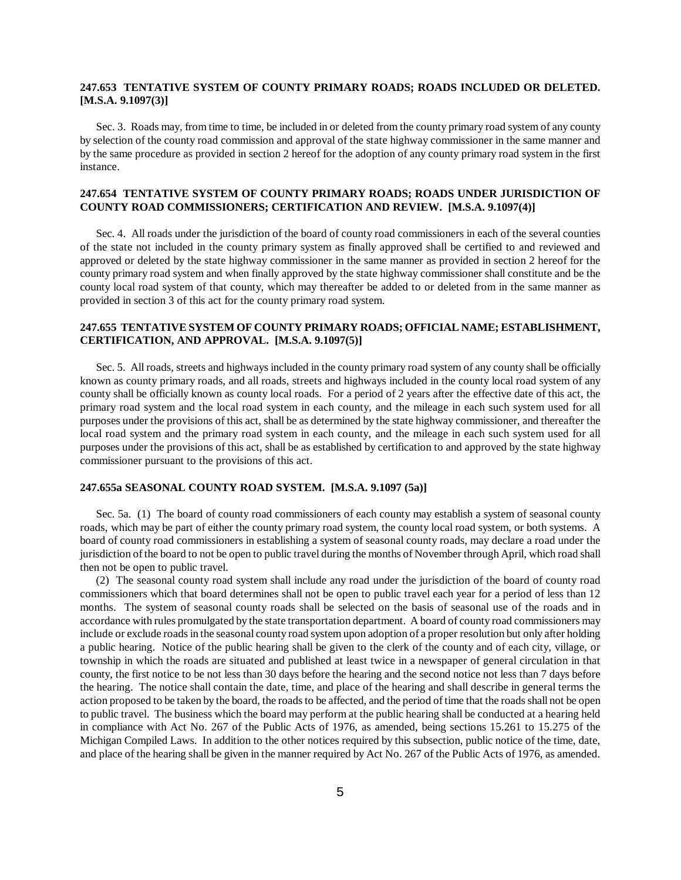### 247.653 TENTATIVE SYSTEM OF COUNTY PRIMARY ROADS; ROADS INCLUDED OR DELETED. [M.S.A. 9.1097(3)]

Sec. 3. Roads may, from time to time, be included in or deleted from the county primary road system of any county by selection of the county road commission and approval of the state highway commissioner in the same manner and by the same procedure as provided in section 2 hereof for the adoption of any county primary road system in the first instance.

### 247.654 TENTATIVE SYSTEM OF COUNTY PRIMARY ROADS; ROADS UNDER JURISDICTION OF COUNTY ROAD COMMISSIONERS; CERTIFICATION AND REVIEW. [M.S.A. 9.1097(4)]

Sec. 4. All roads under the jurisdiction of the board of county road commissioners in each of the several counties of the state not included in the county primary system as finally approved shall be certified to and reviewed and approved or deleted by the state highway commissioner in the same manner as provided in section 2 hereof for the county primary road system and when finally approved by the state highway commissioner shall constitute and be the county local road system of that county, which may thereafter be added to or deleted from in the same manner as provided in section 3 of this act for the county primary road system.

### 247.655 TENTATIVE SYSTEM OF COUNTY PRIMARY ROADS; OFFICIAL NAME; ESTABLISHMENT, CERTIFICATION, AND APPROVAL. [M.S.A. 9.1097(5)]

Sec. 5. All roads, streets and highways included in the county primary road system of any county shall be officially known as county primary roads, and all roads, streets and highways included in the county local road system of any county shall be officially known as county local roads. For a period of 2 years after the effective date of this act, the primary road system and the local road system in each county, and the mileage in each such system used for all purposes under the provisions of this act, shall be as determined by the state highway commissioner, and thereafter the local road system and the primary road system in each county, and the mileage in each such system used for all purposes under the provisions of this act, shall be as established by certification to and approved by the state highway commissioner pursuant to the provisions of this act.

### 247.655a SEASONAL COUNTY ROAD SYSTEM. [M.S.A. 9.1097 (5a)]

Sec. 5a. (1) The board of county road commissioners of each county may establish a system of seasonal county roads, which may be part of either the county primary road system, the county local road system, or both systems. A board of county road commissioners in establishing a system of seasonal county roads, may declare a road under the jurisdiction of the board to not be open to public travel during the months of November through April, which road shall then not be open to public travel.

(2) The seasonal county road system shall include any road under the jurisdiction of the board of county road commissioners which that board determines shall not be open to public travel each year for a period of less than 12 months. The system of seasonal county roads shall be selected on the basis of seasonal use of the roads and in accordance with rules promulgated by the state transportation department. A board of county road commissioners may include or exclude roads in the seasonal county road system upon adoption of a proper resolution but only after holding a public hearing. Notice of the public hearing shall be given to the clerk of the county and of each city, village, or township in which the roads are situated and published at least twice in a newspaper of general circulation in that county, the first notice to be not less than 30 days before the hearing and the second notice not less than 7 days before the hearing. The notice shall contain the date, time, and place of the hearing and shall describe in general terms the action proposed to be taken by the board, the roads to be affected, and the period of time that the roads shall not be open to public travel. The business which the board may perform at the public hearing shall be conducted at a hearing held in compliance with Act No. 267 of the Public Acts of 1976, as amended, being sections 15.261 to 15.275 of the Michigan Compiled Laws. In addition to the other notices required by this subsection, public notice of the time, date, and place of the hearing shall be given in the manner required by Act No. 267 of the Public Acts of 1976, as amended.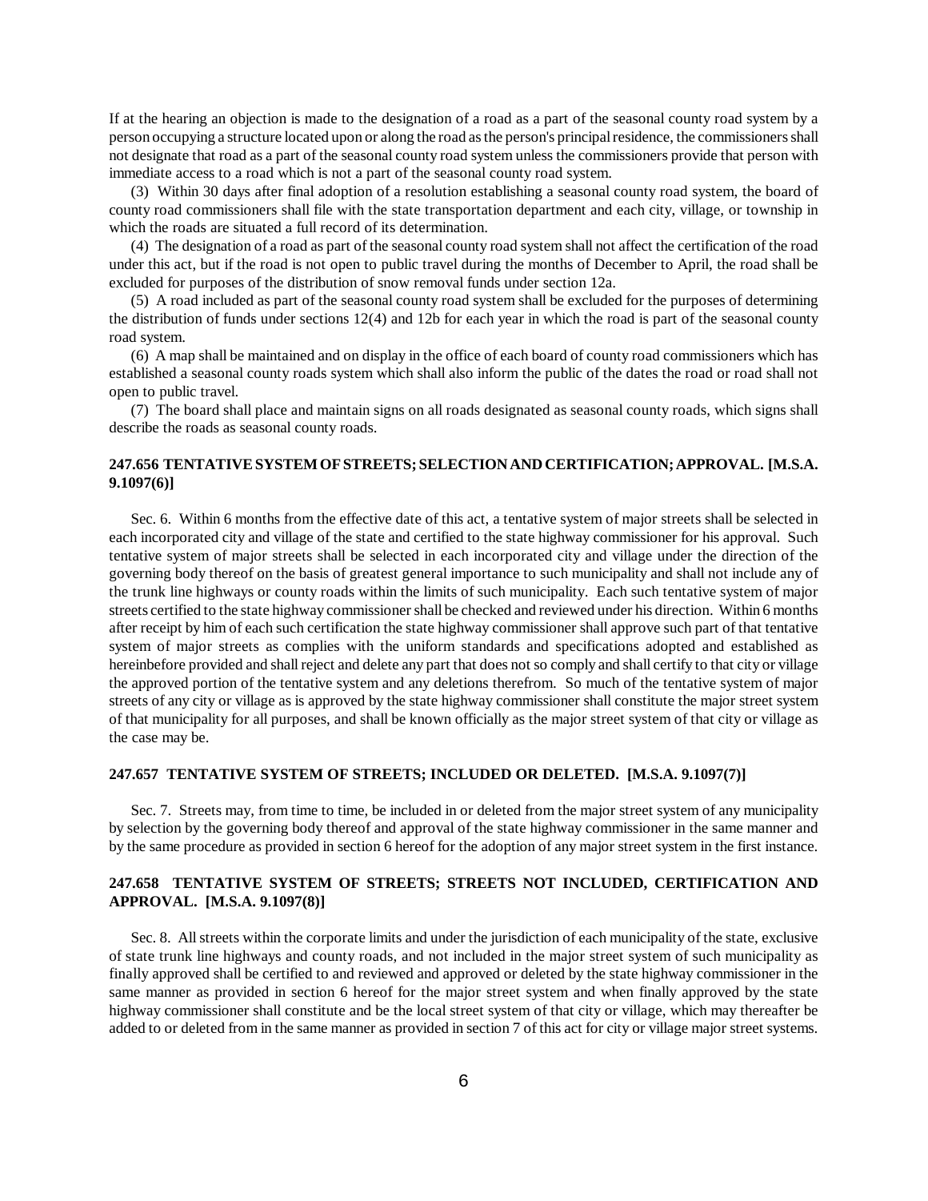If at the hearing an objection is made to the designation of a road as a part of the seasonal county road system by a person occupying a structure located upon or along the road as the person's principal residence, the commissioners shall not designate that road as a part of the seasonal county road system unless the commissioners provide that person with immediate access to a road which is not a part of the seasonal county road system.

(3) Within 30 days after final adoption of a resolution establishing a seasonal county road system, the board of county road commissioners shall file with the state transportation department and each city, village, or township in which the roads are situated a full record of its determination.

(4) The designation of a road as part of the seasonal county road system shall not affect the certification of the road under this act, but if the road is not open to public travel during the months of December to April, the road shall be excluded for purposes of the distribution of snow removal funds under section 12a.

(5) A road included as part of the seasonal county road system shall be excluded for the purposes of determining the distribution of funds under sections 12(4) and 12b for each year in which the road is part of the seasonal county road system.

(6) A map shall be maintained and on display in the office of each board of county road commissioners which has established a seasonal county roads system which shall also inform the public of the dates the road or road shall not open to public travel.

(7) The board shall place and maintain signs on all roads designated as seasonal county roads, which signs shall describe the roads as seasonal county roads.

### 247.656 TENTATIVE SYSTEM OF STREETS; SELECTION AND CERTIFICATION; APPROVAL. [M.S.A. 9.1097(6)]

Sec. 6. Within 6 months from the effective date of this act, a tentative system of major streets shall be selected in each incorporated city and village of the state and certified to the state highway commissioner for his approval. Such tentative system of major streets shall be selected in each incorporated city and village under the direction of the governing body thereof on the basis of greatest general importance to such municipality and shall not include any of the trunk line highways or county roads within the limits of such municipality. Each such tentative system of major streets certified to the state highway commissioner shall be checked and reviewed under his direction. Within 6 months after receipt by him of each such certification the state highway commissioner shall approve such part of that tentative system of major streets as complies with the uniform standards and specifications adopted and established as hereinbefore provided and shall reject and delete any part that does not so comply and shall certify to that city or village the approved portion of the tentative system and any deletions therefrom. So much of the tentative system of major streets of any city or village as is approved by the state highway commissioner shall constitute the major street system of that municipality for all purposes, and shall be known officially as the major street system of that city or village as the case may be.

### 247.657 TENTATIVE SYSTEM OF STREETS; INCLUDED OR DELETED. [M.S.A. 9.1097(7)]

Sec. 7. Streets may, from time to time, be included in or deleted from the major street system of any municipality by selection by the governing body thereof and approval of the state highway commissioner in the same manner and by the same procedure as provided in section 6 hereof for the adoption of any major street system in the first instance.

### 247.658 TENTATIVE SYSTEM OF STREETS; STREETS NOT INCLUDED, CERTIFICATION AND APPROVAL. [M.S.A. 9.1097(8)]

Sec. 8. All streets within the corporate limits and under the jurisdiction of each municipality of the state, exclusive of state trunk line highways and county roads, and not included in the major street system of such municipality as finally approved shall be certified to and reviewed and approved or deleted by the state highway commissioner in the same manner as provided in section 6 hereof for the major street system and when finally approved by the state highway commissioner shall constitute and be the local street system of that city or village, which may thereafter be added to or deleted from in the same manner as provided in section 7 of this act for city or village major street systems.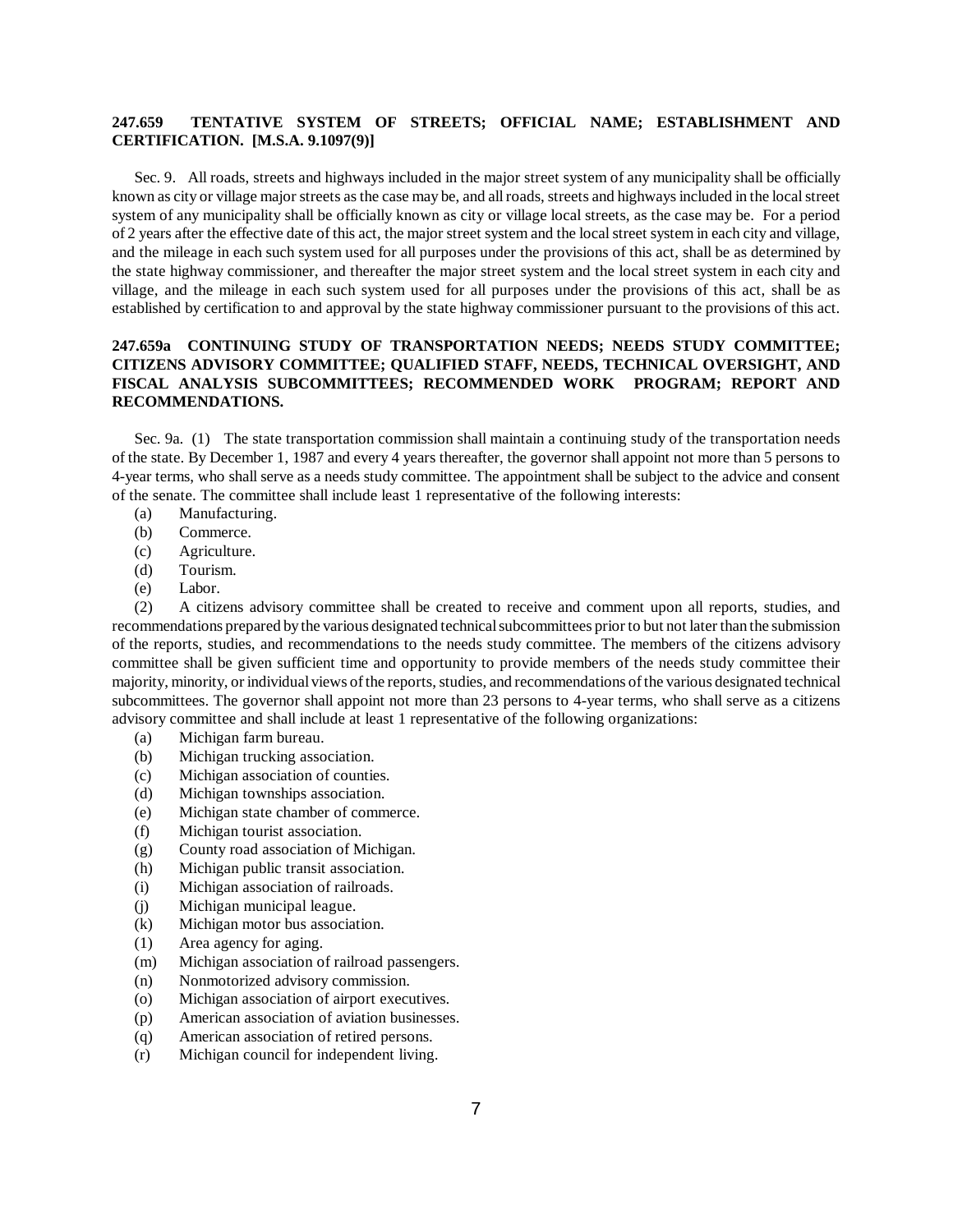**247.659 TENTATIVE SYSTEM OF STREETS; OFFICIAL NAME; ESTABLISHMENT AND CERTIFICATION. [M.S.A. 9.1097(9)]**

Sec. 9. All roads, streets and highways included in the major street system of any municipality shall be officially known as city or village major streets as the case may be, and all roads, streets and highways included in the local street system of any municipality shall be officially known as city or village local streets, as the case may be. For a period of 2 years after the effective date of this act, the major street system and the local street system in each city and village, and the mileage in each such system used for all purposes under the provisions of this act, shall be as determined by the state highway commissioner, and thereafter the major street system and the local street system in each city and village, and the mileage in each such system used for all purposes under the provisions of this act, shall be as established by certification to and approval by the state highway commissioner pursuant to the provisions of this act.

**247.659a CONTINUING STUDY OF TRANSPORTATION NEEDS; NEEDS STUDY COMMITTEE; CITIZENS ADVISORY COMMITTEE; QUALIFIED STAFF, NEEDS, TECHNICAL OVERSIGHT, AND FISCAL ANALYSIS SUBCOMMITTEES; RECOMMENDED WORK PROGRAM; REPORT AND RECOMMENDATIONS.**

Sec. 9a. (1) The state transportation commission shall maintain a continuing study of the transportation needs of the state. By December 1, 1987 and every 4 years thereafter, the governor shall appoint not more than 5 persons to 4-year terms, who shall serve as a needs study committee. The appointment shall be subject to the advice and consent of the senate. The committee shall include least 1 representative of the following interests:

(a) Manufacturing.
(b) Commerce.
(c) Agriculture.
(d) Tourism.
(e) Labor.

(2) A citizens advisory committee shall be created to receive and comment upon all reports, studies, and recommendations prepared by the various designated technical subcommittees prior to but not later than the submission of the reports, studies, and recommendations to the needs study committee. The members of the citizens advisory committee shall be given sufficient time and opportunity to provide members of the needs study committee their majority, minority, or individual views of the reports, studies, and recommendations of the various designated technical subcommittees. The governor shall appoint not more than 23 persons to 4-year terms, who shall serve as a citizens advisory committee and shall include at least 1 representative of the following organizations:

(a) Michigan farm bureau.
(b) Michigan trucking association.
(c) Michigan association of counties.
(d) Michigan townships association.
(e) Michigan state chamber of commerce.
(f) Michigan tourist association.
(g) County road association of Michigan.
(h) Michigan public transit association.
(i) Michigan association of railroads.
(j) Michigan municipal league.
(k) Michigan motor bus association.
(1) Area agency for aging.
(m) Michigan association of railroad passengers.
(n) Nonmotorized advisory commission.
(o) Michigan association of airport executives.
(p) American association of aviation businesses.
(q) American association of retired persons.
(r) Michigan council for independent living.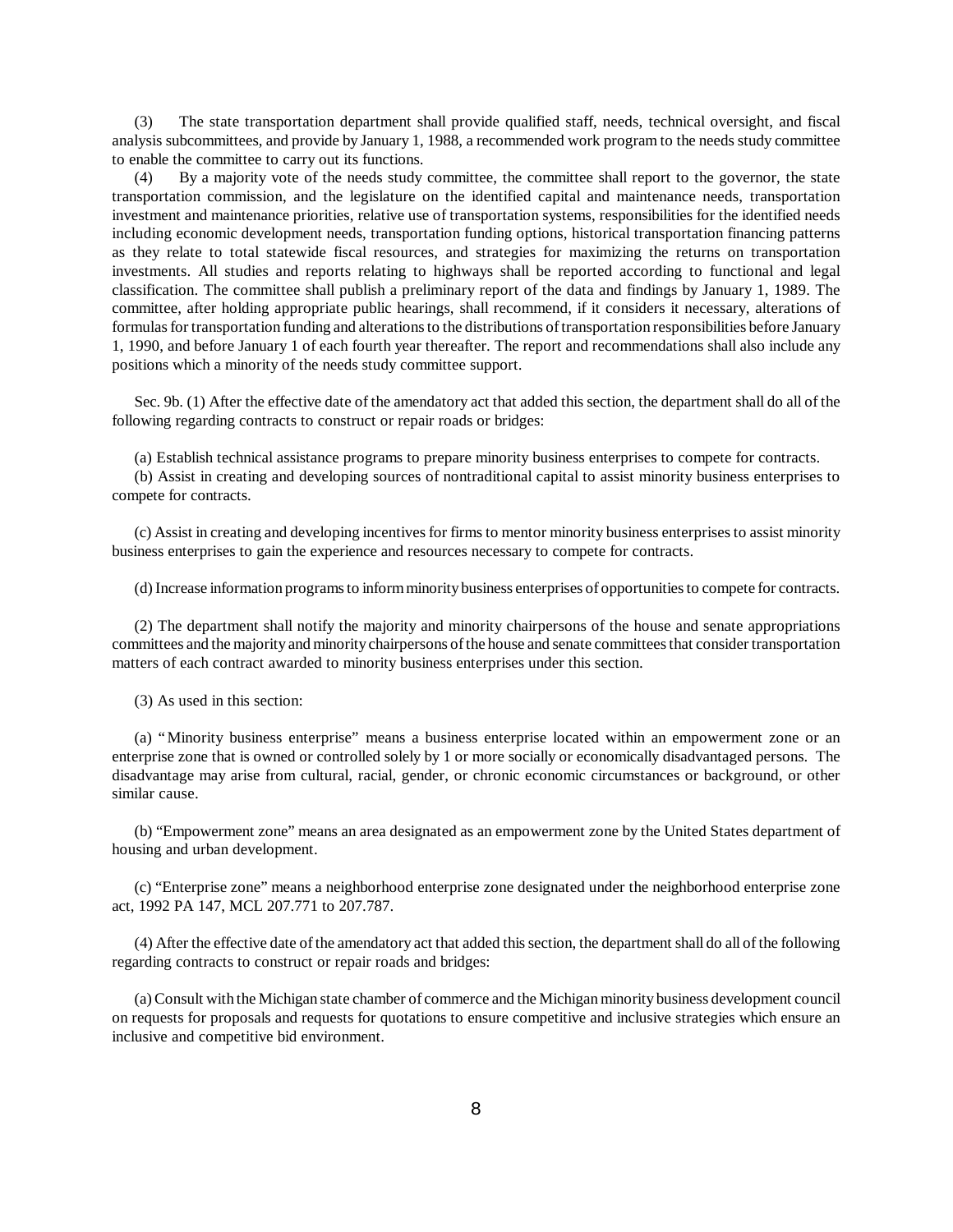(3) The state transportation department shall provide qualified staff, needs, technical oversight, and fiscal analysis subcommittees, and provide by January 1, 1988, a recommended work program to the needs study committee to enable the committee to carry out its functions.

(4) By a majority vote of the needs study committee, the committee shall report to the governor, the state transportation commission, and the legislature on the identified capital and maintenance needs, transportation investment and maintenance priorities, relative use of transportation systems, responsibilities for the identified needs including economic development needs, transportation funding options, historical transportation financing patterns as they relate to total statewide fiscal resources, and strategies for maximizing the returns on transportation investments. All studies and reports relating to highways shall be reported according to functional and legal classification. The committee shall publish a preliminary report of the data and findings by January 1, 1989. The committee, after holding appropriate public hearings, shall recommend, if it considers it necessary, alterations of formulas for transportation funding and alterations to the distributions of transportation responsibilities before January 1, 1990, and before January 1 of each fourth year thereafter. The report and recommendations shall also include any positions which a minority of the needs study committee support.

Sec. 9b. (1) After the effective date of the amendatory act that added this section, the department shall do all of the following regarding contracts to construct or repair roads or bridges:

(a) Establish technical assistance programs to prepare minority business enterprises to compete for contracts.

(b) Assist in creating and developing sources of nontraditional capital to assist minority business enterprises to compete for contracts.

(c) Assist in creating and developing incentives for firms to mentor minority business enterprises to assist minority business enterprises to gain the experience and resources necessary to compete for contracts.

(d) Increase information programs to inform minority business enterprises of opportunities to compete for contracts.

(2) The department shall notify the majority and minority chairpersons of the house and senate appropriations committees and the majority and minority chairpersons of the house and senate committees that consider transportation matters of each contract awarded to minority business enterprises under this section.

(3) As used in this section:

(a) "Minority business enterprise" means a business enterprise located within an empowerment zone or an enterprise zone that is owned or controlled solely by 1 or more socially or economically disadvantaged persons. The disadvantage may arise from cultural, racial, gender, or chronic economic circumstances or background, or other similar cause.

(b) "Empowerment zone" means an area designated as an empowerment zone by the United States department of housing and urban development.

(c) "Enterprise zone" means a neighborhood enterprise zone designated under the neighborhood enterprise zone act, 1992 PA 147, MCL 207.771 to 207.787.

(4) After the effective date of the amendatory act that added this section, the department shall do all of the following regarding contracts to construct or repair roads and bridges:

(a) Consult with the Michigan state chamber of commerce and the Michigan minority business development council on requests for proposals and requests for quotations to ensure competitive and inclusive strategies which ensure an inclusive and competitive bid environment.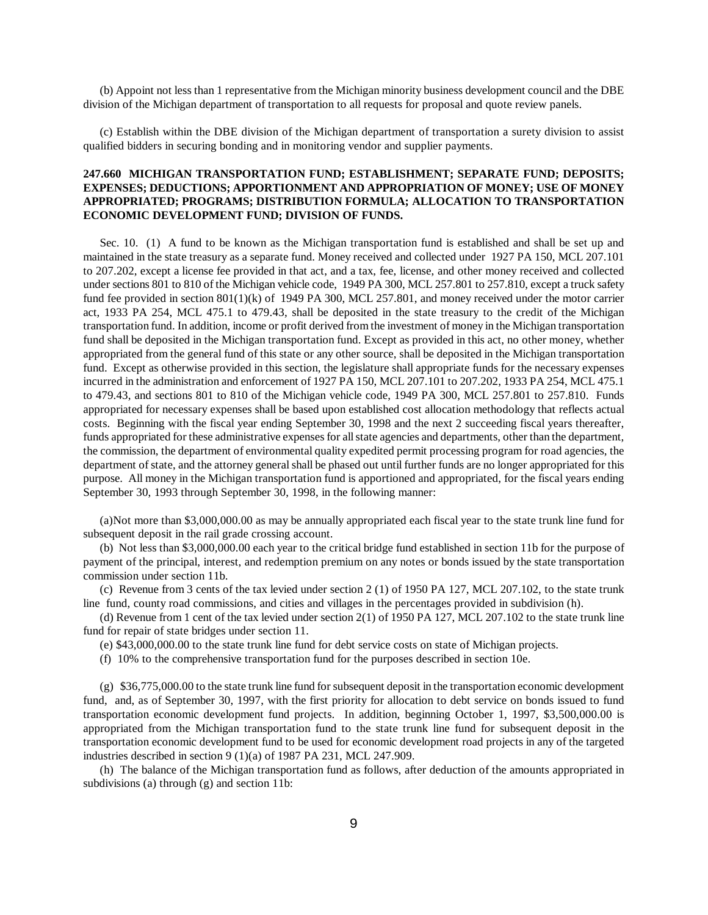(b) Appoint not less than 1 representative from the Michigan minority business development council and the DBE division of the Michigan department of transportation to all requests for proposal and quote review panels.

(c) Establish within the DBE division of the Michigan department of transportation a surety division to assist qualified bidders in securing bonding and in monitoring vendor and supplier payments.

**247.660 MICHIGAN TRANSPORTATION FUND; ESTABLISHMENT; SEPARATE FUND; DEPOSITS; EXPENSES; DEDUCTIONS; APPORTIONMENT AND APPROPRIATION OF MONEY; USE OF MONEY APPROPRIATED; PROGRAMS; DISTRIBUTION FORMULA; ALLOCATION TO TRANSPORTATION ECONOMIC DEVELOPMENT FUND; DIVISION OF FUNDS.**

Sec. 10. (1) A fund to be known as the Michigan transportation fund is established and shall be set up and maintained in the state treasury as a separate fund. Money received and collected under 1927 PA 150, MCL 207.101 to 207.202, except a license fee provided in that act, and a tax, fee, license, and other money received and collected under sections 801 to 810 of the Michigan vehicle code, 1949 PA 300, MCL 257.801 to 257.810, except a truck safety fund fee provided in section 801(1)(k) of 1949 PA 300, MCL 257.801, and money received under the motor carrier act, 1933 PA 254, MCL 475.1 to 479.43, shall be deposited in the state treasury to the credit of the Michigan transportation fund. In addition, income or profit derived from the investment of money in the Michigan transportation fund shall be deposited in the Michigan transportation fund. Except as provided in this act, no other money, whether appropriated from the general fund of this state or any other source, shall be deposited in the Michigan transportation fund. Except as otherwise provided in this section, the legislature shall appropriate funds for the necessary expenses incurred in the administration and enforcement of 1927 PA 150, MCL 207.101 to 207.202, 1933 PA 254, MCL 475.1 to 479.43, and sections 801 to 810 of the Michigan vehicle code, 1949 PA 300, MCL 257.801 to 257.810. Funds appropriated for necessary expenses shall be based upon established cost allocation methodology that reflects actual costs. Beginning with the fiscal year ending September 30, 1998 and the next 2 succeeding fiscal years thereafter, funds appropriated for these administrative expenses for all state agencies and departments, other than the department, the commission, the department of environmental quality expedited permit processing program for road agencies, the department of state, and the attorney general shall be phased out until further funds are no longer appropriated for this purpose. All money in the Michigan transportation fund is apportioned and appropriated, for the fiscal years ending September 30, 1993 through September 30, 1998, in the following manner:

(a)Not more than $3,000,000.00 as may be annually appropriated each fiscal year to the state trunk line fund for subsequent deposit in the rail grade crossing account.

(b) Not less than $3,000,000.00 each year to the critical bridge fund established in section 11b for the purpose of payment of the principal, interest, and redemption premium on any notes or bonds issued by the state transportation commission under section 11b.

(c) Revenue from 3 cents of the tax levied under section 2 (1) of 1950 PA 127, MCL 207.102, to the state trunk line fund, county road commissions, and cities and villages in the percentages provided in subdivision (h).

(d) Revenue from 1 cent of the tax levied under section 2(1) of 1950 PA 127, MCL 207.102 to the state trunk line fund for repair of state bridges under section 11.

(e) $43,000,000.00 to the state trunk line fund for debt service costs on state of Michigan projects.

(f) 10% to the comprehensive transportation fund for the purposes described in section 10e.

(g) $36,775,000.00 to the state trunk line fund for subsequent deposit in the transportation economic development fund, and, as of September 30, 1997, with the first priority for allocation to debt service on bonds issued to fund transportation economic development fund projects. In addition, beginning October 1, 1997, $3,500,000.00 is appropriated from the Michigan transportation fund to the state trunk line fund for subsequent deposit in the transportation economic development fund to be used for economic development road projects in any of the targeted industries described in section 9 (1)(a) of 1987 PA 231, MCL 247.909.

(h) The balance of the Michigan transportation fund as follows, after deduction of the amounts appropriated in subdivisions (a) through (g) and section 11b: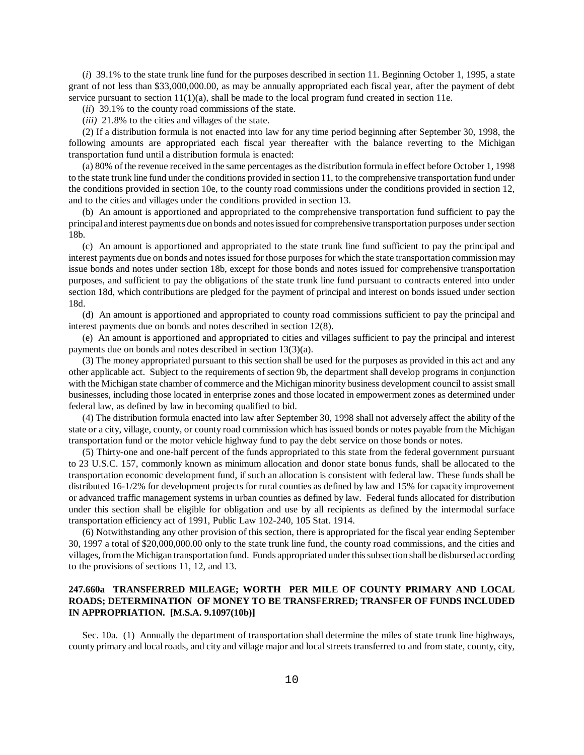(*i*) 39.1% to the state trunk line fund for the purposes described in section 11. Beginning October 1, 1995, a state grant of not less than $33,000,000.00, as may be annually appropriated each fiscal year, after the payment of debt service pursuant to section 11(1)(a), shall be made to the local program fund created in section 11e.

(*ii*) 39.1% to the county road commissions of the state.

(*iii)* 21.8% to the cities and villages of the state.

(2) If a distribution formula is not enacted into law for any time period beginning after September 30, 1998, the following amounts are appropriated each fiscal year thereafter with the balance reverting to the Michigan transportation fund until a distribution formula is enacted:

(a) 80% of the revenue received in the same percentages as the distribution formula in effect before October 1, 1998 to the state trunk line fund under the conditions provided in section 11, to the comprehensive transportation fund under the conditions provided in section 10e, to the county road commissions under the conditions provided in section 12, and to the cities and villages under the conditions provided in section 13.

(b) An amount is apportioned and appropriated to the comprehensive transportation fund sufficient to pay the principal and interest payments due on bonds and notes issued for comprehensive transportation purposes under section 18b.

(c) An amount is apportioned and appropriated to the state trunk line fund sufficient to pay the principal and interest payments due on bonds and notes issued for those purposes for which the state transportation commission may issue bonds and notes under section 18b, except for those bonds and notes issued for comprehensive transportation purposes, and sufficient to pay the obligations of the state trunk line fund pursuant to contracts entered into under section 18d, which contributions are pledged for the payment of principal and interest on bonds issued under section 18d.

(d) An amount is apportioned and appropriated to county road commissions sufficient to pay the principal and interest payments due on bonds and notes described in section 12(8).

(e) An amount is apportioned and appropriated to cities and villages sufficient to pay the principal and interest payments due on bonds and notes described in section 13(3)(a).

(3) The money appropriated pursuant to this section shall be used for the purposes as provided in this act and any other applicable act. Subject to the requirements of section 9b, the department shall develop programs in conjunction with the Michigan state chamber of commerce and the Michigan minority business development council to assist small businesses, including those located in enterprise zones and those located in empowerment zones as determined under federal law, as defined by law in becoming qualified to bid.

(4) The distribution formula enacted into law after September 30, 1998 shall not adversely affect the ability of the state or a city, village, county, or county road commission which has issued bonds or notes payable from the Michigan transportation fund or the motor vehicle highway fund to pay the debt service on those bonds or notes.

(5) Thirty-one and one-half percent of the funds appropriated to this state from the federal government pursuant to 23 U.S.C. 157, commonly known as minimum allocation and donor state bonus funds, shall be allocated to the transportation economic development fund, if such an allocation is consistent with federal law. These funds shall be distributed 16-1/2% for development projects for rural counties as defined by law and 15% for capacity improvement or advanced traffic management systems in urban counties as defined by law. Federal funds allocated for distribution under this section shall be eligible for obligation and use by all recipients as defined by the intermodal surface transportation efficiency act of 1991, Public Law 102-240, 105 Stat. 1914.

(6) Notwithstanding any other provision of this section, there is appropriated for the fiscal year ending September 30, 1997 a total of $20,000,000.00 only to the state trunk line fund, the county road commissions, and the cities and villages, from the Michigan transportation fund. Funds appropriated under this subsection shall be disbursed according to the provisions of sections 11, 12, and 13.

**247.660a TRANSFERRED MILEAGE; WORTH PER MILE OF COUNTY PRIMARY AND LOCAL ROADS; DETERMINATION OF MONEY TO BE TRANSFERRED; TRANSFER OF FUNDS INCLUDED IN APPROPRIATION. [M.S.A. 9.1097(10b)]**

Sec. 10a. (1) Annually the department of transportation shall determine the miles of state trunk line highways, county primary and local roads, and city and village major and local streets transferred to and from state, county, city,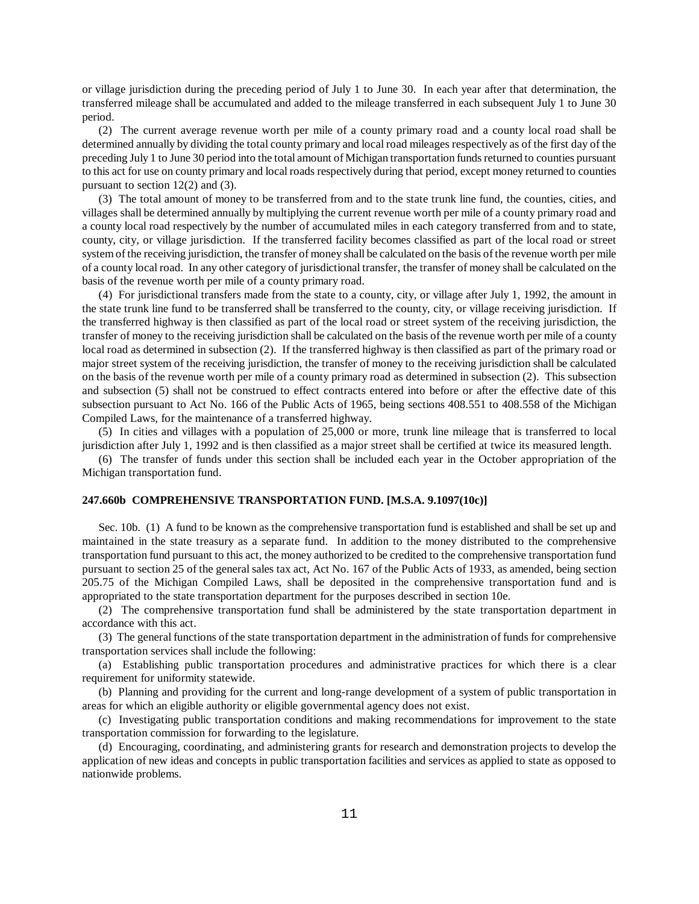or village jurisdiction during the preceding period of July 1 to June 30. In each year after that determination, the transferred mileage shall be accumulated and added to the mileage transferred in each subsequent July 1 to June 30 period.

(2) The current average revenue worth per mile of a county primary road and a county local road shall be determined annually by dividing the total county primary and local road mileages respectively as of the first day of the preceding July 1 to June 30 period into the total amount of Michigan transportation funds returned to counties pursuant to this act for use on county primary and local roads respectively during that period, except money returned to counties pursuant to section 12(2) and (3).

(3) The total amount of money to be transferred from and to the state trunk line fund, the counties, cities, and villages shall be determined annually by multiplying the current revenue worth per mile of a county primary road and a county local road respectively by the number of accumulated miles in each category transferred from and to state, county, city, or village jurisdiction. If the transferred facility becomes classified as part of the local road or street system of the receiving jurisdiction, the transfer of money shall be calculated on the basis of the revenue worth per mile of a county local road. In any other category of jurisdictional transfer, the transfer of money shall be calculated on the basis of the revenue worth per mile of a county primary road.

(4) For jurisdictional transfers made from the state to a county, city, or village after July 1, 1992, the amount in the state trunk line fund to be transferred shall be transferred to the county, city, or village receiving jurisdiction. If the transferred highway is then classified as part of the local road or street system of the receiving jurisdiction, the transfer of money to the receiving jurisdiction shall be calculated on the basis of the revenue worth per mile of a county local road as determined in subsection (2). If the transferred highway is then classified as part of the primary road or major street system of the receiving jurisdiction, the transfer of money to the receiving jurisdiction shall be calculated on the basis of the revenue worth per mile of a county primary road as determined in subsection (2). This subsection and subsection (5) shall not be construed to effect contracts entered into before or after the effective date of this subsection pursuant to Act No. 166 of the Public Acts of 1965, being sections 408.551 to 408.558 of the Michigan Compiled Laws, for the maintenance of a transferred highway.

(5) In cities and villages with a population of 25,000 or more, trunk line mileage that is transferred to local jurisdiction after July 1, 1992 and is then classified as a major street shall be certified at twice its measured length.

(6) The transfer of funds under this section shall be included each year in the October appropriation of the Michigan transportation fund.

**247.660b COMPREHENSIVE TRANSPORTATION FUND. [M.S.A. 9.1097(10c)]**

Sec. 10b. (1) A fund to be known as the comprehensive transportation fund is established and shall be set up and maintained in the state treasury as a separate fund. In addition to the money distributed to the comprehensive transportation fund pursuant to this act, the money authorized to be credited to the comprehensive transportation fund pursuant to section 25 of the general sales tax act, Act No. 167 of the Public Acts of 1933, as amended, being section 205.75 of the Michigan Compiled Laws, shall be deposited in the comprehensive transportation fund and is appropriated to the state transportation department for the purposes described in section 10e.

(2) The comprehensive transportation fund shall be administered by the state transportation department in accordance with this act.

(3) The general functions of the state transportation department in the administration of funds for comprehensive transportation services shall include the following:

(a) Establishing public transportation procedures and administrative practices for which there is a clear requirement for uniformity statewide.

(b) Planning and providing for the current and long-range development of a system of public transportation in areas for which an eligible authority or eligible governmental agency does not exist.

(c) Investigating public transportation conditions and making recommendations for improvement to the state transportation commission for forwarding to the legislature.

(d) Encouraging, coordinating, and administering grants for research and demonstration projects to develop the application of new ideas and concepts in public transportation facilities and services as applied to state as opposed to nationwide problems.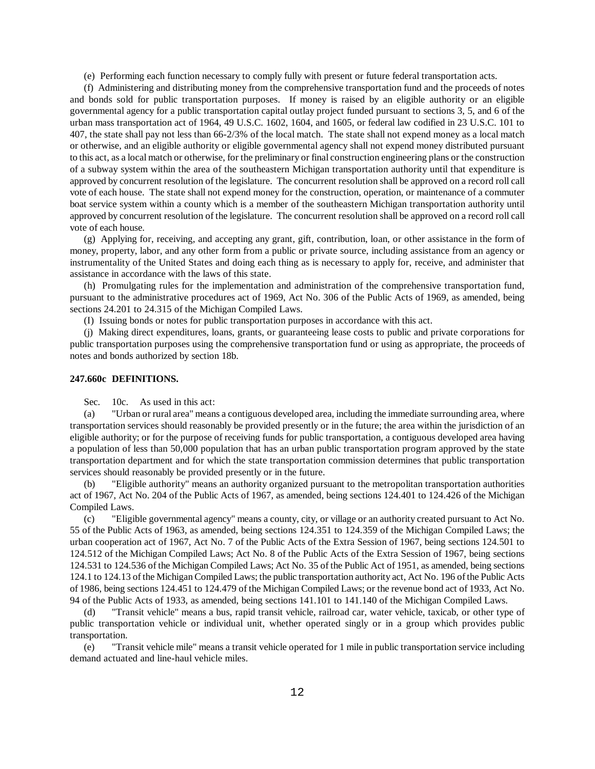(e) Performing each function necessary to comply fully with present or future federal transportation acts.

(f) Administering and distributing money from the comprehensive transportation fund and the proceeds of notes and bonds sold for public transportation purposes. If money is raised by an eligible authority or an eligible governmental agency for a public transportation capital outlay project funded pursuant to sections 3, 5, and 6 of the urban mass transportation act of 1964, 49 U.S.C. 1602, 1604, and 1605, or federal law codified in 23 U.S.C. 101 to 407, the state shall pay not less than 66-2/3% of the local match. The state shall not expend money as a local match or otherwise, and an eligible authority or eligible governmental agency shall not expend money distributed pursuant to this act, as a local match or otherwise, for the preliminary or final construction engineering plans or the construction of a subway system within the area of the southeastern Michigan transportation authority until that expenditure is approved by concurrent resolution of the legislature. The concurrent resolution shall be approved on a record roll call vote of each house. The state shall not expend money for the construction, operation, or maintenance of a commuter boat service system within a county which is a member of the southeastern Michigan transportation authority until approved by concurrent resolution of the legislature. The concurrent resolution shall be approved on a record roll call vote of each house.

(g) Applying for, receiving, and accepting any grant, gift, contribution, loan, or other assistance in the form of money, property, labor, and any other form from a public or private source, including assistance from an agency or instrumentality of the United States and doing each thing as is necessary to apply for, receive, and administer that assistance in accordance with the laws of this state.

(h) Promulgating rules for the implementation and administration of the comprehensive transportation fund, pursuant to the administrative procedures act of 1969, Act No. 306 of the Public Acts of 1969, as amended, being sections 24.201 to 24.315 of the Michigan Compiled Laws.

(I) Issuing bonds or notes for public transportation purposes in accordance with this act.

(j) Making direct expenditures, loans, grants, or guaranteeing lease costs to public and private corporations for public transportation purposes using the comprehensive transportation fund or using as appropriate, the proceeds of notes and bonds authorized by section 18b.

**247.660c DEFINITIONS.**

Sec. 10c. As used in this act:

(a) "Urban or rural area" means a contiguous developed area, including the immediate surrounding area, where transportation services should reasonably be provided presently or in the future; the area within the jurisdiction of an eligible authority; or for the purpose of receiving funds for public transportation, a contiguous developed area having a population of less than 50,000 population that has an urban public transportation program approved by the state transportation department and for which the state transportation commission determines that public transportation services should reasonably be provided presently or in the future.

(b) "Eligible authority" means an authority organized pursuant to the metropolitan transportation authorities act of 1967, Act No. 204 of the Public Acts of 1967, as amended, being sections 124.401 to 124.426 of the Michigan Compiled Laws.

(c) "Eligible governmental agency" means a county, city, or village or an authority created pursuant to Act No. 55 of the Public Acts of 1963, as amended, being sections 124.351 to 124.359 of the Michigan Compiled Laws; the urban cooperation act of 1967, Act No. 7 of the Public Acts of the Extra Session of 1967, being sections 124.501 to 124.512 of the Michigan Compiled Laws; Act No. 8 of the Public Acts of the Extra Session of 1967, being sections 124.531 to 124.536 of the Michigan Compiled Laws; Act No. 35 of the Public Act of 1951, as amended, being sections 124.1 to 124.13 of the Michigan Compiled Laws; the public transportation authority act, Act No. 196 of the Public Acts of 1986, being sections 124.451 to 124.479 of the Michigan Compiled Laws; or the revenue bond act of 1933, Act No. 94 of the Public Acts of 1933, as amended, being sections 141.101 to 141.140 of the Michigan Compiled Laws.

(d) "Transit vehicle" means a bus, rapid transit vehicle, railroad car, water vehicle, taxicab, or other type of public transportation vehicle or individual unit, whether operated singly or in a group which provides public transportation.

(e) "Transit vehicle mile" means a transit vehicle operated for 1 mile in public transportation service including demand actuated and line-haul vehicle miles.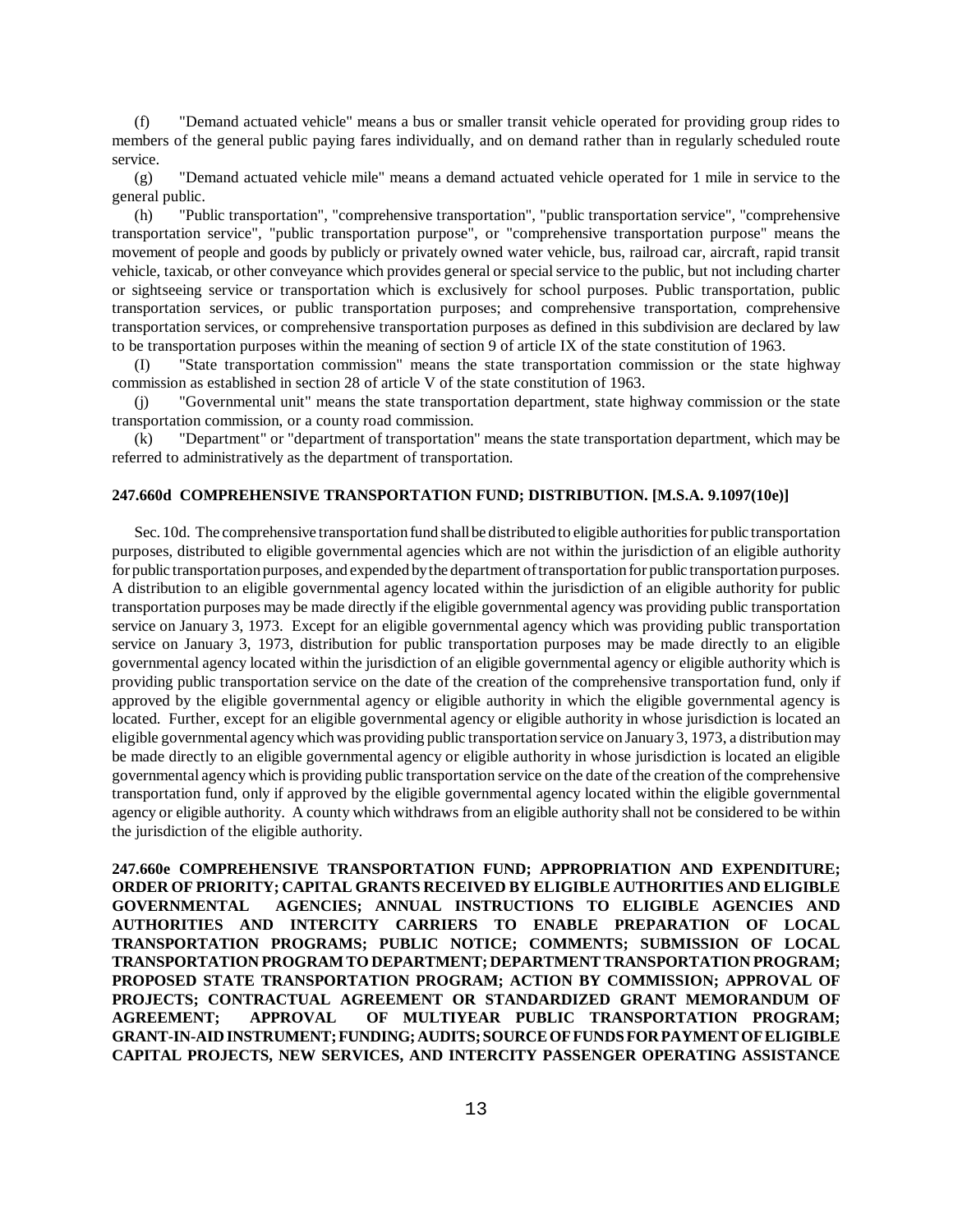(f) "Demand actuated vehicle" means a bus or smaller transit vehicle operated for providing group rides to members of the general public paying fares individually, and on demand rather than in regularly scheduled route service.

(g) "Demand actuated vehicle mile" means a demand actuated vehicle operated for 1 mile in service to the general public.

(h) "Public transportation", "comprehensive transportation", "public transportation service", "comprehensive transportation service", "public transportation purpose", or "comprehensive transportation purpose" means the movement of people and goods by publicly or privately owned water vehicle, bus, railroad car, aircraft, rapid transit vehicle, taxicab, or other conveyance which provides general or special service to the public, but not including charter or sightseeing service or transportation which is exclusively for school purposes. Public transportation, public transportation services, or public transportation purposes; and comprehensive transportation, comprehensive transportation services, or comprehensive transportation purposes as defined in this subdivision are declared by law to be transportation purposes within the meaning of section 9 of article IX of the state constitution of 1963.

(I) "State transportation commission" means the state transportation commission or the state highway commission as established in section 28 of article V of the state constitution of 1963.

(j) "Governmental unit" means the state transportation department, state highway commission or the state transportation commission, or a county road commission.

(k) "Department" or "department of transportation" means the state transportation department, which may be referred to administratively as the department of transportation.

**247.660d COMPREHENSIVE TRANSPORTATION FUND; DISTRIBUTION. [M.S.A. 9.1097(10e)]**

Sec. 10d. The comprehensive transportation fund shall be distributed to eligible authorities for public transportation purposes, distributed to eligible governmental agencies which are not within the jurisdiction of an eligible authority for public transportation purposes, and expended by the department of transportation for public transportation purposes. A distribution to an eligible governmental agency located within the jurisdiction of an eligible authority for public transportation purposes may be made directly if the eligible governmental agency was providing public transportation service on January 3, 1973. Except for an eligible governmental agency which was providing public transportation service on January 3, 1973, distribution for public transportation purposes may be made directly to an eligible governmental agency located within the jurisdiction of an eligible governmental agency or eligible authority which is providing public transportation service on the date of the creation of the comprehensive transportation fund, only if approved by the eligible governmental agency or eligible authority in which the eligible governmental agency is located. Further, except for an eligible governmental agency or eligible authority in whose jurisdiction is located an eligible governmental agency which was providing public transportation service on January 3, 1973, a distribution may be made directly to an eligible governmental agency or eligible authority in whose jurisdiction is located an eligible governmental agency which is providing public transportation service on the date of the creation of the comprehensive transportation fund, only if approved by the eligible governmental agency located within the eligible governmental agency or eligible authority. A county which withdraws from an eligible authority shall not be considered to be within the jurisdiction of the eligible authority.

**247.660e COMPREHENSIVE TRANSPORTATION FUND; APPROPRIATION AND EXPENDITURE; ORDER OF PRIORITY; CAPITAL GRANTS RECEIVED BY ELIGIBLE AUTHORITIES AND ELIGIBLE GOVERNMENTAL AGENCIES; ANNUAL INSTRUCTIONS TO ELIGIBLE AGENCIES AND AUTHORITIES AND INTERCITY CARRIERS TO ENABLE PREPARATION OF LOCAL TRANSPORTATION PROGRAMS; PUBLIC NOTICE; COMMENTS; SUBMISSION OF LOCAL TRANSPORTATION PROGRAM TO DEPARTMENT; DEPARTMENT TRANSPORTATION PROGRAM; PROPOSED STATE TRANSPORTATION PROGRAM; ACTION BY COMMISSION; APPROVAL OF PROJECTS; CONTRACTUAL AGREEMENT OR STANDARDIZED GRANT MEMORANDUM OF AGREEMENT; APPROVAL OF MULTIYEAR PUBLIC TRANSPORTATION PROGRAM; GRANT-IN-AID INSTRUMENT; FUNDING; AUDITS; SOURCE OF FUNDS FOR PAYMENT OF ELIGIBLE CAPITAL PROJECTS, NEW SERVICES, AND INTERCITY PASSENGER OPERATING ASSISTANCE**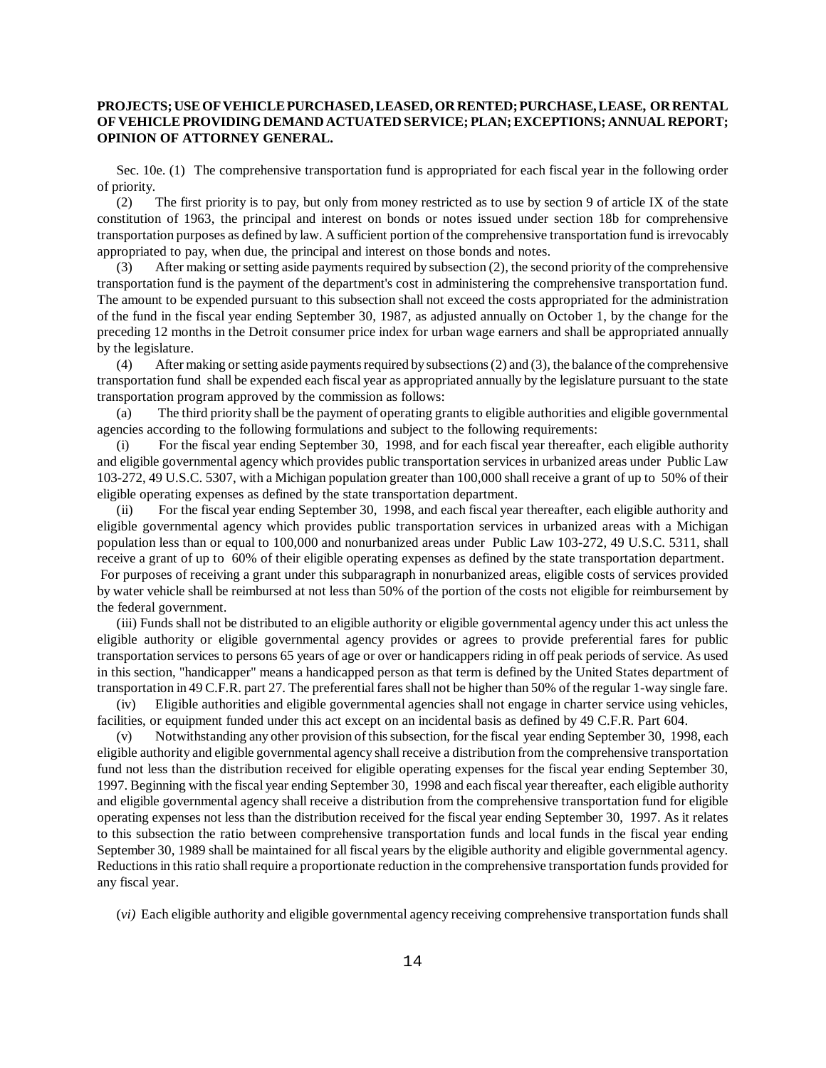**PROJECTS; USE OF VEHICLE PURCHASED, LEASED, OR RENTED; PURCHASE, LEASE, OR RENTAL OF VEHICLE PROVIDING DEMAND ACTUATED SERVICE; PLAN; EXCEPTIONS; ANNUAL REPORT; OPINION OF ATTORNEY GENERAL.**

Sec. 10e. (1) The comprehensive transportation fund is appropriated for each fiscal year in the following order of priority.

(2) The first priority is to pay, but only from money restricted as to use by section 9 of article IX of the state constitution of 1963, the principal and interest on bonds or notes issued under section 18b for comprehensive transportation purposes as defined by law. A sufficient portion of the comprehensive transportation fund is irrevocably appropriated to pay, when due, the principal and interest on those bonds and notes.

(3) After making or setting aside payments required by subsection (2), the second priority of the comprehensive transportation fund is the payment of the department's cost in administering the comprehensive transportation fund. The amount to be expended pursuant to this subsection shall not exceed the costs appropriated for the administration of the fund in the fiscal year ending September 30, 1987, as adjusted annually on October 1, by the change for the preceding 12 months in the Detroit consumer price index for urban wage earners and shall be appropriated annually by the legislature.

(4) After making or setting aside payments required by subsections (2) and (3), the balance of the comprehensive transportation fund shall be expended each fiscal year as appropriated annually by the legislature pursuant to the state transportation program approved by the commission as follows:

(a) The third priority shall be the payment of operating grants to eligible authorities and eligible governmental agencies according to the following formulations and subject to the following requirements:

(i) For the fiscal year ending September 30, 1998, and for each fiscal year thereafter, each eligible authority and eligible governmental agency which provides public transportation services in urbanized areas under Public Law 103-272, 49 U.S.C. 5307, with a Michigan population greater than 100,000 shall receive a grant of up to 50% of their eligible operating expenses as defined by the state transportation department.

(ii) For the fiscal year ending September 30, 1998, and each fiscal year thereafter, each eligible authority and eligible governmental agency which provides public transportation services in urbanized areas with a Michigan population less than or equal to 100,000 and nonurbanized areas under Public Law 103-272, 49 U.S.C. 5311, shall receive a grant of up to 60% of their eligible operating expenses as defined by the state transportation department. For purposes of receiving a grant under this subparagraph in nonurbanized areas, eligible costs of services provided by water vehicle shall be reimbursed at not less than 50% of the portion of the costs not eligible for reimbursement by the federal government.

(iii) Funds shall not be distributed to an eligible authority or eligible governmental agency under this act unless the eligible authority or eligible governmental agency provides or agrees to provide preferential fares for public transportation services to persons 65 years of age or over or handicappers riding in off peak periods of service. As used in this section, "handicapper" means a handicapped person as that term is defined by the United States department of transportation in 49 C.F.R. part 27. The preferential fares shall not be higher than 50% of the regular 1-way single fare.

(iv) Eligible authorities and eligible governmental agencies shall not engage in charter service using vehicles, facilities, or equipment funded under this act except on an incidental basis as defined by 49 C.F.R. Part 604.

(v) Notwithstanding any other provision of this subsection, for the fiscal year ending September 30, 1998, each eligible authority and eligible governmental agency shall receive a distribution from the comprehensive transportation fund not less than the distribution received for eligible operating expenses for the fiscal year ending September 30, 1997. Beginning with the fiscal year ending September 30, 1998 and each fiscal year thereafter, each eligible authority and eligible governmental agency shall receive a distribution from the comprehensive transportation fund for eligible operating expenses not less than the distribution received for the fiscal year ending September 30, 1997. As it relates to this subsection the ratio between comprehensive transportation funds and local funds in the fiscal year ending September 30, 1989 shall be maintained for all fiscal years by the eligible authority and eligible governmental agency. Reductions in this ratio shall require a proportionate reduction in the comprehensive transportation funds provided for any fiscal year.

(*vi)* Each eligible authority and eligible governmental agency receiving comprehensive transportation funds shall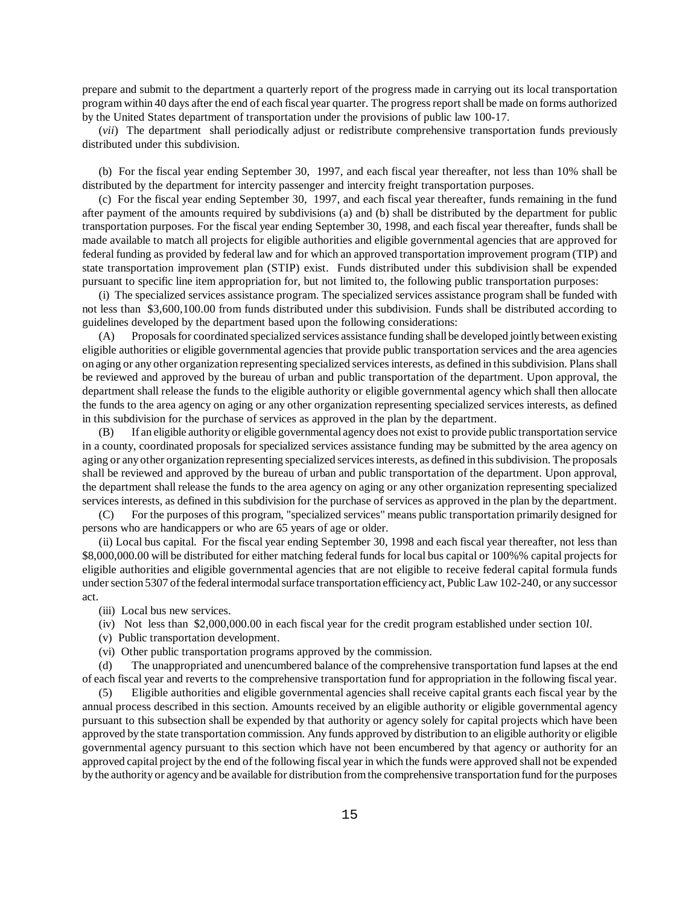prepare and submit to the department a quarterly report of the progress made in carrying out its local transportation program within 40 days after the end of each fiscal year quarter. The progress report shall be made on forms authorized by the United States department of transportation under the provisions of public law 100-17.

(*vii*) The department shall periodically adjust or redistribute comprehensive transportation funds previously distributed under this subdivision.

(b) For the fiscal year ending September 30, 1997, and each fiscal year thereafter, not less than 10% shall be distributed by the department for intercity passenger and intercity freight transportation purposes.

(c) For the fiscal year ending September 30, 1997, and each fiscal year thereafter, funds remaining in the fund after payment of the amounts required by subdivisions (a) and (b) shall be distributed by the department for public transportation purposes. For the fiscal year ending September 30, 1998, and each fiscal year thereafter, funds shall be made available to match all projects for eligible authorities and eligible governmental agencies that are approved for federal funding as provided by federal law and for which an approved transportation improvement program (TIP) and state transportation improvement plan (STIP) exist. Funds distributed under this subdivision shall be expended pursuant to specific line item appropriation for, but not limited to, the following public transportation purposes:

(i) The specialized services assistance program. The specialized services assistance program shall be funded with not less than $3,600,100.00 from funds distributed under this subdivision. Funds shall be distributed according to guidelines developed by the department based upon the following considerations:

(A) Proposals for coordinated specialized services assistance funding shall be developed jointly between existing eligible authorities or eligible governmental agencies that provide public transportation services and the area agencies on aging or any other organization representing specialized services interests, as defined in this subdivision. Plans shall be reviewed and approved by the bureau of urban and public transportation of the department. Upon approval, the department shall release the funds to the eligible authority or eligible governmental agency which shall then allocate the funds to the area agency on aging or any other organization representing specialized services interests, as defined in this subdivision for the purchase of services as approved in the plan by the department.

(B) If an eligible authority or eligible governmental agency does not exist to provide public transportation service in a county, coordinated proposals for specialized services assistance funding may be submitted by the area agency on aging or any other organization representing specialized services interests, as defined in this subdivision. The proposals shall be reviewed and approved by the bureau of urban and public transportation of the department. Upon approval, the department shall release the funds to the area agency on aging or any other organization representing specialized services interests, as defined in this subdivision for the purchase of services as approved in the plan by the department.

(C) For the purposes of this program, "specialized services" means public transportation primarily designed for persons who are handicappers or who are 65 years of age or older.

(ii) Local bus capital. For the fiscal year ending September 30, 1998 and each fiscal year thereafter, not less than $8,000,000.00 will be distributed for either matching federal funds for local bus capital or 100%% capital projects for eligible authorities and eligible governmental agencies that are not eligible to receive federal capital formula funds under section 5307 of the federal intermodal surface transportation efficiency act, Public Law 102-240, or any successor act.

(iii) Local bus new services.

(iv) Not less than $2,000,000.00 in each fiscal year for the credit program established under section 10*l*.

(v) Public transportation development.

(vi) Other public transportation programs approved by the commission.

(d) The unappropriated and unencumbered balance of the comprehensive transportation fund lapses at the end of each fiscal year and reverts to the comprehensive transportation fund for appropriation in the following fiscal year.

(5) Eligible authorities and eligible governmental agencies shall receive capital grants each fiscal year by the annual process described in this section. Amounts received by an eligible authority or eligible governmental agency pursuant to this subsection shall be expended by that authority or agency solely for capital projects which have been approved by the state transportation commission. Any funds approved by distribution to an eligible authority or eligible governmental agency pursuant to this section which have not been encumbered by that agency or authority for an approved capital project by the end of the following fiscal year in which the funds were approved shall not be expended by the authority or agency and be available for distribution from the comprehensive transportation fund for the purposes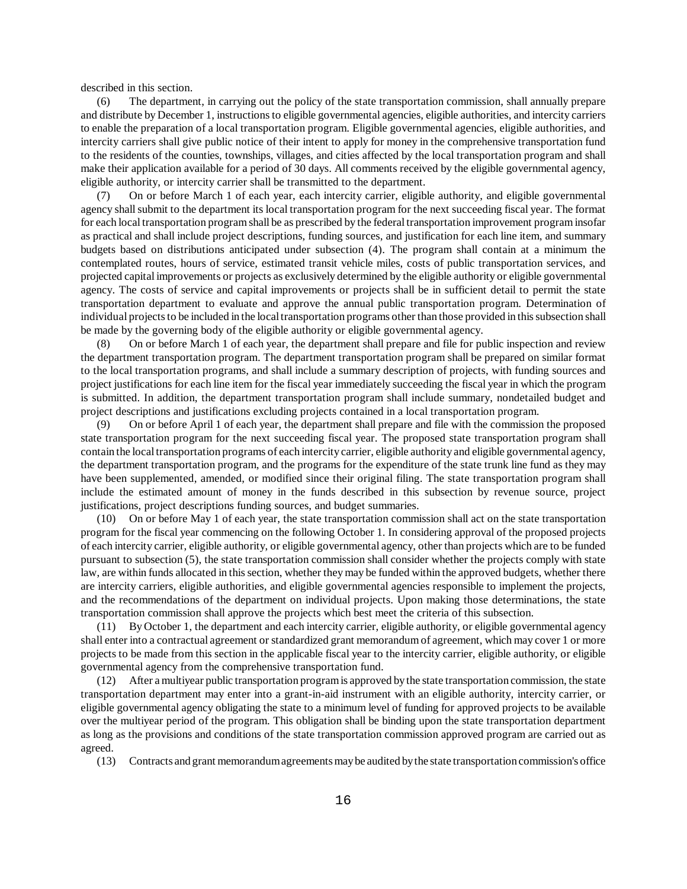described in this section.

(6) The department, in carrying out the policy of the state transportation commission, shall annually prepare and distribute by December 1, instructions to eligible governmental agencies, eligible authorities, and intercity carriers to enable the preparation of a local transportation program. Eligible governmental agencies, eligible authorities, and intercity carriers shall give public notice of their intent to apply for money in the comprehensive transportation fund to the residents of the counties, townships, villages, and cities affected by the local transportation program and shall make their application available for a period of 30 days. All comments received by the eligible governmental agency, eligible authority, or intercity carrier shall be transmitted to the department.

(7) On or before March 1 of each year, each intercity carrier, eligible authority, and eligible governmental agency shall submit to the department its local transportation program for the next succeeding fiscal year. The format for each local transportation program shall be as prescribed by the federal transportation improvement program insofar as practical and shall include project descriptions, funding sources, and justification for each line item, and summary budgets based on distributions anticipated under subsection (4). The program shall contain at a minimum the contemplated routes, hours of service, estimated transit vehicle miles, costs of public transportation services, and projected capital improvements or projects as exclusively determined by the eligible authority or eligible governmental agency. The costs of service and capital improvements or projects shall be in sufficient detail to permit the state transportation department to evaluate and approve the annual public transportation program. Determination of individual projects to be included in the local transportation programs other than those provided in this subsection shall be made by the governing body of the eligible authority or eligible governmental agency.

(8) On or before March 1 of each year, the department shall prepare and file for public inspection and review the department transportation program. The department transportation program shall be prepared on similar format to the local transportation programs, and shall include a summary description of projects, with funding sources and project justifications for each line item for the fiscal year immediately succeeding the fiscal year in which the program is submitted. In addition, the department transportation program shall include summary, nondetailed budget and project descriptions and justifications excluding projects contained in a local transportation program.

(9) On or before April 1 of each year, the department shall prepare and file with the commission the proposed state transportation program for the next succeeding fiscal year. The proposed state transportation program shall contain the local transportation programs of each intercity carrier, eligible authority and eligible governmental agency, the department transportation program, and the programs for the expenditure of the state trunk line fund as they may have been supplemented, amended, or modified since their original filing. The state transportation program shall include the estimated amount of money in the funds described in this subsection by revenue source, project justifications, project descriptions funding sources, and budget summaries.

(10) On or before May 1 of each year, the state transportation commission shall act on the state transportation program for the fiscal year commencing on the following October 1. In considering approval of the proposed projects of each intercity carrier, eligible authority, or eligible governmental agency, other than projects which are to be funded pursuant to subsection (5), the state transportation commission shall consider whether the projects comply with state law, are within funds allocated in this section, whether they may be funded within the approved budgets, whether there are intercity carriers, eligible authorities, and eligible governmental agencies responsible to implement the projects, and the recommendations of the department on individual projects. Upon making those determinations, the state transportation commission shall approve the projects which best meet the criteria of this subsection.

(11) By October 1, the department and each intercity carrier, eligible authority, or eligible governmental agency shall enter into a contractual agreement or standardized grant memorandum of agreement, which may cover 1 or more projects to be made from this section in the applicable fiscal year to the intercity carrier, eligible authority, or eligible governmental agency from the comprehensive transportation fund.

(12) After a multiyear public transportation program is approved by the state transportation commission, the state transportation department may enter into a grant-in-aid instrument with an eligible authority, intercity carrier, or eligible governmental agency obligating the state to a minimum level of funding for approved projects to be available over the multiyear period of the program. This obligation shall be binding upon the state transportation department as long as the provisions and conditions of the state transportation commission approved program are carried out as agreed.

(13) Contracts and grant memorandum agreements may be audited by the state transportation commission's office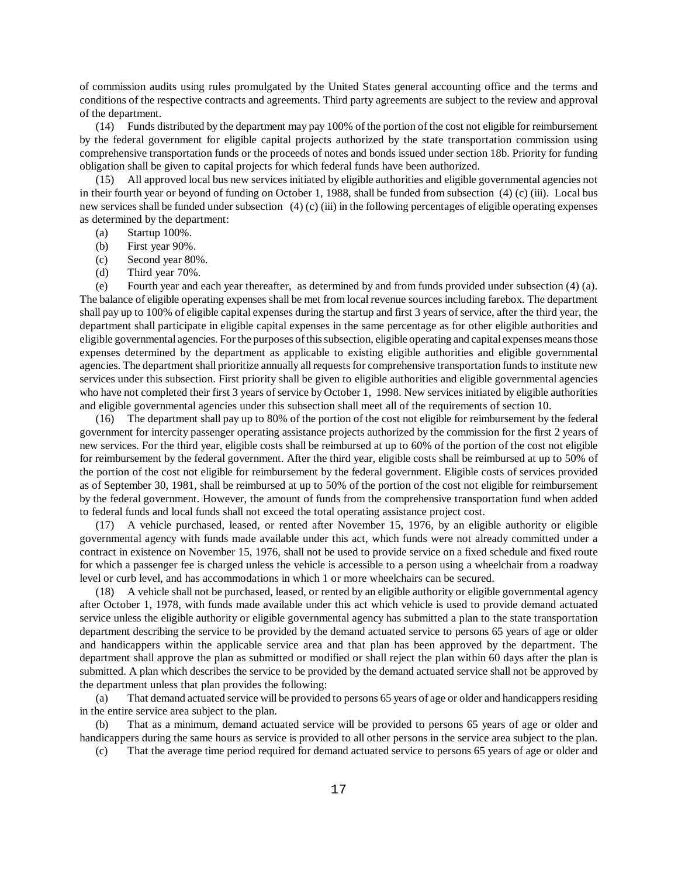of commission audits using rules promulgated by the United States general accounting office and the terms and conditions of the respective contracts and agreements. Third party agreements are subject to the review and approval of the department.

(14) Funds distributed by the department may pay 100% of the portion of the cost not eligible for reimbursement by the federal government for eligible capital projects authorized by the state transportation commission using comprehensive transportation funds or the proceeds of notes and bonds issued under section 18b. Priority for funding obligation shall be given to capital projects for which federal funds have been authorized.

(15) All approved local bus new services initiated by eligible authorities and eligible governmental agencies not in their fourth year or beyond of funding on October 1, 1988, shall be funded from subsection (4) (c) (iii). Local bus new services shall be funded under subsection (4) (c) (iii) in the following percentages of eligible operating expenses as determined by the department:

(a) Startup 100%.

(b) First year 90%.

(c) Second year 80%.

(d) Third year 70%.

(e) Fourth year and each year thereafter, as determined by and from funds provided under subsection (4) (a). The balance of eligible operating expenses shall be met from local revenue sources including farebox. The department shall pay up to 100% of eligible capital expenses during the startup and first 3 years of service, after the third year, the department shall participate in eligible capital expenses in the same percentage as for other eligible authorities and eligible governmental agencies. For the purposes of this subsection, eligible operating and capital expenses means those expenses determined by the department as applicable to existing eligible authorities and eligible governmental agencies. The department shall prioritize annually all requests for comprehensive transportation funds to institute new services under this subsection. First priority shall be given to eligible authorities and eligible governmental agencies who have not completed their first 3 years of service by October 1, 1998. New services initiated by eligible authorities and eligible governmental agencies under this subsection shall meet all of the requirements of section 10.

(16) The department shall pay up to 80% of the portion of the cost not eligible for reimbursement by the federal government for intercity passenger operating assistance projects authorized by the commission for the first 2 years of new services. For the third year, eligible costs shall be reimbursed at up to 60% of the portion of the cost not eligible for reimbursement by the federal government. After the third year, eligible costs shall be reimbursed at up to 50% of the portion of the cost not eligible for reimbursement by the federal government. Eligible costs of services provided as of September 30, 1981, shall be reimbursed at up to 50% of the portion of the cost not eligible for reimbursement by the federal government. However, the amount of funds from the comprehensive transportation fund when added to federal funds and local funds shall not exceed the total operating assistance project cost.

(17) A vehicle purchased, leased, or rented after November 15, 1976, by an eligible authority or eligible governmental agency with funds made available under this act, which funds were not already committed under a contract in existence on November 15, 1976, shall not be used to provide service on a fixed schedule and fixed route for which a passenger fee is charged unless the vehicle is accessible to a person using a wheelchair from a roadway level or curb level, and has accommodations in which 1 or more wheelchairs can be secured.

(18) A vehicle shall not be purchased, leased, or rented by an eligible authority or eligible governmental agency after October 1, 1978, with funds made available under this act which vehicle is used to provide demand actuated service unless the eligible authority or eligible governmental agency has submitted a plan to the state transportation department describing the service to be provided by the demand actuated service to persons 65 years of age or older and handicappers within the applicable service area and that plan has been approved by the department. The department shall approve the plan as submitted or modified or shall reject the plan within 60 days after the plan is submitted. A plan which describes the service to be provided by the demand actuated service shall not be approved by the department unless that plan provides the following:

(a) That demand actuated service will be provided to persons 65 years of age or older and handicappers residing in the entire service area subject to the plan.

(b) That as a minimum, demand actuated service will be provided to persons 65 years of age or older and handicappers during the same hours as service is provided to all other persons in the service area subject to the plan.

(c) That the average time period required for demand actuated service to persons 65 years of age or older and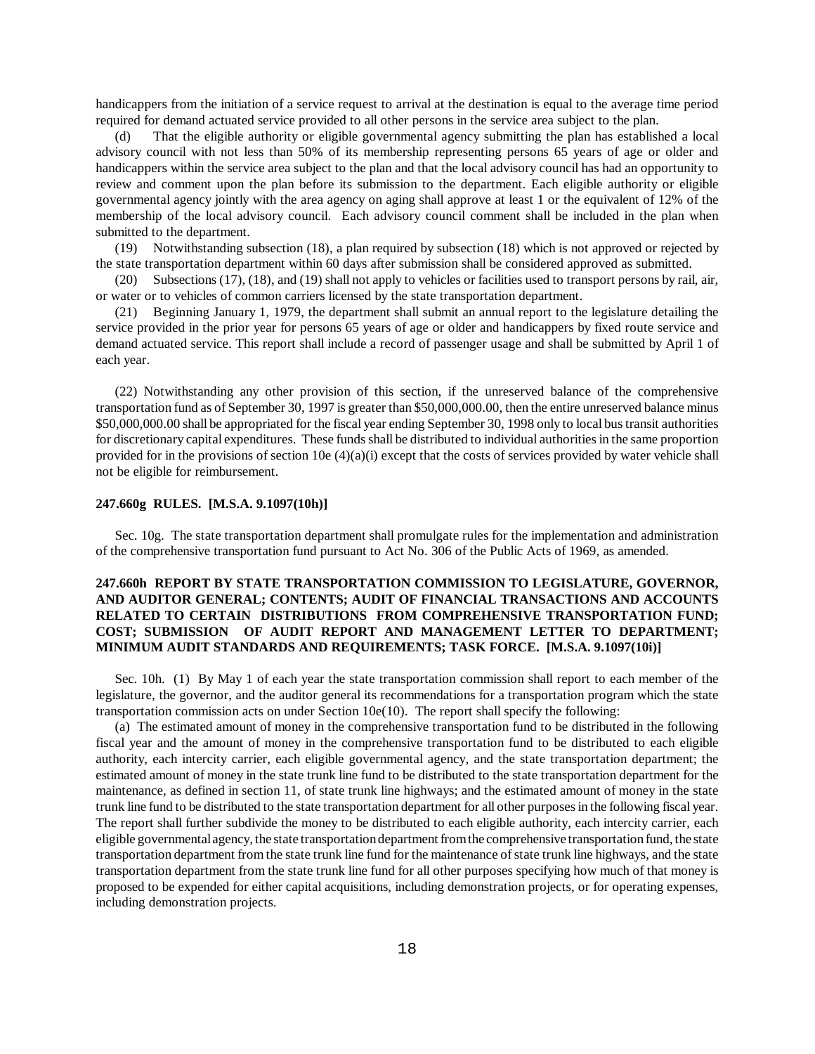handicappers from the initiation of a service request to arrival at the destination is equal to the average time period required for demand actuated service provided to all other persons in the service area subject to the plan.

(d) That the eligible authority or eligible governmental agency submitting the plan has established a local advisory council with not less than 50% of its membership representing persons 65 years of age or older and handicappers within the service area subject to the plan and that the local advisory council has had an opportunity to review and comment upon the plan before its submission to the department. Each eligible authority or eligible governmental agency jointly with the area agency on aging shall approve at least 1 or the equivalent of 12% of the membership of the local advisory council. Each advisory council comment shall be included in the plan when submitted to the department.

(19) Notwithstanding subsection (18), a plan required by subsection (18) which is not approved or rejected by the state transportation department within 60 days after submission shall be considered approved as submitted.

(20) Subsections (17), (18), and (19) shall not apply to vehicles or facilities used to transport persons by rail, air, or water or to vehicles of common carriers licensed by the state transportation department.

(21) Beginning January 1, 1979, the department shall submit an annual report to the legislature detailing the service provided in the prior year for persons 65 years of age or older and handicappers by fixed route service and demand actuated service. This report shall include a record of passenger usage and shall be submitted by April 1 of each year.

(22) Notwithstanding any other provision of this section, if the unreserved balance of the comprehensive transportation fund as of September 30, 1997 is greater than $50,000,000.00, then the entire unreserved balance minus $50,000,000.00 shall be appropriated for the fiscal year ending September 30, 1998 only to local bus transit authorities for discretionary capital expenditures. These funds shall be distributed to individual authorities in the same proportion provided for in the provisions of section 10e (4)(a)(i) except that the costs of services provided by water vehicle shall not be eligible for reimbursement.

**247.660g RULES. [M.S.A. 9.1097(10h)]**

Sec. 10g. The state transportation department shall promulgate rules for the implementation and administration of the comprehensive transportation fund pursuant to Act No. 306 of the Public Acts of 1969, as amended.

**247.660h REPORT BY STATE TRANSPORTATION COMMISSION TO LEGISLATURE, GOVERNOR, AND AUDITOR GENERAL; CONTENTS; AUDIT OF FINANCIAL TRANSACTIONS AND ACCOUNTS RELATED TO CERTAIN DISTRIBUTIONS FROM COMPREHENSIVE TRANSPORTATION FUND; COST; SUBMISSION OF AUDIT REPORT AND MANAGEMENT LETTER TO DEPARTMENT; MINIMUM AUDIT STANDARDS AND REQUIREMENTS; TASK FORCE. [M.S.A. 9.1097(10i)]**

Sec. 10h. (1) By May 1 of each year the state transportation commission shall report to each member of the legislature, the governor, and the auditor general its recommendations for a transportation program which the state transportation commission acts on under Section 10e(10). The report shall specify the following:

(a) The estimated amount of money in the comprehensive transportation fund to be distributed in the following fiscal year and the amount of money in the comprehensive transportation fund to be distributed to each eligible authority, each intercity carrier, each eligible governmental agency, and the state transportation department; the estimated amount of money in the state trunk line fund to be distributed to the state transportation department for the maintenance, as defined in section 11, of state trunk line highways; and the estimated amount of money in the state trunk line fund to be distributed to the state transportation department for all other purposes in the following fiscal year. The report shall further subdivide the money to be distributed to each eligible authority, each intercity carrier, each eligible governmental agency, the state transportation department from the comprehensive transportation fund, the state transportation department from the state trunk line fund for the maintenance of state trunk line highways, and the state transportation department from the state trunk line fund for all other purposes specifying how much of that money is proposed to be expended for either capital acquisitions, including demonstration projects, or for operating expenses, including demonstration projects.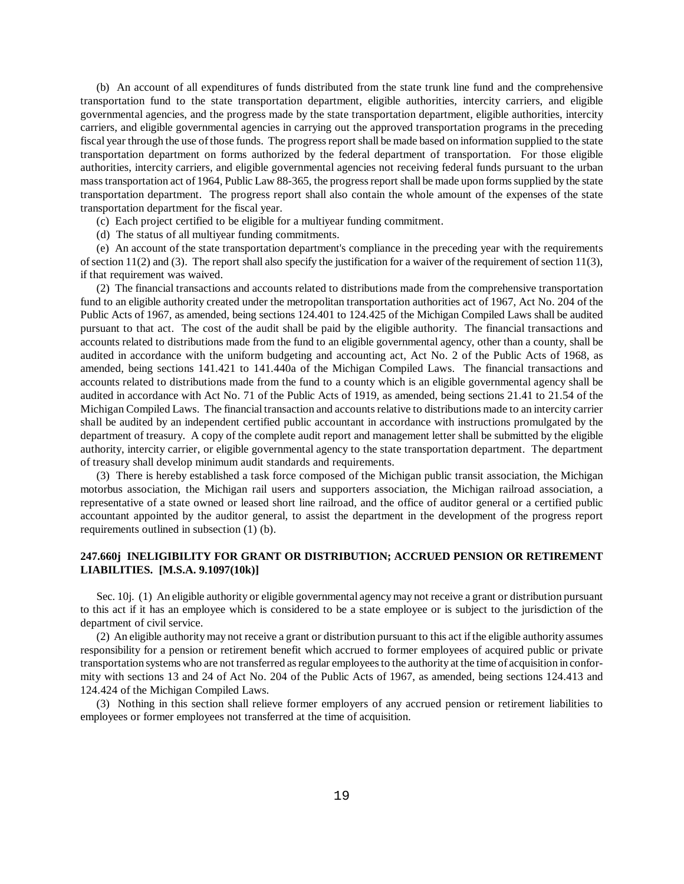(b) An account of all expenditures of funds distributed from the state trunk line fund and the comprehensive transportation fund to the state transportation department, eligible authorities, intercity carriers, and eligible governmental agencies, and the progress made by the state transportation department, eligible authorities, intercity carriers, and eligible governmental agencies in carrying out the approved transportation programs in the preceding fiscal year through the use of those funds. The progress report shall be made based on information supplied to the state transportation department on forms authorized by the federal department of transportation. For those eligible authorities, intercity carriers, and eligible governmental agencies not receiving federal funds pursuant to the urban mass transportation act of 1964, Public Law 88-365, the progress report shall be made upon forms supplied by the state transportation department. The progress report shall also contain the whole amount of the expenses of the state transportation department for the fiscal year.

(c) Each project certified to be eligible for a multiyear funding commitment.

(d) The status of all multiyear funding commitments.

(e) An account of the state transportation department's compliance in the preceding year with the requirements of section 11(2) and (3). The report shall also specify the justification for a waiver of the requirement of section 11(3), if that requirement was waived.

(2) The financial transactions and accounts related to distributions made from the comprehensive transportation fund to an eligible authority created under the metropolitan transportation authorities act of 1967, Act No. 204 of the Public Acts of 1967, as amended, being sections 124.401 to 124.425 of the Michigan Compiled Laws shall be audited pursuant to that act. The cost of the audit shall be paid by the eligible authority. The financial transactions and accounts related to distributions made from the fund to an eligible governmental agency, other than a county, shall be audited in accordance with the uniform budgeting and accounting act, Act No. 2 of the Public Acts of 1968, as amended, being sections 141.421 to 141.440a of the Michigan Compiled Laws. The financial transactions and accounts related to distributions made from the fund to a county which is an eligible governmental agency shall be audited in accordance with Act No. 71 of the Public Acts of 1919, as amended, being sections 21.41 to 21.54 of the Michigan Compiled Laws. The financial transaction and accounts relative to distributions made to an intercity carrier shall be audited by an independent certified public accountant in accordance with instructions promulgated by the department of treasury. A copy of the complete audit report and management letter shall be submitted by the eligible authority, intercity carrier, or eligible governmental agency to the state transportation department. The department of treasury shall develop minimum audit standards and requirements.

(3) There is hereby established a task force composed of the Michigan public transit association, the Michigan motorbus association, the Michigan rail users and supporters association, the Michigan railroad association, a representative of a state owned or leased short line railroad, and the office of auditor general or a certified public accountant appointed by the auditor general, to assist the department in the development of the progress report requirements outlined in subsection (1) (b).

**247.660j INELIGIBILITY FOR GRANT OR DISTRIBUTION; ACCRUED PENSION OR RETIREMENT LIABILITIES. [M.S.A. 9.1097(10k)]**

Sec. 10j. (1) An eligible authority or eligible governmental agency may not receive a grant or distribution pursuant to this act if it has an employee which is considered to be a state employee or is subject to the jurisdiction of the department of civil service.

(2) An eligible authority may not receive a grant or distribution pursuant to this act if the eligible authority assumes responsibility for a pension or retirement benefit which accrued to former employees of acquired public or private transportation systems who are not transferred as regular employees to the authority at the time of acquisition in conformity with sections 13 and 24 of Act No. 204 of the Public Acts of 1967, as amended, being sections 124.413 and 124.424 of the Michigan Compiled Laws.

(3) Nothing in this section shall relieve former employers of any accrued pension or retirement liabilities to employees or former employees not transferred at the time of acquisition.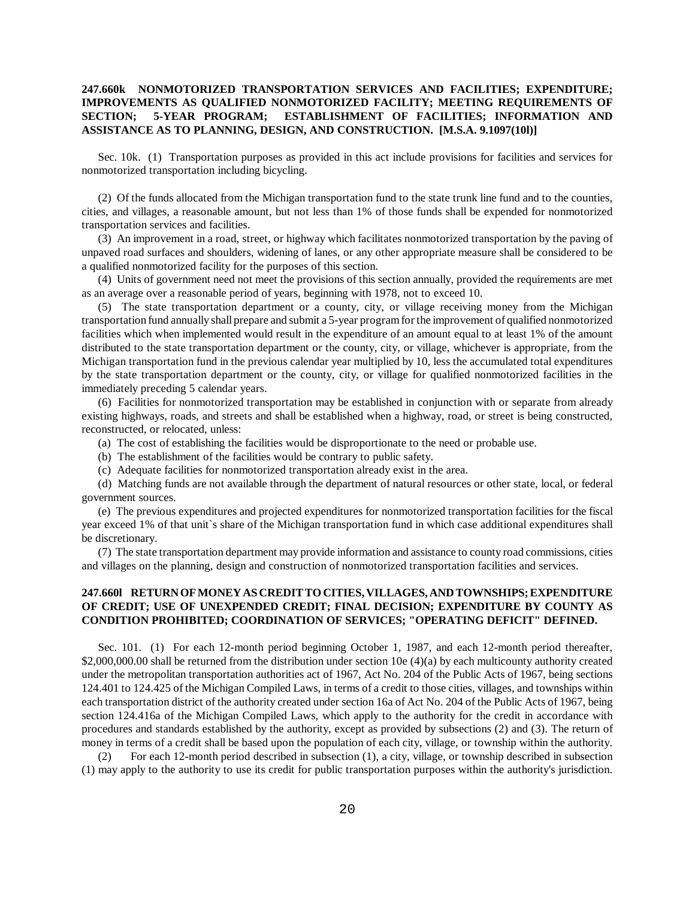**247.660k NONMOTORIZED TRANSPORTATION SERVICES AND FACILITIES; EXPENDITURE; IMPROVEMENTS AS QUALIFIED NONMOTORIZED FACILITY; MEETING REQUIREMENTS OF SECTION; 5-YEAR PROGRAM; ESTABLISHMENT OF FACILITIES; INFORMATION AND ASSISTANCE AS TO PLANNING, DESIGN, AND CONSTRUCTION. [M.S.A. 9.1097(10l)]**

Sec. 10k. (1) Transportation purposes as provided in this act include provisions for facilities and services for nonmotorized transportation including bicycling.

(2) Of the funds allocated from the Michigan transportation fund to the state trunk line fund and to the counties, cities, and villages, a reasonable amount, but not less than 1% of those funds shall be expended for nonmotorized transportation services and facilities.

(3) An improvement in a road, street, or highway which facilitates nonmotorized transportation by the paving of unpaved road surfaces and shoulders, widening of lanes, or any other appropriate measure shall be considered to be a qualified nonmotorized facility for the purposes of this section.

(4) Units of government need not meet the provisions of this section annually, provided the requirements are met as an average over a reasonable period of years, beginning with 1978, not to exceed 10.

(5) The state transportation department or a county, city, or village receiving money from the Michigan transportation fund annually shall prepare and submit a 5-year program for the improvement of qualified nonmotorized facilities which when implemented would result in the expenditure of an amount equal to at least 1% of the amount distributed to the state transportation department or the county, city, or village, whichever is appropriate, from the Michigan transportation fund in the previous calendar year multiplied by 10, less the accumulated total expenditures by the state transportation department or the county, city, or village for qualified nonmotorized facilities in the immediately preceding 5 calendar years.

(6) Facilities for nonmotorized transportation may be established in conjunction with or separate from already existing highways, roads, and streets and shall be established when a highway, road, or street is being constructed, reconstructed, or relocated, unless:

(a) The cost of establishing the facilities would be disproportionate to the need or probable use.

(b) The establishment of the facilities would be contrary to public safety.

(c) Adequate facilities for nonmotorized transportation already exist in the area.

(d) Matching funds are not available through the department of natural resources or other state, local, or federal government sources.

(e) The previous expenditures and projected expenditures for nonmotorized transportation facilities for the fiscal year exceed 1% of that unit`s share of the Michigan transportation fund in which case additional expenditures shall be discretionary.

(7) The state transportation department may provide information and assistance to county road commissions, cities and villages on the planning, design and construction of nonmotorized transportation facilities and services.

**247.660l RETURN OF MONEY AS CREDIT TO CITIES, VILLAGES, AND TOWNSHIPS; EXPENDITURE OF CREDIT; USE OF UNEXPENDED CREDIT; FINAL DECISION; EXPENDITURE BY COUNTY AS CONDITION PROHIBITED; COORDINATION OF SERVICES; "OPERATING DEFICIT" DEFINED.**

Sec. 10l. (1) For each 12-month period beginning October 1, 1987, and each 12-month period thereafter, $2,000,000.00 shall be returned from the distribution under section 10e (4)(a) by each multicounty authority created under the metropolitan transportation authorities act of 1967, Act No. 204 of the Public Acts of 1967, being sections 124.401 to 124.425 of the Michigan Compiled Laws, in terms of a credit to those cities, villages, and townships within each transportation district of the authority created under section 16a of Act No. 204 of the Public Acts of 1967, being section 124.416a of the Michigan Compiled Laws, which apply to the authority for the credit in accordance with procedures and standards established by the authority, except as provided by subsections (2) and (3). The return of money in terms of a credit shall be based upon the population of each city, village, or township within the authority.

(2) For each 12-month period described in subsection (1), a city, village, or township described in subsection (1) may apply to the authority to use its credit for public transportation purposes within the authority's jurisdiction.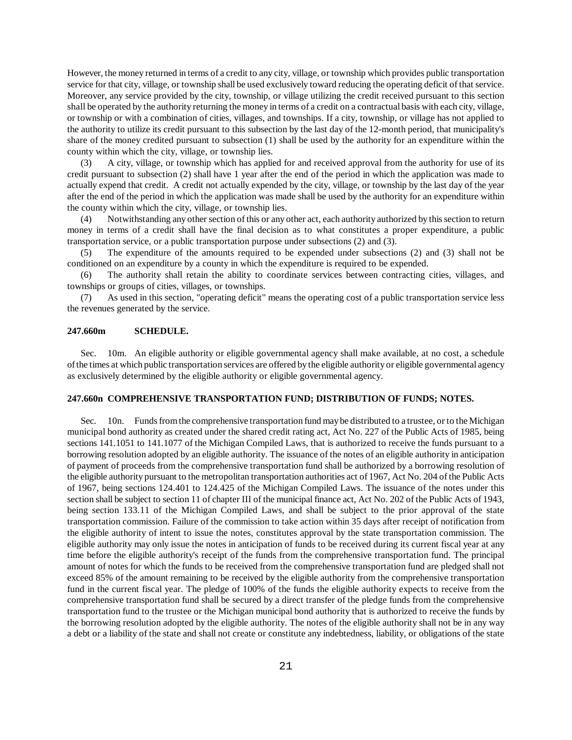However, the money returned in terms of a credit to any city, village, or township which provides public transportation service for that city, village, or township shall be used exclusively toward reducing the operating deficit of that service. Moreover, any service provided by the city, township, or village utilizing the credit received pursuant to this section shall be operated by the authority returning the money in terms of a credit on a contractual basis with each city, village, or township or with a combination of cities, villages, and townships. If a city, township, or village has not applied to the authority to utilize its credit pursuant to this subsection by the last day of the 12-month period, that municipality's share of the money credited pursuant to subsection (1) shall be used by the authority for an expenditure within the county within which the city, village, or township lies.

(3) A city, village, or township which has applied for and received approval from the authority for use of its credit pursuant to subsection (2) shall have 1 year after the end of the period in which the application was made to actually expend that credit. A credit not actually expended by the city, village, or township by the last day of the year after the end of the period in which the application was made shall be used by the authority for an expenditure within the county within which the city, village, or township lies.

(4) Notwithstanding any other section of this or any other act, each authority authorized by this section to return money in terms of a credit shall have the final decision as to what constitutes a proper expenditure, a public transportation service, or a public transportation purpose under subsections (2) and (3).

(5) The expenditure of the amounts required to be expended under subsections (2) and (3) shall not be conditioned on an expenditure by a county in which the expenditure is required to be expended.

(6) The authority shall retain the ability to coordinate services between contracting cities, villages, and townships or groups of cities, villages, or townships.

(7) As used in this section, "operating deficit" means the operating cost of a public transportation service less the revenues generated by the service.

### 247.660m SCHEDULE.

Sec. 10m. An eligible authority or eligible governmental agency shall make available, at no cost, a schedule of the times at which public transportation services are offered by the eligible authority or eligible governmental agency as exclusively determined by the eligible authority or eligible governmental agency.

### 247.660n COMPREHENSIVE TRANSPORTATION FUND; DISTRIBUTION OF FUNDS; NOTES.

Sec. 10n. Funds from the comprehensive transportation fund may be distributed to a trustee, or to the Michigan municipal bond authority as created under the shared credit rating act, Act No. 227 of the Public Acts of 1985, being sections 141.1051 to 141.1077 of the Michigan Compiled Laws, that is authorized to receive the funds pursuant to a borrowing resolution adopted by an eligible authority. The issuance of the notes of an eligible authority in anticipation of payment of proceeds from the comprehensive transportation fund shall be authorized by a borrowing resolution of the eligible authority pursuant to the metropolitan transportation authorities act of 1967, Act No. 204 of the Public Acts of 1967, being sections 124.401 to 124.425 of the Michigan Compiled Laws. The issuance of the notes under this section shall be subject to section 11 of chapter III of the municipal finance act, Act No. 202 of the Public Acts of 1943, being section 133.11 of the Michigan Compiled Laws, and shall be subject to the prior approval of the state transportation commission. Failure of the commission to take action within 35 days after receipt of notification from the eligible authority of intent to issue the notes, constitutes approval by the state transportation commission. The eligible authority may only issue the notes in anticipation of funds to be received during its current fiscal year at any time before the eligible authority's receipt of the funds from the comprehensive transportation fund. The principal amount of notes for which the funds to be received from the comprehensive transportation fund are pledged shall not exceed 85% of the amount remaining to be received by the eligible authority from the comprehensive transportation fund in the current fiscal year. The pledge of 100% of the funds the eligible authority expects to receive from the comprehensive transportation fund shall be secured by a direct transfer of the pledge funds from the comprehensive transportation fund to the trustee or the Michigan municipal bond authority that is authorized to receive the funds by the borrowing resolution adopted by the eligible authority. The notes of the eligible authority shall not be in any way a debt or a liability of the state and shall not create or constitute any indebtedness, liability, or obligations of the state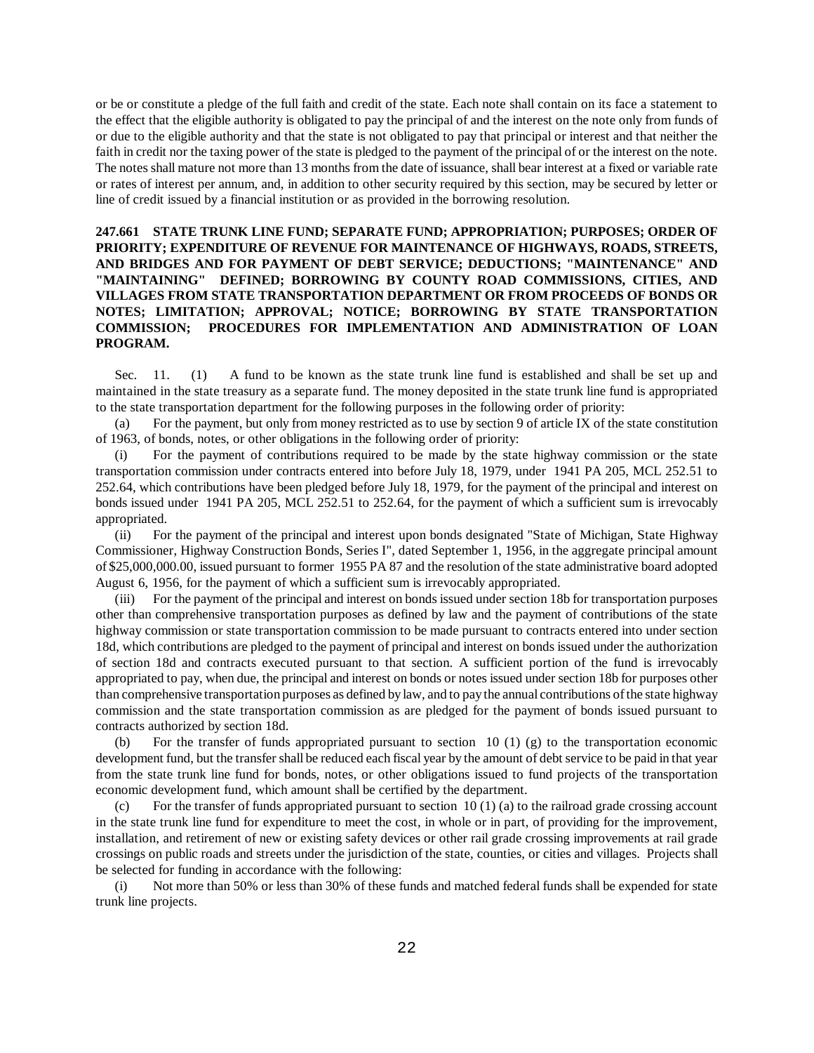or be or constitute a pledge of the full faith and credit of the state. Each note shall contain on its face a statement to the effect that the eligible authority is obligated to pay the principal of and the interest on the note only from funds of or due to the eligible authority and that the state is not obligated to pay that principal or interest and that neither the faith in credit nor the taxing power of the state is pledged to the payment of the principal of or the interest on the note. The notes shall mature not more than 13 months from the date of issuance, shall bear interest at a fixed or variable rate or rates of interest per annum, and, in addition to other security required by this section, may be secured by letter or line of credit issued by a financial institution or as provided in the borrowing resolution.

**247.661 STATE TRUNK LINE FUND; SEPARATE FUND; APPROPRIATION; PURPOSES; ORDER OF PRIORITY; EXPENDITURE OF REVENUE FOR MAINTENANCE OF HIGHWAYS, ROADS, STREETS, AND BRIDGES AND FOR PAYMENT OF DEBT SERVICE; DEDUCTIONS; "MAINTENANCE" AND "MAINTAINING" DEFINED; BORROWING BY COUNTY ROAD COMMISSIONS, CITIES, AND VILLAGES FROM STATE TRANSPORTATION DEPARTMENT OR FROM PROCEEDS OF BONDS OR NOTES; LIMITATION; APPROVAL; NOTICE; BORROWING BY STATE TRANSPORTATION COMMISSION; PROCEDURES FOR IMPLEMENTATION AND ADMINISTRATION OF LOAN PROGRAM.**

Sec. 11. (1) A fund to be known as the state trunk line fund is established and shall be set up and maintained in the state treasury as a separate fund. The money deposited in the state trunk line fund is appropriated to the state transportation department for the following purposes in the following order of priority:

(a) For the payment, but only from money restricted as to use by section 9 of article IX of the state constitution of 1963, of bonds, notes, or other obligations in the following order of priority:

(i) For the payment of contributions required to be made by the state highway commission or the state transportation commission under contracts entered into before July 18, 1979, under 1941 PA 205, MCL 252.51 to 252.64, which contributions have been pledged before July 18, 1979, for the payment of the principal and interest on bonds issued under 1941 PA 205, MCL 252.51 to 252.64, for the payment of which a sufficient sum is irrevocably appropriated.

(ii) For the payment of the principal and interest upon bonds designated "State of Michigan, State Highway Commissioner, Highway Construction Bonds, Series I", dated September 1, 1956, in the aggregate principal amount of $25,000,000.00, issued pursuant to former 1955 PA 87 and the resolution of the state administrative board adopted August 6, 1956, for the payment of which a sufficient sum is irrevocably appropriated.

(iii) For the payment of the principal and interest on bonds issued under section 18b for transportation purposes other than comprehensive transportation purposes as defined by law and the payment of contributions of the state highway commission or state transportation commission to be made pursuant to contracts entered into under section 18d, which contributions are pledged to the payment of principal and interest on bonds issued under the authorization of section 18d and contracts executed pursuant to that section. A sufficient portion of the fund is irrevocably appropriated to pay, when due, the principal and interest on bonds or notes issued under section 18b for purposes other than comprehensive transportation purposes as defined by law, and to pay the annual contributions of the state highway commission and the state transportation commission as are pledged for the payment of bonds issued pursuant to contracts authorized by section 18d.

(b) For the transfer of funds appropriated pursuant to section 10 (1) (g) to the transportation economic development fund, but the transfer shall be reduced each fiscal year by the amount of debt service to be paid in that year from the state trunk line fund for bonds, notes, or other obligations issued to fund projects of the transportation economic development fund, which amount shall be certified by the department.

(c) For the transfer of funds appropriated pursuant to section 10 (1) (a) to the railroad grade crossing account in the state trunk line fund for expenditure to meet the cost, in whole or in part, of providing for the improvement, installation, and retirement of new or existing safety devices or other rail grade crossing improvements at rail grade crossings on public roads and streets under the jurisdiction of the state, counties, or cities and villages. Projects shall be selected for funding in accordance with the following:

(i) Not more than 50% or less than 30% of these funds and matched federal funds shall be expended for state trunk line projects.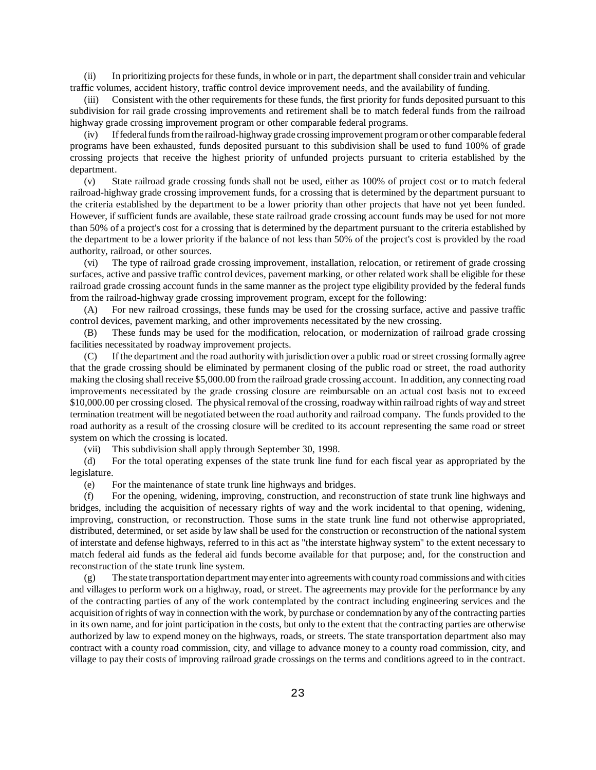(ii) In prioritizing projects for these funds, in whole or in part, the department shall consider train and vehicular traffic volumes, accident history, traffic control device improvement needs, and the availability of funding.

(iii) Consistent with the other requirements for these funds, the first priority for funds deposited pursuant to this subdivision for rail grade crossing improvements and retirement shall be to match federal funds from the railroad highway grade crossing improvement program or other comparable federal programs.

(iv) If federal funds from the railroad-highway grade crossing improvement program or other comparable federal programs have been exhausted, funds deposited pursuant to this subdivision shall be used to fund 100% of grade crossing projects that receive the highest priority of unfunded projects pursuant to criteria established by the department.

(v) State railroad grade crossing funds shall not be used, either as 100% of project cost or to match federal railroad-highway grade crossing improvement funds, for a crossing that is determined by the department pursuant to the criteria established by the department to be a lower priority than other projects that have not yet been funded. However, if sufficient funds are available, these state railroad grade crossing account funds may be used for not more than 50% of a project's cost for a crossing that is determined by the department pursuant to the criteria established by the department to be a lower priority if the balance of not less than 50% of the project's cost is provided by the road authority, railroad, or other sources.

(vi) The type of railroad grade crossing improvement, installation, relocation, or retirement of grade crossing surfaces, active and passive traffic control devices, pavement marking, or other related work shall be eligible for these railroad grade crossing account funds in the same manner as the project type eligibility provided by the federal funds from the railroad-highway grade crossing improvement program, except for the following:

(A) For new railroad crossings, these funds may be used for the crossing surface, active and passive traffic control devices, pavement marking, and other improvements necessitated by the new crossing.

(B) These funds may be used for the modification, relocation, or modernization of railroad grade crossing facilities necessitated by roadway improvement projects.

(C) If the department and the road authority with jurisdiction over a public road or street crossing formally agree that the grade crossing should be eliminated by permanent closing of the public road or street, the road authority making the closing shall receive $5,000.00 from the railroad grade crossing account. In addition, any connecting road improvements necessitated by the grade crossing closure are reimbursable on an actual cost basis not to exceed $10,000.00 per crossing closed. The physical removal of the crossing, roadway within railroad rights of way and street termination treatment will be negotiated between the road authority and railroad company. The funds provided to the road authority as a result of the crossing closure will be credited to its account representing the same road or street system on which the crossing is located.

(vii) This subdivision shall apply through September 30, 1998.

(d) For the total operating expenses of the state trunk line fund for each fiscal year as appropriated by the legislature.

(e) For the maintenance of state trunk line highways and bridges.

(f) For the opening, widening, improving, construction, and reconstruction of state trunk line highways and bridges, including the acquisition of necessary rights of way and the work incidental to that opening, widening, improving, construction, or reconstruction. Those sums in the state trunk line fund not otherwise appropriated, distributed, determined, or set aside by law shall be used for the construction or reconstruction of the national system of interstate and defense highways, referred to in this act as "the interstate highway system" to the extent necessary to match federal aid funds as the federal aid funds become available for that purpose; and, for the construction and reconstruction of the state trunk line system.

(g) The state transportation department may enter into agreements with county road commissions and with cities and villages to perform work on a highway, road, or street. The agreements may provide for the performance by any of the contracting parties of any of the work contemplated by the contract including engineering services and the acquisition of rights of way in connection with the work, by purchase or condemnation by any of the contracting parties in its own name, and for joint participation in the costs, but only to the extent that the contracting parties are otherwise authorized by law to expend money on the highways, roads, or streets. The state transportation department also may contract with a county road commission, city, and village to advance money to a county road commission, city, and village to pay their costs of improving railroad grade crossings on the terms and conditions agreed to in the contract.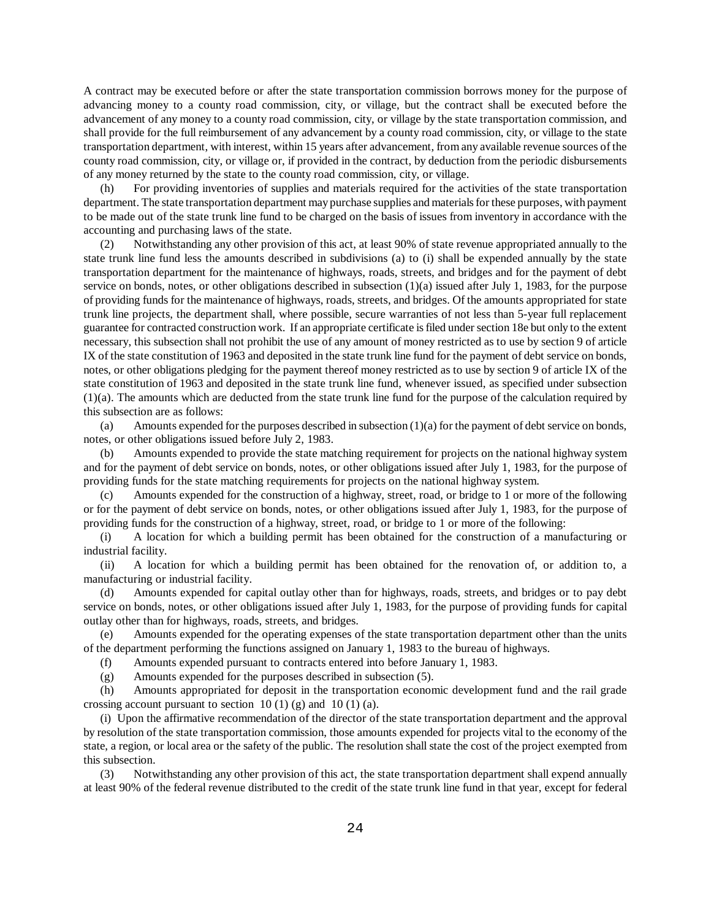A contract may be executed before or after the state transportation commission borrows money for the purpose of advancing money to a county road commission, city, or village, but the contract shall be executed before the advancement of any money to a county road commission, city, or village by the state transportation commission, and shall provide for the full reimbursement of any advancement by a county road commission, city, or village to the state transportation department, with interest, within 15 years after advancement, from any available revenue sources of the county road commission, city, or village or, if provided in the contract, by deduction from the periodic disbursements of any money returned by the state to the county road commission, city, or village.

(h) For providing inventories of supplies and materials required for the activities of the state transportation department. The state transportation department may purchase supplies and materials for these purposes, with payment to be made out of the state trunk line fund to be charged on the basis of issues from inventory in accordance with the accounting and purchasing laws of the state.

(2) Notwithstanding any other provision of this act, at least 90% of state revenue appropriated annually to the state trunk line fund less the amounts described in subdivisions (a) to (i) shall be expended annually by the state transportation department for the maintenance of highways, roads, streets, and bridges and for the payment of debt service on bonds, notes, or other obligations described in subsection (1)(a) issued after July 1, 1983, for the purpose of providing funds for the maintenance of highways, roads, streets, and bridges. Of the amounts appropriated for state trunk line projects, the department shall, where possible, secure warranties of not less than 5-year full replacement guarantee for contracted construction work. If an appropriate certificate is filed under section 18e but only to the extent necessary, this subsection shall not prohibit the use of any amount of money restricted as to use by section 9 of article IX of the state constitution of 1963 and deposited in the state trunk line fund for the payment of debt service on bonds, notes, or other obligations pledging for the payment thereof money restricted as to use by section 9 of article IX of the state constitution of 1963 and deposited in the state trunk line fund, whenever issued, as specified under subsection (1)(a). The amounts which are deducted from the state trunk line fund for the purpose of the calculation required by this subsection are as follows:

(a) Amounts expended for the purposes described in subsection (1)(a) for the payment of debt service on bonds, notes, or other obligations issued before July 2, 1983.

(b) Amounts expended to provide the state matching requirement for projects on the national highway system and for the payment of debt service on bonds, notes, or other obligations issued after July 1, 1983, for the purpose of providing funds for the state matching requirements for projects on the national highway system.

(c) Amounts expended for the construction of a highway, street, road, or bridge to 1 or more of the following or for the payment of debt service on bonds, notes, or other obligations issued after July 1, 1983, for the purpose of providing funds for the construction of a highway, street, road, or bridge to 1 or more of the following:

(i) A location for which a building permit has been obtained for the construction of a manufacturing or industrial facility.

(ii) A location for which a building permit has been obtained for the renovation of, or addition to, a manufacturing or industrial facility.

(d) Amounts expended for capital outlay other than for highways, roads, streets, and bridges or to pay debt service on bonds, notes, or other obligations issued after July 1, 1983, for the purpose of providing funds for capital outlay other than for highways, roads, streets, and bridges.

(e) Amounts expended for the operating expenses of the state transportation department other than the units of the department performing the functions assigned on January 1, 1983 to the bureau of highways.

(f) Amounts expended pursuant to contracts entered into before January 1, 1983.

(g) Amounts expended for the purposes described in subsection (5).

(h) Amounts appropriated for deposit in the transportation economic development fund and the rail grade crossing account pursuant to section 10 (1) (g) and 10 (1) (a).

(i) Upon the affirmative recommendation of the director of the state transportation department and the approval by resolution of the state transportation commission, those amounts expended for projects vital to the economy of the state, a region, or local area or the safety of the public. The resolution shall state the cost of the project exempted from this subsection.

(3) Notwithstanding any other provision of this act, the state transportation department shall expend annually at least 90% of the federal revenue distributed to the credit of the state trunk line fund in that year, except for federal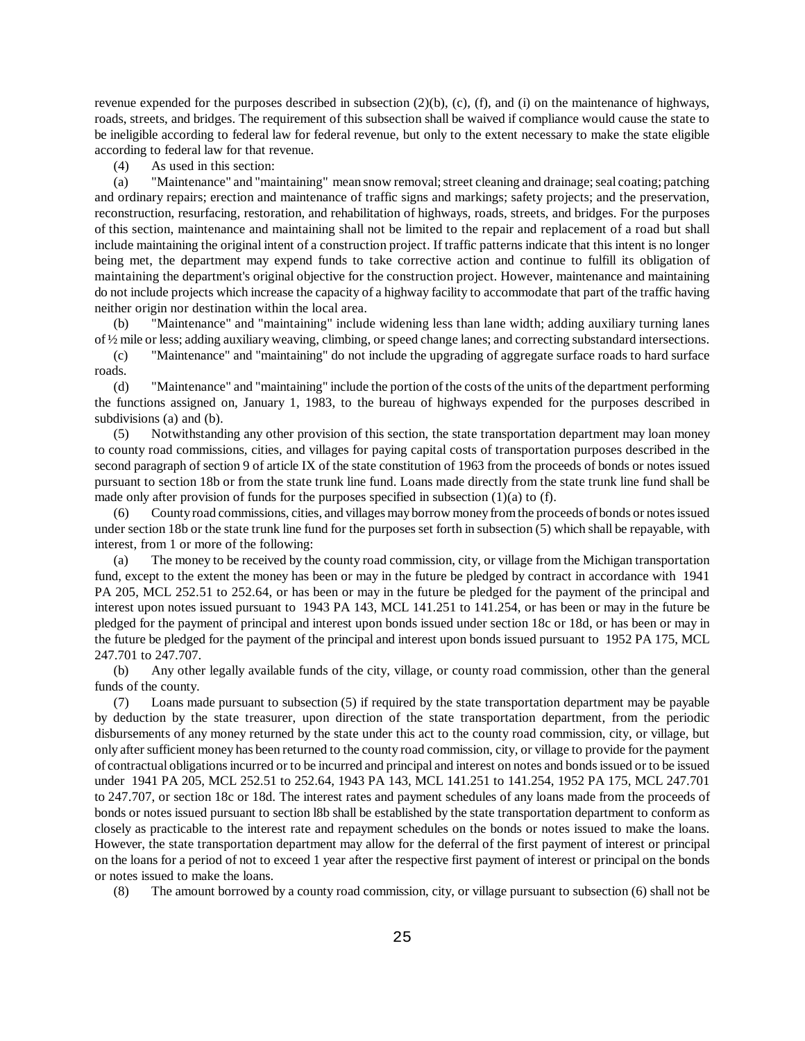revenue expended for the purposes described in subsection (2)(b), (c), (f), and (i) on the maintenance of highways, roads, streets, and bridges. The requirement of this subsection shall be waived if compliance would cause the state to be ineligible according to federal law for federal revenue, but only to the extent necessary to make the state eligible according to federal law for that revenue.

(4) As used in this section:

(a) "Maintenance" and "maintaining" mean snow removal; street cleaning and drainage; seal coating; patching and ordinary repairs; erection and maintenance of traffic signs and markings; safety projects; and the preservation, reconstruction, resurfacing, restoration, and rehabilitation of highways, roads, streets, and bridges. For the purposes of this section, maintenance and maintaining shall not be limited to the repair and replacement of a road but shall include maintaining the original intent of a construction project. If traffic patterns indicate that this intent is no longer being met, the department may expend funds to take corrective action and continue to fulfill its obligation of maintaining the department's original objective for the construction project. However, maintenance and maintaining do not include projects which increase the capacity of a highway facility to accommodate that part of the traffic having neither origin nor destination within the local area.

(b) "Maintenance" and "maintaining" include widening less than lane width; adding auxiliary turning lanes of ½ mile or less; adding auxiliary weaving, climbing, or speed change lanes; and correcting substandard intersections.

(c) "Maintenance" and "maintaining" do not include the upgrading of aggregate surface roads to hard surface roads.

(d) "Maintenance" and "maintaining" include the portion of the costs of the units of the department performing the functions assigned on, January 1, 1983, to the bureau of highways expended for the purposes described in subdivisions (a) and (b).

(5) Notwithstanding any other provision of this section, the state transportation department may loan money to county road commissions, cities, and villages for paying capital costs of transportation purposes described in the second paragraph of section 9 of article IX of the state constitution of 1963 from the proceeds of bonds or notes issued pursuant to section 18b or from the state trunk line fund. Loans made directly from the state trunk line fund shall be made only after provision of funds for the purposes specified in subsection (1)(a) to (f).

(6) County road commissions, cities, and villages may borrow money from the proceeds of bonds or notes issued under section 18b or the state trunk line fund for the purposes set forth in subsection (5) which shall be repayable, with interest, from 1 or more of the following:

(a) The money to be received by the county road commission, city, or village from the Michigan transportation fund, except to the extent the money has been or may in the future be pledged by contract in accordance with 1941 PA 205, MCL 252.51 to 252.64, or has been or may in the future be pledged for the payment of the principal and interest upon notes issued pursuant to 1943 PA 143, MCL 141.251 to 141.254, or has been or may in the future be pledged for the payment of principal and interest upon bonds issued under section 18c or 18d, or has been or may in the future be pledged for the payment of the principal and interest upon bonds issued pursuant to 1952 PA 175, MCL 247.701 to 247.707.

(b) Any other legally available funds of the city, village, or county road commission, other than the general funds of the county.

(7) Loans made pursuant to subsection (5) if required by the state transportation department may be payable by deduction by the state treasurer, upon direction of the state transportation department, from the periodic disbursements of any money returned by the state under this act to the county road commission, city, or village, but only after sufficient money has been returned to the county road commission, city, or village to provide for the payment of contractual obligations incurred or to be incurred and principal and interest on notes and bonds issued or to be issued under 1941 PA 205, MCL 252.51 to 252.64, 1943 PA 143, MCL 141.251 to 141.254, 1952 PA 175, MCL 247.701 to 247.707, or section 18c or 18d. The interest rates and payment schedules of any loans made from the proceeds of bonds or notes issued pursuant to section l8b shall be established by the state transportation department to conform as closely as practicable to the interest rate and repayment schedules on the bonds or notes issued to make the loans. However, the state transportation department may allow for the deferral of the first payment of interest or principal on the loans for a period of not to exceed 1 year after the respective first payment of interest or principal on the bonds or notes issued to make the loans.

(8) The amount borrowed by a county road commission, city, or village pursuant to subsection (6) shall not be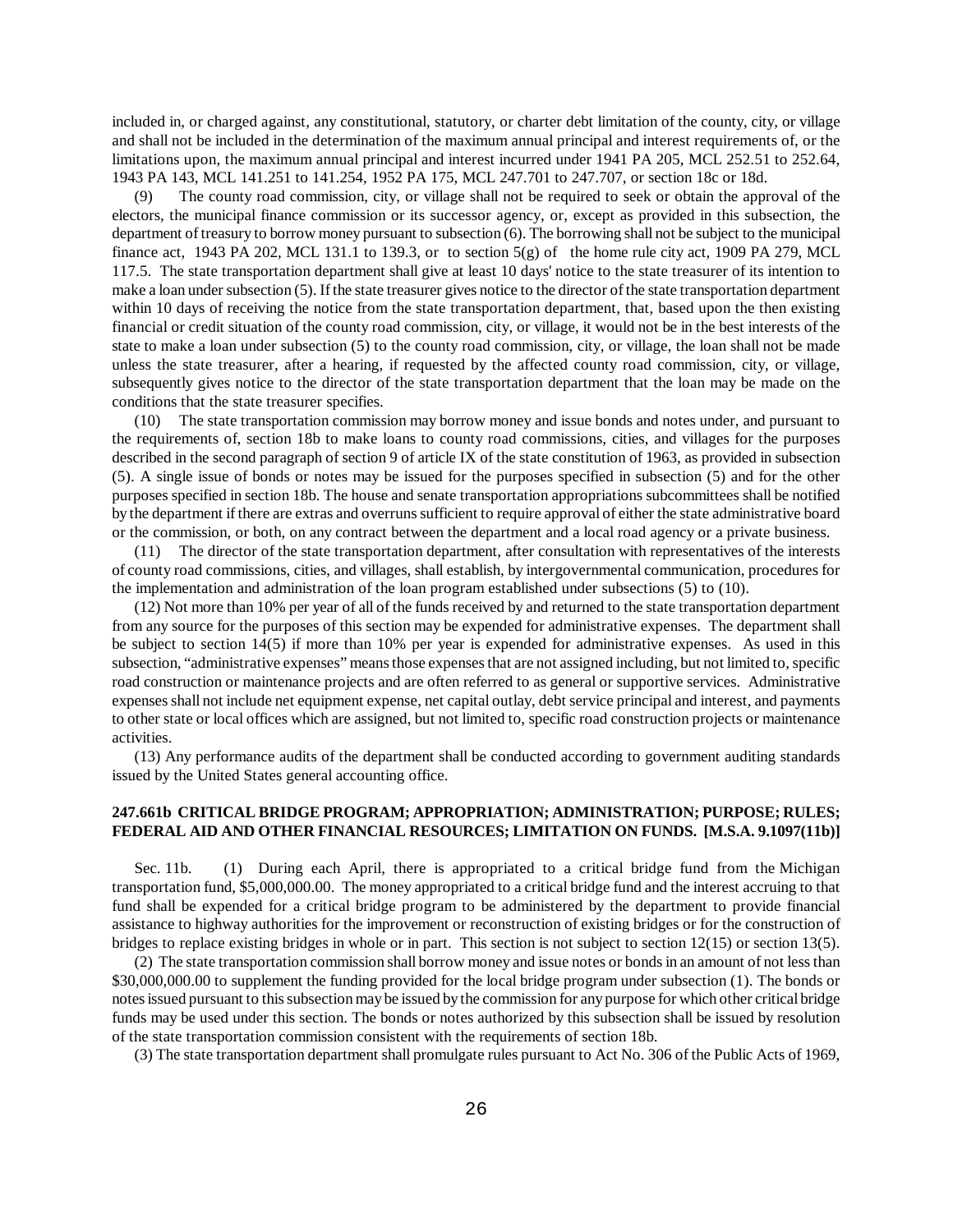included in, or charged against, any constitutional, statutory, or charter debt limitation of the county, city, or village and shall not be included in the determination of the maximum annual principal and interest requirements of, or the limitations upon, the maximum annual principal and interest incurred under 1941 PA 205, MCL 252.51 to 252.64, 1943 PA 143, MCL 141.251 to 141.254, 1952 PA 175, MCL 247.701 to 247.707, or section 18c or 18d.

(9) The county road commission, city, or village shall not be required to seek or obtain the approval of the electors, the municipal finance commission or its successor agency, or, except as provided in this subsection, the department of treasury to borrow money pursuant to subsection (6). The borrowing shall not be subject to the municipal finance act, 1943 PA 202, MCL 131.1 to 139.3, or to section 5(g) of the home rule city act, 1909 PA 279, MCL 117.5. The state transportation department shall give at least 10 days' notice to the state treasurer of its intention to make a loan under subsection (5). If the state treasurer gives notice to the director of the state transportation department within 10 days of receiving the notice from the state transportation department, that, based upon the then existing financial or credit situation of the county road commission, city, or village, it would not be in the best interests of the state to make a loan under subsection (5) to the county road commission, city, or village, the loan shall not be made unless the state treasurer, after a hearing, if requested by the affected county road commission, city, or village, subsequently gives notice to the director of the state transportation department that the loan may be made on the conditions that the state treasurer specifies.

(10) The state transportation commission may borrow money and issue bonds and notes under, and pursuant to the requirements of, section 18b to make loans to county road commissions, cities, and villages for the purposes described in the second paragraph of section 9 of article IX of the state constitution of 1963, as provided in subsection (5). A single issue of bonds or notes may be issued for the purposes specified in subsection (5) and for the other purposes specified in section 18b. The house and senate transportation appropriations subcommittees shall be notified by the department if there are extras and overruns sufficient to require approval of either the state administrative board or the commission, or both, on any contract between the department and a local road agency or a private business.

(11) The director of the state transportation department, after consultation with representatives of the interests of county road commissions, cities, and villages, shall establish, by intergovernmental communication, procedures for the implementation and administration of the loan program established under subsections (5) to (10).

(12) Not more than 10% per year of all of the funds received by and returned to the state transportation department from any source for the purposes of this section may be expended for administrative expenses. The department shall be subject to section 14(5) if more than 10% per year is expended for administrative expenses. As used in this subsection, "administrative expenses" means those expenses that are not assigned including, but not limited to, specific road construction or maintenance projects and are often referred to as general or supportive services. Administrative expenses shall not include net equipment expense, net capital outlay, debt service principal and interest, and payments to other state or local offices which are assigned, but not limited to, specific road construction projects or maintenance activities.

(13) Any performance audits of the department shall be conducted according to government auditing standards issued by the United States general accounting office.

**247.661b CRITICAL BRIDGE PROGRAM; APPROPRIATION; ADMINISTRATION; PURPOSE; RULES; FEDERAL AID AND OTHER FINANCIAL RESOURCES; LIMITATION ON FUNDS. [M.S.A. 9.1097(11b)]**

Sec. 11b. (1) During each April, there is appropriated to a critical bridge fund from the Michigan transportation fund, $5,000,000.00. The money appropriated to a critical bridge fund and the interest accruing to that fund shall be expended for a critical bridge program to be administered by the department to provide financial assistance to highway authorities for the improvement or reconstruction of existing bridges or for the construction of bridges to replace existing bridges in whole or in part. This section is not subject to section 12(15) or section 13(5).

(2) The state transportation commission shall borrow money and issue notes or bonds in an amount of not less than $30,000,000.00 to supplement the funding provided for the local bridge program under subsection (1). The bonds or notes issued pursuant to this subsection may be issued by the commission for any purpose for which other critical bridge funds may be used under this section. The bonds or notes authorized by this subsection shall be issued by resolution of the state transportation commission consistent with the requirements of section 18b.

(3) The state transportation department shall promulgate rules pursuant to Act No. 306 of the Public Acts of 1969,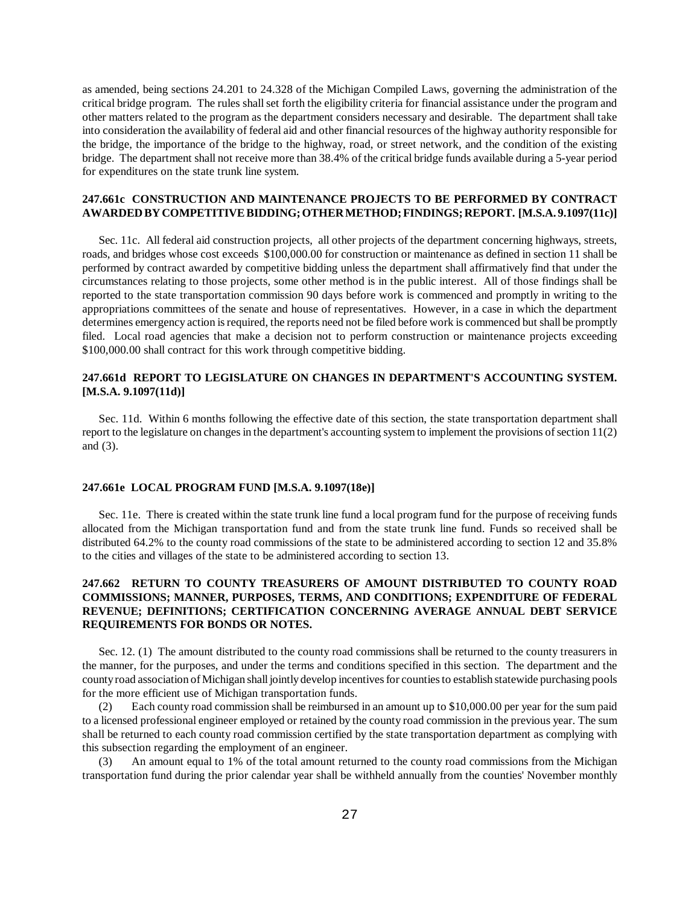as amended, being sections 24.201 to 24.328 of the Michigan Compiled Laws, governing the administration of the critical bridge program. The rules shall set forth the eligibility criteria for financial assistance under the program and other matters related to the program as the department considers necessary and desirable. The department shall take into consideration the availability of federal aid and other financial resources of the highway authority responsible for the bridge, the importance of the bridge to the highway, road, or street network, and the condition of the existing bridge. The department shall not receive more than 38.4% of the critical bridge funds available during a 5-year period for expenditures on the state trunk line system.

### 247.661c CONSTRUCTION AND MAINTENANCE PROJECTS TO BE PERFORMED BY CONTRACT AWARDED BY COMPETITIVE BIDDING; OTHER METHOD; FINDINGS; REPORT. [M.S.A. 9.1097(11c)]

Sec. 11c. All federal aid construction projects, all other projects of the department concerning highways, streets, roads, and bridges whose cost exceeds $100,000.00 for construction or maintenance as defined in section 11 shall be performed by contract awarded by competitive bidding unless the department shall affirmatively find that under the circumstances relating to those projects, some other method is in the public interest. All of those findings shall be reported to the state transportation commission 90 days before work is commenced and promptly in writing to the appropriations committees of the senate and house of representatives. However, in a case in which the department determines emergency action is required, the reports need not be filed before work is commenced but shall be promptly filed. Local road agencies that make a decision not to perform construction or maintenance projects exceeding $100,000.00 shall contract for this work through competitive bidding.

### 247.661d REPORT TO LEGISLATURE ON CHANGES IN DEPARTMENT'S ACCOUNTING SYSTEM. [M.S.A. 9.1097(11d)]

Sec. 11d. Within 6 months following the effective date of this section, the state transportation department shall report to the legislature on changes in the department's accounting system to implement the provisions of section 11(2) and (3).

### 247.661e LOCAL PROGRAM FUND [M.S.A. 9.1097(18e)]

Sec. 11e. There is created within the state trunk line fund a local program fund for the purpose of receiving funds allocated from the Michigan transportation fund and from the state trunk line fund. Funds so received shall be distributed 64.2% to the county road commissions of the state to be administered according to section 12 and 35.8% to the cities and villages of the state to be administered according to section 13.

### 247.662 RETURN TO COUNTY TREASURERS OF AMOUNT DISTRIBUTED TO COUNTY ROAD COMMISSIONS; MANNER, PURPOSES, TERMS, AND CONDITIONS; EXPENDITURE OF FEDERAL REVENUE; DEFINITIONS; CERTIFICATION CONCERNING AVERAGE ANNUAL DEBT SERVICE REQUIREMENTS FOR BONDS OR NOTES.

Sec. 12. (1) The amount distributed to the county road commissions shall be returned to the county treasurers in the manner, for the purposes, and under the terms and conditions specified in this section. The department and the county road association of Michigan shall jointly develop incentives for counties to establish statewide purchasing pools for the more efficient use of Michigan transportation funds.

(2) Each county road commission shall be reimbursed in an amount up to $10,000.00 per year for the sum paid to a licensed professional engineer employed or retained by the county road commission in the previous year. The sum shall be returned to each county road commission certified by the state transportation department as complying with this subsection regarding the employment of an engineer.

(3) An amount equal to 1% of the total amount returned to the county road commissions from the Michigan transportation fund during the prior calendar year shall be withheld annually from the counties' November monthly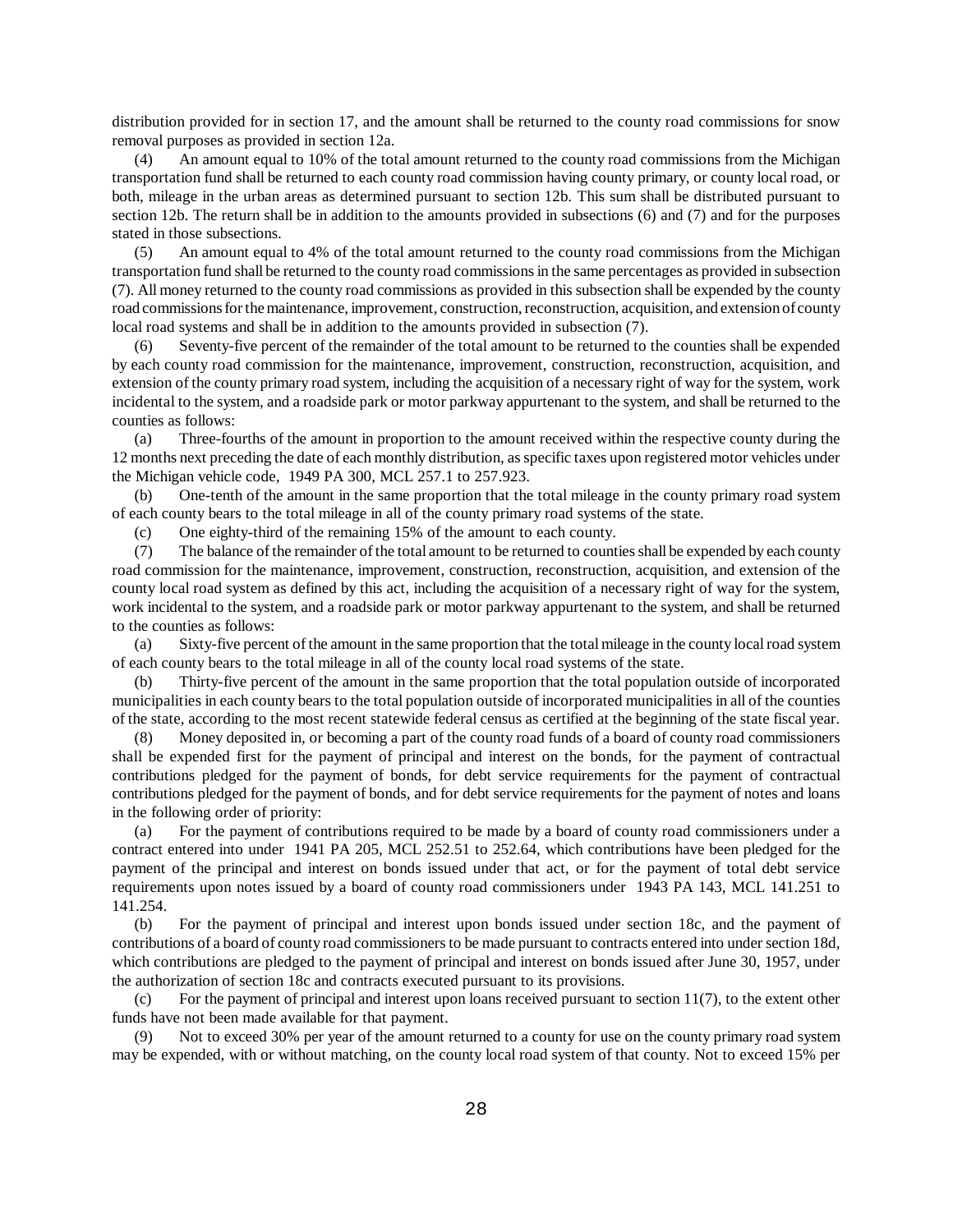distribution provided for in section 17, and the amount shall be returned to the county road commissions for snow removal purposes as provided in section 12a.

(4) An amount equal to 10% of the total amount returned to the county road commissions from the Michigan transportation fund shall be returned to each county road commission having county primary, or county local road, or both, mileage in the urban areas as determined pursuant to section 12b. This sum shall be distributed pursuant to section 12b. The return shall be in addition to the amounts provided in subsections (6) and (7) and for the purposes stated in those subsections.

(5) An amount equal to 4% of the total amount returned to the county road commissions from the Michigan transportation fund shall be returned to the county road commissions in the same percentages as provided in subsection (7). All money returned to the county road commissions as provided in this subsection shall be expended by the county road commissions for the maintenance, improvement, construction, reconstruction, acquisition, and extension of county local road systems and shall be in addition to the amounts provided in subsection (7).

(6) Seventy-five percent of the remainder of the total amount to be returned to the counties shall be expended by each county road commission for the maintenance, improvement, construction, reconstruction, acquisition, and extension of the county primary road system, including the acquisition of a necessary right of way for the system, work incidental to the system, and a roadside park or motor parkway appurtenant to the system, and shall be returned to the counties as follows:

(a) Three-fourths of the amount in proportion to the amount received within the respective county during the 12 months next preceding the date of each monthly distribution, as specific taxes upon registered motor vehicles under the Michigan vehicle code, 1949 PA 300, MCL 257.1 to 257.923.

(b) One-tenth of the amount in the same proportion that the total mileage in the county primary road system of each county bears to the total mileage in all of the county primary road systems of the state.

(c) One eighty-third of the remaining 15% of the amount to each county.

(7) The balance of the remainder of the total amount to be returned to counties shall be expended by each county road commission for the maintenance, improvement, construction, reconstruction, acquisition, and extension of the county local road system as defined by this act, including the acquisition of a necessary right of way for the system, work incidental to the system, and a roadside park or motor parkway appurtenant to the system, and shall be returned to the counties as follows:

(a) Sixty-five percent of the amount in the same proportion that the total mileage in the county local road system of each county bears to the total mileage in all of the county local road systems of the state.

(b) Thirty-five percent of the amount in the same proportion that the total population outside of incorporated municipalities in each county bears to the total population outside of incorporated municipalities in all of the counties of the state, according to the most recent statewide federal census as certified at the beginning of the state fiscal year.

(8) Money deposited in, or becoming a part of the county road funds of a board of county road commissioners shall be expended first for the payment of principal and interest on the bonds, for the payment of contractual contributions pledged for the payment of bonds, for debt service requirements for the payment of contractual contributions pledged for the payment of bonds, and for debt service requirements for the payment of notes and loans in the following order of priority:

(a) For the payment of contributions required to be made by a board of county road commissioners under a contract entered into under 1941 PA 205, MCL 252.51 to 252.64, which contributions have been pledged for the payment of the principal and interest on bonds issued under that act, or for the payment of total debt service requirements upon notes issued by a board of county road commissioners under 1943 PA 143, MCL 141.251 to 141.254.

(b) For the payment of principal and interest upon bonds issued under section 18c, and the payment of contributions of a board of county road commissioners to be made pursuant to contracts entered into under section 18d, which contributions are pledged to the payment of principal and interest on bonds issued after June 30, 1957, under the authorization of section 18c and contracts executed pursuant to its provisions.

(c) For the payment of principal and interest upon loans received pursuant to section 11(7), to the extent other funds have not been made available for that payment.

(9) Not to exceed 30% per year of the amount returned to a county for use on the county primary road system may be expended, with or without matching, on the county local road system of that county. Not to exceed 15% per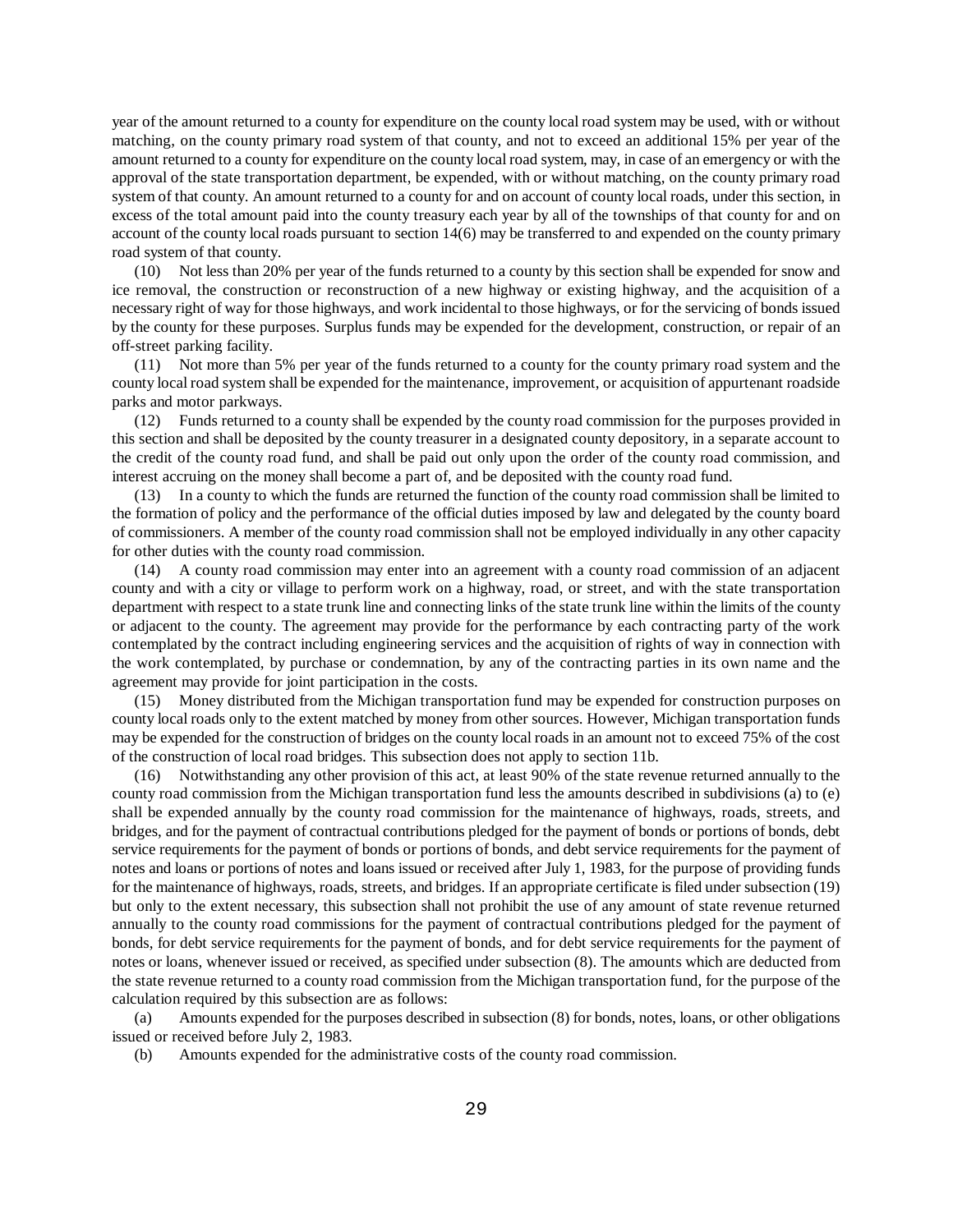year of the amount returned to a county for expenditure on the county local road system may be used, with or without matching, on the county primary road system of that county, and not to exceed an additional 15% per year of the amount returned to a county for expenditure on the county local road system, may, in case of an emergency or with the approval of the state transportation department, be expended, with or without matching, on the county primary road system of that county. An amount returned to a county for and on account of county local roads, under this section, in excess of the total amount paid into the county treasury each year by all of the townships of that county for and on account of the county local roads pursuant to section 14(6) may be transferred to and expended on the county primary road system of that county.

(10) Not less than 20% per year of the funds returned to a county by this section shall be expended for snow and ice removal, the construction or reconstruction of a new highway or existing highway, and the acquisition of a necessary right of way for those highways, and work incidental to those highways, or for the servicing of bonds issued by the county for these purposes. Surplus funds may be expended for the development, construction, or repair of an off-street parking facility.

(11) Not more than 5% per year of the funds returned to a county for the county primary road system and the county local road system shall be expended for the maintenance, improvement, or acquisition of appurtenant roadside parks and motor parkways.

(12) Funds returned to a county shall be expended by the county road commission for the purposes provided in this section and shall be deposited by the county treasurer in a designated county depository, in a separate account to the credit of the county road fund, and shall be paid out only upon the order of the county road commission, and interest accruing on the money shall become a part of, and be deposited with the county road fund.

(13) In a county to which the funds are returned the function of the county road commission shall be limited to the formation of policy and the performance of the official duties imposed by law and delegated by the county board of commissioners. A member of the county road commission shall not be employed individually in any other capacity for other duties with the county road commission.

(14) A county road commission may enter into an agreement with a county road commission of an adjacent county and with a city or village to perform work on a highway, road, or street, and with the state transportation department with respect to a state trunk line and connecting links of the state trunk line within the limits of the county or adjacent to the county. The agreement may provide for the performance by each contracting party of the work contemplated by the contract including engineering services and the acquisition of rights of way in connection with the work contemplated, by purchase or condemnation, by any of the contracting parties in its own name and the agreement may provide for joint participation in the costs.

(15) Money distributed from the Michigan transportation fund may be expended for construction purposes on county local roads only to the extent matched by money from other sources. However, Michigan transportation funds may be expended for the construction of bridges on the county local roads in an amount not to exceed 75% of the cost of the construction of local road bridges. This subsection does not apply to section 11b.

(16) Notwithstanding any other provision of this act, at least 90% of the state revenue returned annually to the county road commission from the Michigan transportation fund less the amounts described in subdivisions (a) to (e) shall be expended annually by the county road commission for the maintenance of highways, roads, streets, and bridges, and for the payment of contractual contributions pledged for the payment of bonds or portions of bonds, debt service requirements for the payment of bonds or portions of bonds, and debt service requirements for the payment of notes and loans or portions of notes and loans issued or received after July 1, 1983, for the purpose of providing funds for the maintenance of highways, roads, streets, and bridges. If an appropriate certificate is filed under subsection (19) but only to the extent necessary, this subsection shall not prohibit the use of any amount of state revenue returned annually to the county road commissions for the payment of contractual contributions pledged for the payment of bonds, for debt service requirements for the payment of bonds, and for debt service requirements for the payment of notes or loans, whenever issued or received, as specified under subsection (8). The amounts which are deducted from the state revenue returned to a county road commission from the Michigan transportation fund, for the purpose of the calculation required by this subsection are as follows:

(a) Amounts expended for the purposes described in subsection (8) for bonds, notes, loans, or other obligations issued or received before July 2, 1983.

(b) Amounts expended for the administrative costs of the county road commission.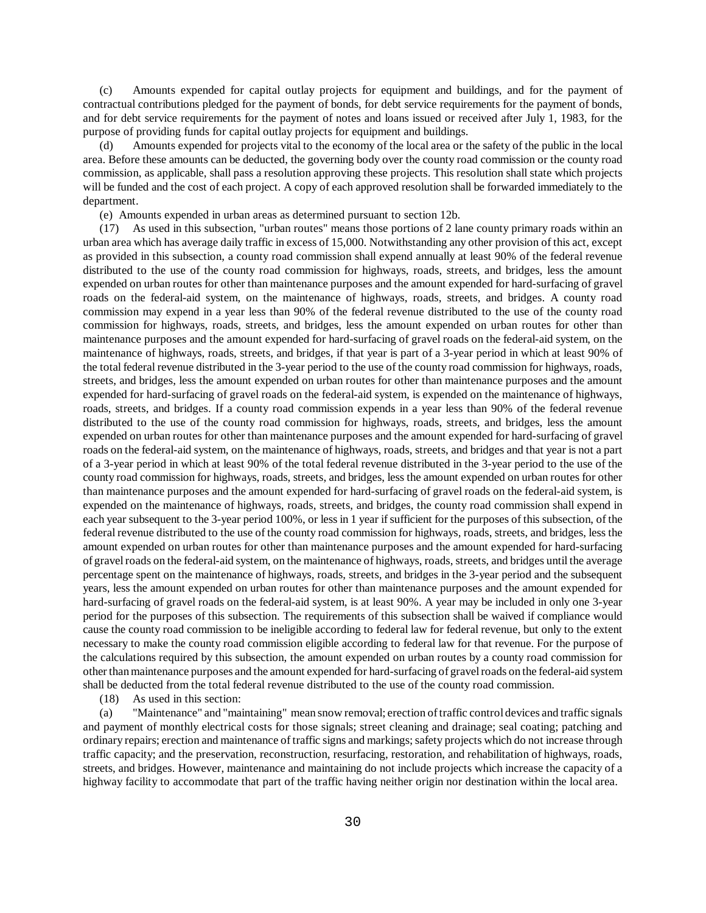(c) Amounts expended for capital outlay projects for equipment and buildings, and for the payment of contractual contributions pledged for the payment of bonds, for debt service requirements for the payment of bonds, and for debt service requirements for the payment of notes and loans issued or received after July 1, 1983, for the purpose of providing funds for capital outlay projects for equipment and buildings.

(d) Amounts expended for projects vital to the economy of the local area or the safety of the public in the local area. Before these amounts can be deducted, the governing body over the county road commission or the county road commission, as applicable, shall pass a resolution approving these projects. This resolution shall state which projects will be funded and the cost of each project. A copy of each approved resolution shall be forwarded immediately to the department.

(e) Amounts expended in urban areas as determined pursuant to section 12b.

(17) As used in this subsection, "urban routes" means those portions of 2 lane county primary roads within an urban area which has average daily traffic in excess of 15,000. Notwithstanding any other provision of this act, except as provided in this subsection, a county road commission shall expend annually at least 90% of the federal revenue distributed to the use of the county road commission for highways, roads, streets, and bridges, less the amount expended on urban routes for other than maintenance purposes and the amount expended for hard-surfacing of gravel roads on the federal-aid system, on the maintenance of highways, roads, streets, and bridges. A county road commission may expend in a year less than 90% of the federal revenue distributed to the use of the county road commission for highways, roads, streets, and bridges, less the amount expended on urban routes for other than maintenance purposes and the amount expended for hard-surfacing of gravel roads on the federal-aid system, on the maintenance of highways, roads, streets, and bridges, if that year is part of a 3-year period in which at least 90% of the total federal revenue distributed in the 3-year period to the use of the county road commission for highways, roads, streets, and bridges, less the amount expended on urban routes for other than maintenance purposes and the amount expended for hard-surfacing of gravel roads on the federal-aid system, is expended on the maintenance of highways, roads, streets, and bridges. If a county road commission expends in a year less than 90% of the federal revenue distributed to the use of the county road commission for highways, roads, streets, and bridges, less the amount expended on urban routes for other than maintenance purposes and the amount expended for hard-surfacing of gravel roads on the federal-aid system, on the maintenance of highways, roads, streets, and bridges and that year is not a part of a 3-year period in which at least 90% of the total federal revenue distributed in the 3-year period to the use of the county road commission for highways, roads, streets, and bridges, less the amount expended on urban routes for other than maintenance purposes and the amount expended for hard-surfacing of gravel roads on the federal-aid system, is expended on the maintenance of highways, roads, streets, and bridges, the county road commission shall expend in each year subsequent to the 3-year period 100%, or less in 1 year if sufficient for the purposes of this subsection, of the federal revenue distributed to the use of the county road commission for highways, roads, streets, and bridges, less the amount expended on urban routes for other than maintenance purposes and the amount expended for hard-surfacing of gravel roads on the federal-aid system, on the maintenance of highways, roads, streets, and bridges until the average percentage spent on the maintenance of highways, roads, streets, and bridges in the 3-year period and the subsequent years, less the amount expended on urban routes for other than maintenance purposes and the amount expended for hard-surfacing of gravel roads on the federal-aid system, is at least 90%. A year may be included in only one 3-year period for the purposes of this subsection. The requirements of this subsection shall be waived if compliance would cause the county road commission to be ineligible according to federal law for federal revenue, but only to the extent necessary to make the county road commission eligible according to federal law for that revenue. For the purpose of the calculations required by this subsection, the amount expended on urban routes by a county road commission for other than maintenance purposes and the amount expended for hard-surfacing of gravel roads on the federal-aid system shall be deducted from the total federal revenue distributed to the use of the county road commission.

(18) As used in this section:

(a) "Maintenance" and "maintaining" mean snow removal; erection of traffic control devices and traffic signals and payment of monthly electrical costs for those signals; street cleaning and drainage; seal coating; patching and ordinary repairs; erection and maintenance of traffic signs and markings; safety projects which do not increase through traffic capacity; and the preservation, reconstruction, resurfacing, restoration, and rehabilitation of highways, roads, streets, and bridges. However, maintenance and maintaining do not include projects which increase the capacity of a highway facility to accommodate that part of the traffic having neither origin nor destination within the local area.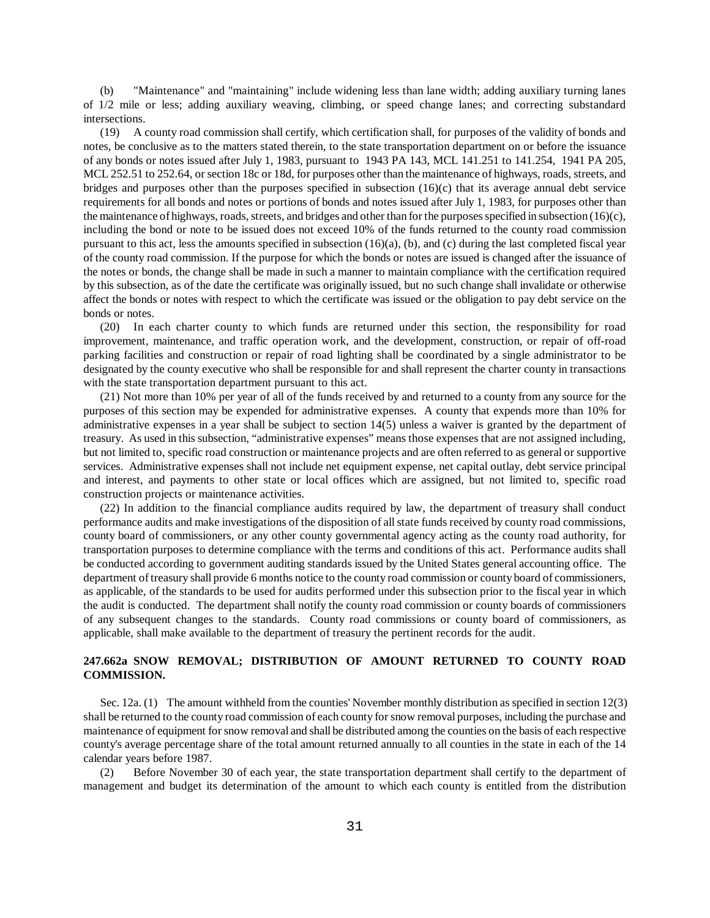(b) "Maintenance" and "maintaining" include widening less than lane width; adding auxiliary turning lanes of 1/2 mile or less; adding auxiliary weaving, climbing, or speed change lanes; and correcting substandard intersections.

(19) A county road commission shall certify, which certification shall, for purposes of the validity of bonds and notes, be conclusive as to the matters stated therein, to the state transportation department on or before the issuance of any bonds or notes issued after July 1, 1983, pursuant to 1943 PA 143, MCL 141.251 to 141.254, 1941 PA 205, MCL 252.51 to 252.64, or section 18c or 18d, for purposes other than the maintenance of highways, roads, streets, and bridges and purposes other than the purposes specified in subsection (16)(c) that its average annual debt service requirements for all bonds and notes or portions of bonds and notes issued after July 1, 1983, for purposes other than the maintenance of highways, roads, streets, and bridges and other than for the purposes specified in subsection (16)(c), including the bond or note to be issued does not exceed 10% of the funds returned to the county road commission pursuant to this act, less the amounts specified in subsection (16)(a), (b), and (c) during the last completed fiscal year of the county road commission. If the purpose for which the bonds or notes are issued is changed after the issuance of the notes or bonds, the change shall be made in such a manner to maintain compliance with the certification required by this subsection, as of the date the certificate was originally issued, but no such change shall invalidate or otherwise affect the bonds or notes with respect to which the certificate was issued or the obligation to pay debt service on the bonds or notes.

(20) In each charter county to which funds are returned under this section, the responsibility for road improvement, maintenance, and traffic operation work, and the development, construction, or repair of off-road parking facilities and construction or repair of road lighting shall be coordinated by a single administrator to be designated by the county executive who shall be responsible for and shall represent the charter county in transactions with the state transportation department pursuant to this act.

(21) Not more than 10% per year of all of the funds received by and returned to a county from any source for the purposes of this section may be expended for administrative expenses. A county that expends more than 10% for administrative expenses in a year shall be subject to section 14(5) unless a waiver is granted by the department of treasury. As used in this subsection, "administrative expenses" means those expenses that are not assigned including, but not limited to, specific road construction or maintenance projects and are often referred to as general or supportive services. Administrative expenses shall not include net equipment expense, net capital outlay, debt service principal and interest, and payments to other state or local offices which are assigned, but not limited to, specific road construction projects or maintenance activities.

(22) In addition to the financial compliance audits required by law, the department of treasury shall conduct performance audits and make investigations of the disposition of all state funds received by county road commissions, county board of commissioners, or any other county governmental agency acting as the county road authority, for transportation purposes to determine compliance with the terms and conditions of this act. Performance audits shall be conducted according to government auditing standards issued by the United States general accounting office. The department of treasury shall provide 6 months notice to the county road commission or county board of commissioners, as applicable, of the standards to be used for audits performed under this subsection prior to the fiscal year in which the audit is conducted. The department shall notify the county road commission or county boards of commissioners of any subsequent changes to the standards. County road commissions or county board of commissioners, as applicable, shall make available to the department of treasury the pertinent records for the audit.

**247.662a SNOW REMOVAL; DISTRIBUTION OF AMOUNT RETURNED TO COUNTY ROAD COMMISSION.**

Sec. 12a. (1) The amount withheld from the counties' November monthly distribution as specified in section 12(3) shall be returned to the county road commission of each county for snow removal purposes, including the purchase and maintenance of equipment for snow removal and shall be distributed among the counties on the basis of each respective county's average percentage share of the total amount returned annually to all counties in the state in each of the 14 calendar years before 1987.

(2) Before November 30 of each year, the state transportation department shall certify to the department of management and budget its determination of the amount to which each county is entitled from the distribution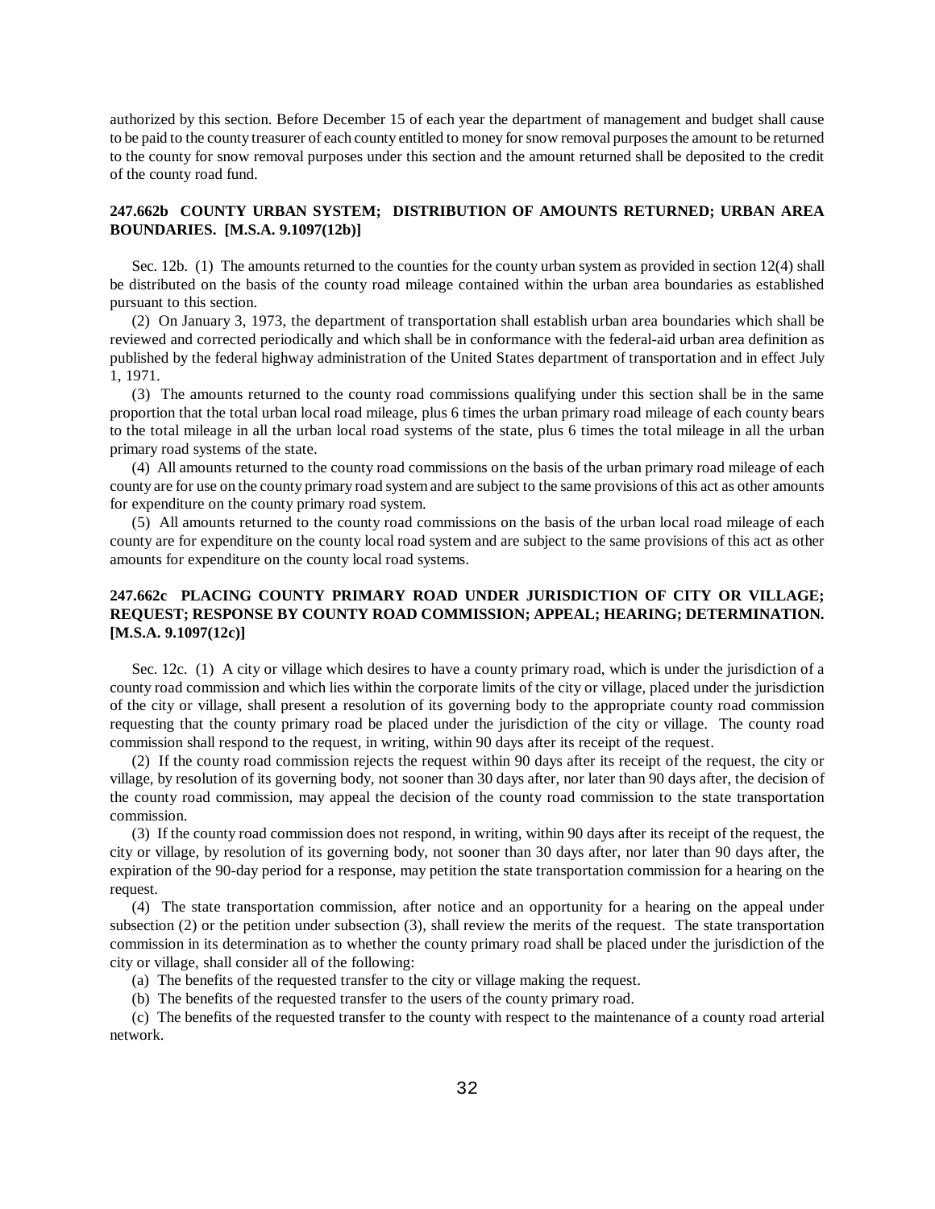authorized by this section. Before December 15 of each year the department of management and budget shall cause to be paid to the county treasurer of each county entitled to money for snow removal purposes the amount to be returned to the county for snow removal purposes under this section and the amount returned shall be deposited to the credit of the county road fund.

### 247.662b COUNTY URBAN SYSTEM; DISTRIBUTION OF AMOUNTS RETURNED; URBAN AREA BOUNDARIES. [M.S.A. 9.1097(12b)]

Sec. 12b. (1) The amounts returned to the counties for the county urban system as provided in section 12(4) shall be distributed on the basis of the county road mileage contained within the urban area boundaries as established pursuant to this section.

(2) On January 3, 1973, the department of transportation shall establish urban area boundaries which shall be reviewed and corrected periodically and which shall be in conformance with the federal-aid urban area definition as published by the federal highway administration of the United States department of transportation and in effect July 1, 1971.

(3) The amounts returned to the county road commissions qualifying under this section shall be in the same proportion that the total urban local road mileage, plus 6 times the urban primary road mileage of each county bears to the total mileage in all the urban local road systems of the state, plus 6 times the total mileage in all the urban primary road systems of the state.

(4) All amounts returned to the county road commissions on the basis of the urban primary road mileage of each county are for use on the county primary road system and are subject to the same provisions of this act as other amounts for expenditure on the county primary road system.

(5) All amounts returned to the county road commissions on the basis of the urban local road mileage of each county are for expenditure on the county local road system and are subject to the same provisions of this act as other amounts for expenditure on the county local road systems.

### 247.662c PLACING COUNTY PRIMARY ROAD UNDER JURISDICTION OF CITY OR VILLAGE; REQUEST; RESPONSE BY COUNTY ROAD COMMISSION; APPEAL; HEARING; DETERMINATION. [M.S.A. 9.1097(12c)]

Sec. 12c. (1) A city or village which desires to have a county primary road, which is under the jurisdiction of a county road commission and which lies within the corporate limits of the city or village, placed under the jurisdiction of the city or village, shall present a resolution of its governing body to the appropriate county road commission requesting that the county primary road be placed under the jurisdiction of the city or village. The county road commission shall respond to the request, in writing, within 90 days after its receipt of the request.

(2) If the county road commission rejects the request within 90 days after its receipt of the request, the city or village, by resolution of its governing body, not sooner than 30 days after, nor later than 90 days after, the decision of the county road commission, may appeal the decision of the county road commission to the state transportation commission.

(3) If the county road commission does not respond, in writing, within 90 days after its receipt of the request, the city or village, by resolution of its governing body, not sooner than 30 days after, nor later than 90 days after, the expiration of the 90-day period for a response, may petition the state transportation commission for a hearing on the request.

(4) The state transportation commission, after notice and an opportunity for a hearing on the appeal under subsection (2) or the petition under subsection (3), shall review the merits of the request. The state transportation commission in its determination as to whether the county primary road shall be placed under the jurisdiction of the city or village, shall consider all of the following:

(a) The benefits of the requested transfer to the city or village making the request.

(b) The benefits of the requested transfer to the users of the county primary road.

(c) The benefits of the requested transfer to the county with respect to the maintenance of a county road arterial network.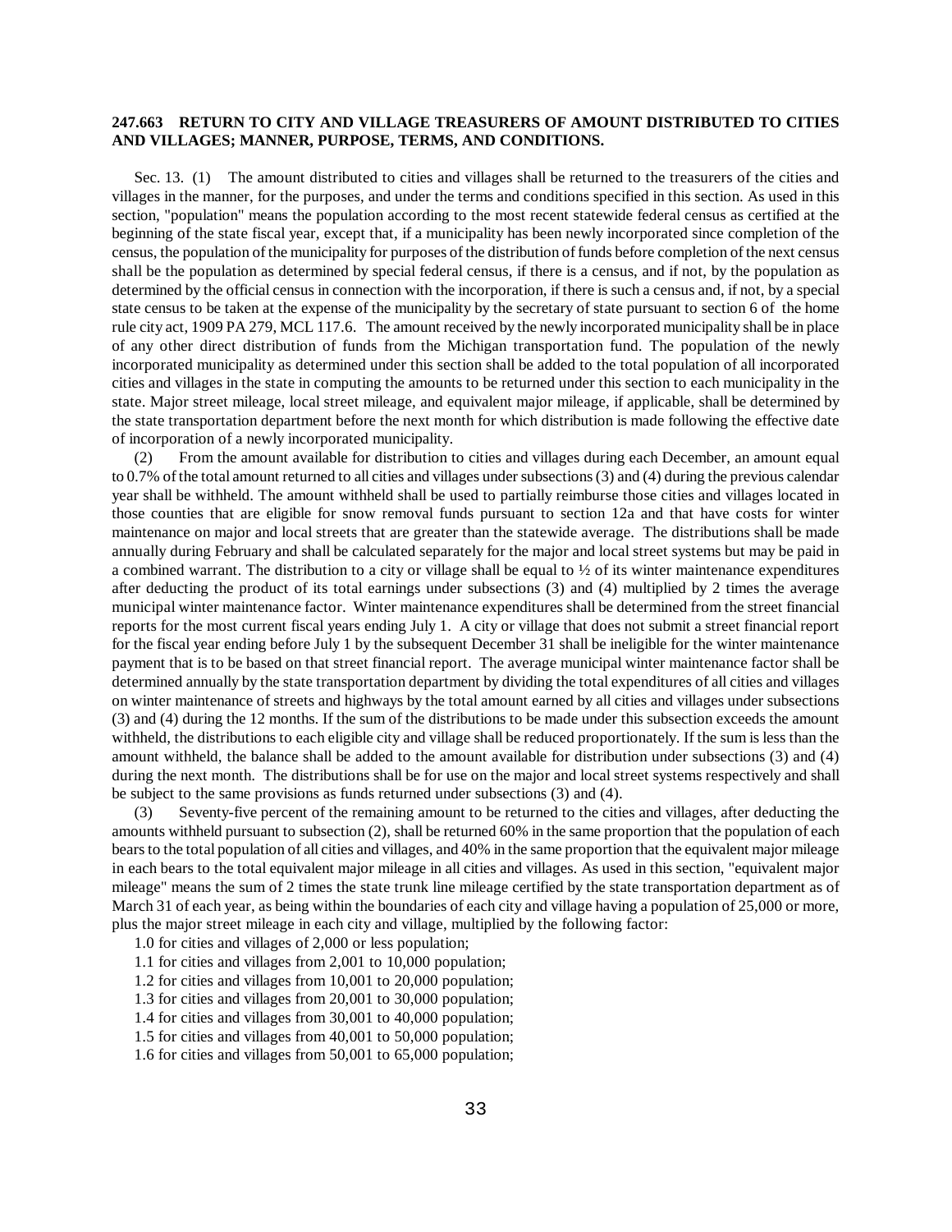**247.663 RETURN TO CITY AND VILLAGE TREASURERS OF AMOUNT DISTRIBUTED TO CITIES AND VILLAGES; MANNER, PURPOSE, TERMS, AND CONDITIONS.**

Sec. 13. (1) The amount distributed to cities and villages shall be returned to the treasurers of the cities and villages in the manner, for the purposes, and under the terms and conditions specified in this section. As used in this section, "population" means the population according to the most recent statewide federal census as certified at the beginning of the state fiscal year, except that, if a municipality has been newly incorporated since completion of the census, the population of the municipality for purposes of the distribution of funds before completion of the next census shall be the population as determined by special federal census, if there is a census, and if not, by the population as determined by the official census in connection with the incorporation, if there is such a census and, if not, by a special state census to be taken at the expense of the municipality by the secretary of state pursuant to section 6 of the home rule city act, 1909 PA 279, MCL 117.6. The amount received by the newly incorporated municipality shall be in place of any other direct distribution of funds from the Michigan transportation fund. The population of the newly incorporated municipality as determined under this section shall be added to the total population of all incorporated cities and villages in the state in computing the amounts to be returned under this section to each municipality in the state. Major street mileage, local street mileage, and equivalent major mileage, if applicable, shall be determined by the state transportation department before the next month for which distribution is made following the effective date of incorporation of a newly incorporated municipality.

(2) From the amount available for distribution to cities and villages during each December, an amount equal to 0.7% of the total amount returned to all cities and villages under subsections (3) and (4) during the previous calendar year shall be withheld. The amount withheld shall be used to partially reimburse those cities and villages located in those counties that are eligible for snow removal funds pursuant to section 12a and that have costs for winter maintenance on major and local streets that are greater than the statewide average. The distributions shall be made annually during February and shall be calculated separately for the major and local street systems but may be paid in a combined warrant. The distribution to a city or village shall be equal to ½ of its winter maintenance expenditures after deducting the product of its total earnings under subsections (3) and (4) multiplied by 2 times the average municipal winter maintenance factor. Winter maintenance expenditures shall be determined from the street financial reports for the most current fiscal years ending July 1. A city or village that does not submit a street financial report for the fiscal year ending before July 1 by the subsequent December 31 shall be ineligible for the winter maintenance payment that is to be based on that street financial report. The average municipal winter maintenance factor shall be determined annually by the state transportation department by dividing the total expenditures of all cities and villages on winter maintenance of streets and highways by the total amount earned by all cities and villages under subsections (3) and (4) during the 12 months. If the sum of the distributions to be made under this subsection exceeds the amount withheld, the distributions to each eligible city and village shall be reduced proportionately. If the sum is less than the amount withheld, the balance shall be added to the amount available for distribution under subsections (3) and (4) during the next month. The distributions shall be for use on the major and local street systems respectively and shall be subject to the same provisions as funds returned under subsections (3) and (4).

(3) Seventy-five percent of the remaining amount to be returned to the cities and villages, after deducting the amounts withheld pursuant to subsection (2), shall be returned 60% in the same proportion that the population of each bears to the total population of all cities and villages, and 40% in the same proportion that the equivalent major mileage in each bears to the total equivalent major mileage in all cities and villages. As used in this section, "equivalent major mileage" means the sum of 2 times the state trunk line mileage certified by the state transportation department as of March 31 of each year, as being within the boundaries of each city and village having a population of 25,000 or more, plus the major street mileage in each city and village, multiplied by the following factor:

1.0 for cities and villages of 2,000 or less population;

1.1 for cities and villages from 2,001 to 10,000 population;

1.2 for cities and villages from 10,001 to 20,000 population;

1.3 for cities and villages from 20,001 to 30,000 population;

1.4 for cities and villages from 30,001 to 40,000 population;

1.5 for cities and villages from 40,001 to 50,000 population;

1.6 for cities and villages from 50,001 to 65,000 population;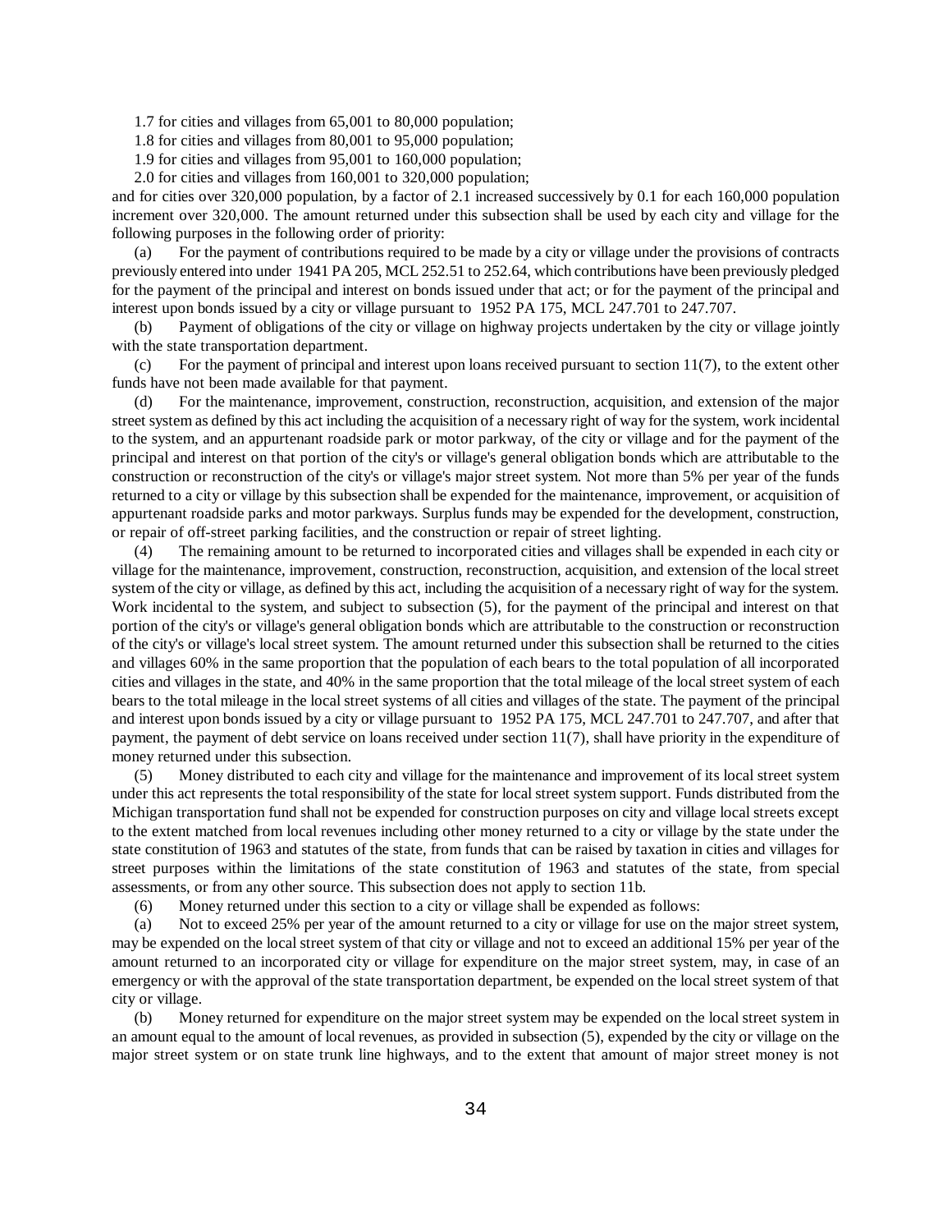1.7 for cities and villages from 65,001 to 80,000 population;

1.8 for cities and villages from 80,001 to 95,000 population;

1.9 for cities and villages from 95,001 to 160,000 population;

2.0 for cities and villages from 160,001 to 320,000 population;

and for cities over 320,000 population, by a factor of 2.1 increased successively by 0.1 for each 160,000 population increment over 320,000. The amount returned under this subsection shall be used by each city and village for the following purposes in the following order of priority:

(a) For the payment of contributions required to be made by a city or village under the provisions of contracts previously entered into under 1941 PA 205, MCL 252.51 to 252.64, which contributions have been previously pledged for the payment of the principal and interest on bonds issued under that act; or for the payment of the principal and interest upon bonds issued by a city or village pursuant to 1952 PA 175, MCL 247.701 to 247.707.

(b) Payment of obligations of the city or village on highway projects undertaken by the city or village jointly with the state transportation department.

(c) For the payment of principal and interest upon loans received pursuant to section 11(7), to the extent other funds have not been made available for that payment.

(d) For the maintenance, improvement, construction, reconstruction, acquisition, and extension of the major street system as defined by this act including the acquisition of a necessary right of way for the system, work incidental to the system, and an appurtenant roadside park or motor parkway, of the city or village and for the payment of the principal and interest on that portion of the city's or village's general obligation bonds which are attributable to the construction or reconstruction of the city's or village's major street system. Not more than 5% per year of the funds returned to a city or village by this subsection shall be expended for the maintenance, improvement, or acquisition of appurtenant roadside parks and motor parkways. Surplus funds may be expended for the development, construction, or repair of off-street parking facilities, and the construction or repair of street lighting.

(4) The remaining amount to be returned to incorporated cities and villages shall be expended in each city or village for the maintenance, improvement, construction, reconstruction, acquisition, and extension of the local street system of the city or village, as defined by this act, including the acquisition of a necessary right of way for the system. Work incidental to the system, and subject to subsection (5), for the payment of the principal and interest on that portion of the city's or village's general obligation bonds which are attributable to the construction or reconstruction of the city's or village's local street system. The amount returned under this subsection shall be returned to the cities and villages 60% in the same proportion that the population of each bears to the total population of all incorporated cities and villages in the state, and 40% in the same proportion that the total mileage of the local street system of each bears to the total mileage in the local street systems of all cities and villages of the state. The payment of the principal and interest upon bonds issued by a city or village pursuant to 1952 PA 175, MCL 247.701 to 247.707, and after that payment, the payment of debt service on loans received under section 11(7), shall have priority in the expenditure of money returned under this subsection.

(5) Money distributed to each city and village for the maintenance and improvement of its local street system under this act represents the total responsibility of the state for local street system support. Funds distributed from the Michigan transportation fund shall not be expended for construction purposes on city and village local streets except to the extent matched from local revenues including other money returned to a city or village by the state under the state constitution of 1963 and statutes of the state, from funds that can be raised by taxation in cities and villages for street purposes within the limitations of the state constitution of 1963 and statutes of the state, from special assessments, or from any other source. This subsection does not apply to section 11b.

(6) Money returned under this section to a city or village shall be expended as follows:

(a) Not to exceed 25% per year of the amount returned to a city or village for use on the major street system, may be expended on the local street system of that city or village and not to exceed an additional 15% per year of the amount returned to an incorporated city or village for expenditure on the major street system, may, in case of an emergency or with the approval of the state transportation department, be expended on the local street system of that city or village.

(b) Money returned for expenditure on the major street system may be expended on the local street system in an amount equal to the amount of local revenues, as provided in subsection (5), expended by the city or village on the major street system or on state trunk line highways, and to the extent that amount of major street money is not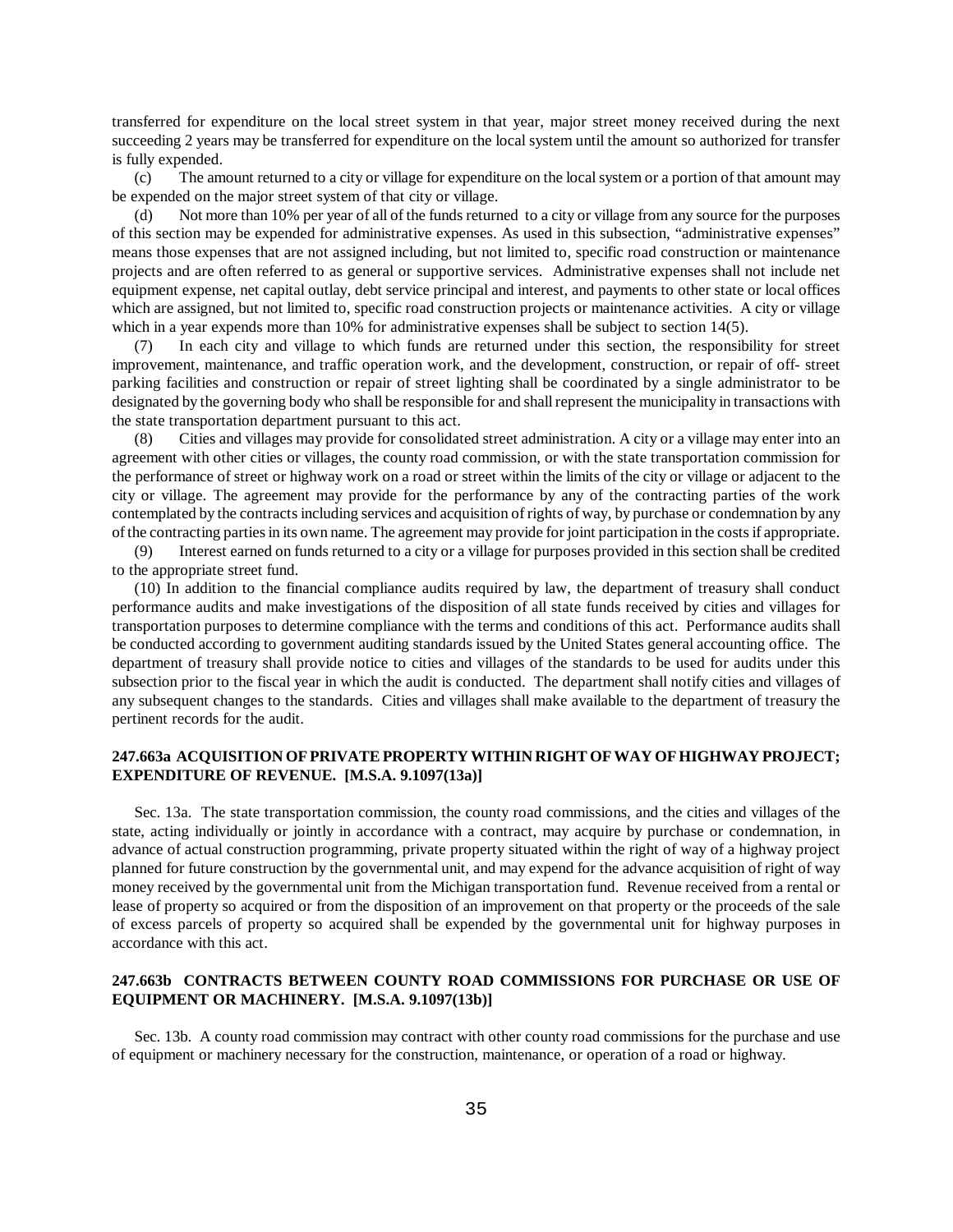transferred for expenditure on the local street system in that year, major street money received during the next succeeding 2 years may be transferred for expenditure on the local system until the amount so authorized for transfer is fully expended.

(c) The amount returned to a city or village for expenditure on the local system or a portion of that amount may be expended on the major street system of that city or village.

(d) Not more than 10% per year of all of the funds returned to a city or village from any source for the purposes of this section may be expended for administrative expenses. As used in this subsection, "administrative expenses" means those expenses that are not assigned including, but not limited to, specific road construction or maintenance projects and are often referred to as general or supportive services. Administrative expenses shall not include net equipment expense, net capital outlay, debt service principal and interest, and payments to other state or local offices which are assigned, but not limited to, specific road construction projects or maintenance activities. A city or village which in a year expends more than 10% for administrative expenses shall be subject to section 14(5).

(7) In each city and village to which funds are returned under this section, the responsibility for street improvement, maintenance, and traffic operation work, and the development, construction, or repair of off- street parking facilities and construction or repair of street lighting shall be coordinated by a single administrator to be designated by the governing body who shall be responsible for and shall represent the municipality in transactions with the state transportation department pursuant to this act.

(8) Cities and villages may provide for consolidated street administration. A city or a village may enter into an agreement with other cities or villages, the county road commission, or with the state transportation commission for the performance of street or highway work on a road or street within the limits of the city or village or adjacent to the city or village. The agreement may provide for the performance by any of the contracting parties of the work contemplated by the contracts including services and acquisition of rights of way, by purchase or condemnation by any of the contracting parties in its own name. The agreement may provide for joint participation in the costs if appropriate.

(9) Interest earned on funds returned to a city or a village for purposes provided in this section shall be credited to the appropriate street fund.

(10) In addition to the financial compliance audits required by law, the department of treasury shall conduct performance audits and make investigations of the disposition of all state funds received by cities and villages for transportation purposes to determine compliance with the terms and conditions of this act. Performance audits shall be conducted according to government auditing standards issued by the United States general accounting office. The department of treasury shall provide notice to cities and villages of the standards to be used for audits under this subsection prior to the fiscal year in which the audit is conducted. The department shall notify cities and villages of any subsequent changes to the standards. Cities and villages shall make available to the department of treasury the pertinent records for the audit.

**247.663a ACQUISITION OF PRIVATE PROPERTY WITHIN RIGHT OF WAY OF HIGHWAY PROJECT; EXPENDITURE OF REVENUE. [M.S.A. 9.1097(13a)]**

Sec. 13a. The state transportation commission, the county road commissions, and the cities and villages of the state, acting individually or jointly in accordance with a contract, may acquire by purchase or condemnation, in advance of actual construction programming, private property situated within the right of way of a highway project planned for future construction by the governmental unit, and may expend for the advance acquisition of right of way money received by the governmental unit from the Michigan transportation fund. Revenue received from a rental or lease of property so acquired or from the disposition of an improvement on that property or the proceeds of the sale of excess parcels of property so acquired shall be expended by the governmental unit for highway purposes in accordance with this act.

**247.663b CONTRACTS BETWEEN COUNTY ROAD COMMISSIONS FOR PURCHASE OR USE OF EQUIPMENT OR MACHINERY. [M.S.A. 9.1097(13b)]**

Sec. 13b. A county road commission may contract with other county road commissions for the purchase and use of equipment or machinery necessary for the construction, maintenance, or operation of a road or highway.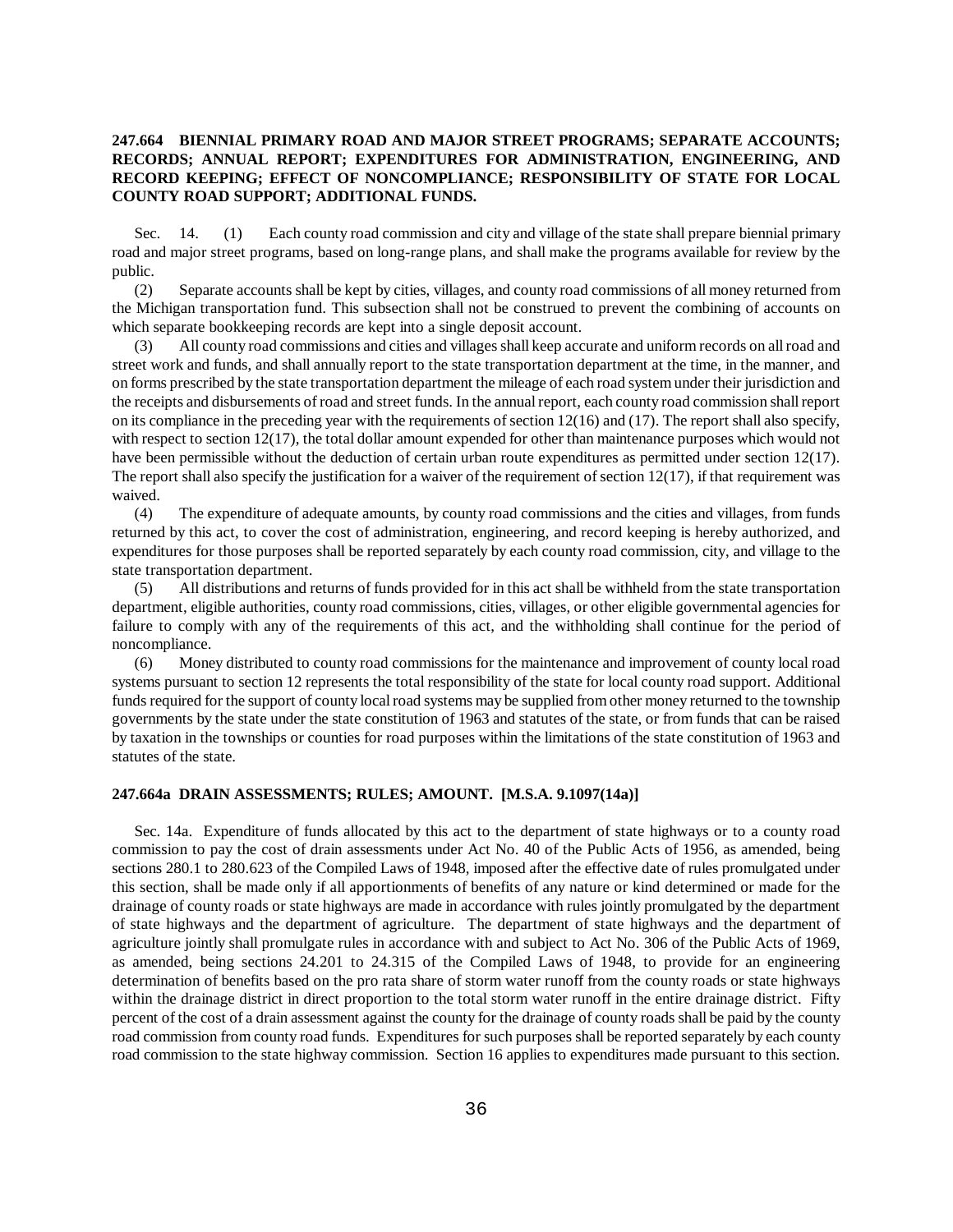### 247.664 BIENNIAL PRIMARY ROAD AND MAJOR STREET PROGRAMS; SEPARATE ACCOUNTS; RECORDS; ANNUAL REPORT; EXPENDITURES FOR ADMINISTRATION, ENGINEERING, AND RECORD KEEPING; EFFECT OF NONCOMPLIANCE; RESPONSIBILITY OF STATE FOR LOCAL COUNTY ROAD SUPPORT; ADDITIONAL FUNDS.

Sec. 14. (1) Each county road commission and city and village of the state shall prepare biennial primary road and major street programs, based on long-range plans, and shall make the programs available for review by the public.

(2) Separate accounts shall be kept by cities, villages, and county road commissions of all money returned from the Michigan transportation fund. This subsection shall not be construed to prevent the combining of accounts on which separate bookkeeping records are kept into a single deposit account.

(3) All county road commissions and cities and villages shall keep accurate and uniform records on all road and street work and funds, and shall annually report to the state transportation department at the time, in the manner, and on forms prescribed by the state transportation department the mileage of each road system under their jurisdiction and the receipts and disbursements of road and street funds. In the annual report, each county road commission shall report on its compliance in the preceding year with the requirements of section 12(16) and (17). The report shall also specify, with respect to section 12(17), the total dollar amount expended for other than maintenance purposes which would not have been permissible without the deduction of certain urban route expenditures as permitted under section 12(17). The report shall also specify the justification for a waiver of the requirement of section 12(17), if that requirement was waived.

(4) The expenditure of adequate amounts, by county road commissions and the cities and villages, from funds returned by this act, to cover the cost of administration, engineering, and record keeping is hereby authorized, and expenditures for those purposes shall be reported separately by each county road commission, city, and village to the state transportation department.

(5) All distributions and returns of funds provided for in this act shall be withheld from the state transportation department, eligible authorities, county road commissions, cities, villages, or other eligible governmental agencies for failure to comply with any of the requirements of this act, and the withholding shall continue for the period of noncompliance.

(6) Money distributed to county road commissions for the maintenance and improvement of county local road systems pursuant to section 12 represents the total responsibility of the state for local county road support. Additional funds required for the support of county local road systems may be supplied from other money returned to the township governments by the state under the state constitution of 1963 and statutes of the state, or from funds that can be raised by taxation in the townships or counties for road purposes within the limitations of the state constitution of 1963 and statutes of the state.

### 247.664a DRAIN ASSESSMENTS; RULES; AMOUNT. [M.S.A. 9.1097(14a)]

Sec. 14a. Expenditure of funds allocated by this act to the department of state highways or to a county road commission to pay the cost of drain assessments under Act No. 40 of the Public Acts of 1956, as amended, being sections 280.1 to 280.623 of the Compiled Laws of 1948, imposed after the effective date of rules promulgated under this section, shall be made only if all apportionments of benefits of any nature or kind determined or made for the drainage of county roads or state highways are made in accordance with rules jointly promulgated by the department of state highways and the department of agriculture. The department of state highways and the department of agriculture jointly shall promulgate rules in accordance with and subject to Act No. 306 of the Public Acts of 1969, as amended, being sections 24.201 to 24.315 of the Compiled Laws of 1948, to provide for an engineering determination of benefits based on the pro rata share of storm water runoff from the county roads or state highways within the drainage district in direct proportion to the total storm water runoff in the entire drainage district. Fifty percent of the cost of a drain assessment against the county for the drainage of county roads shall be paid by the county road commission from county road funds. Expenditures for such purposes shall be reported separately by each county road commission to the state highway commission. Section 16 applies to expenditures made pursuant to this section.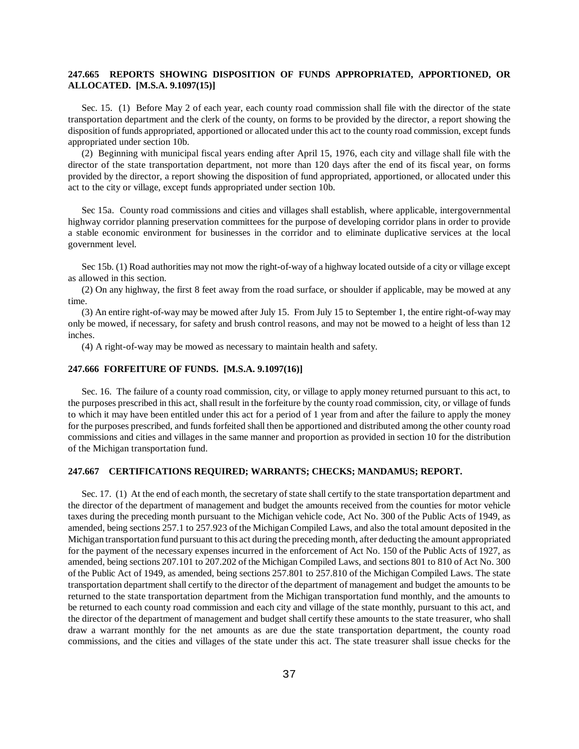### 247.665 REPORTS SHOWING DISPOSITION OF FUNDS APPROPRIATED, APPORTIONED, OR ALLOCATED. [M.S.A. 9.1097(15)]

Sec. 15. (1) Before May 2 of each year, each county road commission shall file with the director of the state transportation department and the clerk of the county, on forms to be provided by the director, a report showing the disposition of funds appropriated, apportioned or allocated under this act to the county road commission, except funds appropriated under section 10b.

(2) Beginning with municipal fiscal years ending after April 15, 1976, each city and village shall file with the director of the state transportation department, not more than 120 days after the end of its fiscal year, on forms provided by the director, a report showing the disposition of fund appropriated, apportioned, or allocated under this act to the city or village, except funds appropriated under section 10b.

Sec 15a. County road commissions and cities and villages shall establish, where applicable, intergovernmental highway corridor planning preservation committees for the purpose of developing corridor plans in order to provide a stable economic environment for businesses in the corridor and to eliminate duplicative services at the local government level.

Sec 15b. (1) Road authorities may not mow the right-of-way of a highway located outside of a city or village except as allowed in this section.

(2) On any highway, the first 8 feet away from the road surface, or shoulder if applicable, may be mowed at any time.

(3) An entire right-of-way may be mowed after July 15. From July 15 to September 1, the entire right-of-way may only be mowed, if necessary, for safety and brush control reasons, and may not be mowed to a height of less than 12 inches.

(4) A right-of-way may be mowed as necessary to maintain health and safety.

### 247.666 FORFEITURE OF FUNDS. [M.S.A. 9.1097(16)]

Sec. 16. The failure of a county road commission, city, or village to apply money returned pursuant to this act, to the purposes prescribed in this act, shall result in the forfeiture by the county road commission, city, or village of funds to which it may have been entitled under this act for a period of 1 year from and after the failure to apply the money for the purposes prescribed, and funds forfeited shall then be apportioned and distributed among the other county road commissions and cities and villages in the same manner and proportion as provided in section 10 for the distribution of the Michigan transportation fund.

### 247.667 CERTIFICATIONS REQUIRED; WARRANTS; CHECKS; MANDAMUS; REPORT.

Sec. 17. (1) At the end of each month, the secretary of state shall certify to the state transportation department and the director of the department of management and budget the amounts received from the counties for motor vehicle taxes during the preceding month pursuant to the Michigan vehicle code, Act No. 300 of the Public Acts of 1949, as amended, being sections 257.1 to 257.923 of the Michigan Compiled Laws, and also the total amount deposited in the Michigan transportation fund pursuant to this act during the preceding month, after deducting the amount appropriated for the payment of the necessary expenses incurred in the enforcement of Act No. 150 of the Public Acts of 1927, as amended, being sections 207.101 to 207.202 of the Michigan Compiled Laws, and sections 801 to 810 of Act No. 300 of the Public Act of 1949, as amended, being sections 257.801 to 257.810 of the Michigan Compiled Laws. The state transportation department shall certify to the director of the department of management and budget the amounts to be returned to the state transportation department from the Michigan transportation fund monthly, and the amounts to be returned to each county road commission and each city and village of the state monthly, pursuant to this act, and the director of the department of management and budget shall certify these amounts to the state treasurer, who shall draw a warrant monthly for the net amounts as are due the state transportation department, the county road commissions, and the cities and villages of the state under this act. The state treasurer shall issue checks for the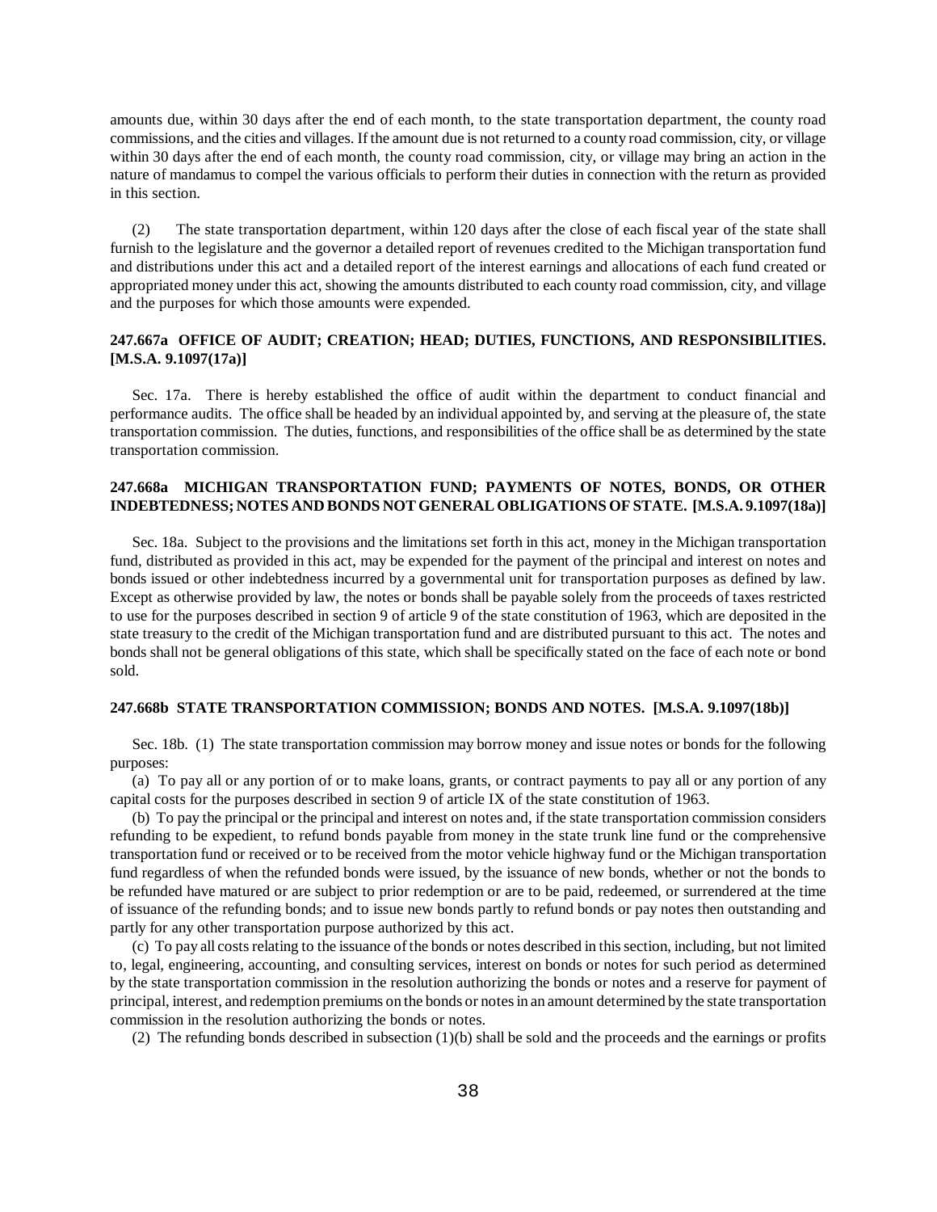amounts due, within 30 days after the end of each month, to the state transportation department, the county road commissions, and the cities and villages. If the amount due is not returned to a county road commission, city, or village within 30 days after the end of each month, the county road commission, city, or village may bring an action in the nature of mandamus to compel the various officials to perform their duties in connection with the return as provided in this section.

(2) The state transportation department, within 120 days after the close of each fiscal year of the state shall furnish to the legislature and the governor a detailed report of revenues credited to the Michigan transportation fund and distributions under this act and a detailed report of the interest earnings and allocations of each fund created or appropriated money under this act, showing the amounts distributed to each county road commission, city, and village and the purposes for which those amounts were expended.

**247.667a OFFICE OF AUDIT; CREATION; HEAD; DUTIES, FUNCTIONS, AND RESPONSIBILITIES. [M.S.A. 9.1097(17a)]**

Sec. 17a. There is hereby established the office of audit within the department to conduct financial and performance audits. The office shall be headed by an individual appointed by, and serving at the pleasure of, the state transportation commission. The duties, functions, and responsibilities of the office shall be as determined by the state transportation commission.

**247.668a MICHIGAN TRANSPORTATION FUND; PAYMENTS OF NOTES, BONDS, OR OTHER INDEBTEDNESS; NOTES AND BONDS NOT GENERAL OBLIGATIONS OF STATE. [M.S.A. 9.1097(18a)]**

Sec. 18a. Subject to the provisions and the limitations set forth in this act, money in the Michigan transportation fund, distributed as provided in this act, may be expended for the payment of the principal and interest on notes and bonds issued or other indebtedness incurred by a governmental unit for transportation purposes as defined by law. Except as otherwise provided by law, the notes or bonds shall be payable solely from the proceeds of taxes restricted to use for the purposes described in section 9 of article 9 of the state constitution of 1963, which are deposited in the state treasury to the credit of the Michigan transportation fund and are distributed pursuant to this act. The notes and bonds shall not be general obligations of this state, which shall be specifically stated on the face of each note or bond sold.

**247.668b STATE TRANSPORTATION COMMISSION; BONDS AND NOTES. [M.S.A. 9.1097(18b)]**

Sec. 18b. (1) The state transportation commission may borrow money and issue notes or bonds for the following purposes:

(a) To pay all or any portion of or to make loans, grants, or contract payments to pay all or any portion of any capital costs for the purposes described in section 9 of article IX of the state constitution of 1963.

(b) To pay the principal or the principal and interest on notes and, if the state transportation commission considers refunding to be expedient, to refund bonds payable from money in the state trunk line fund or the comprehensive transportation fund or received or to be received from the motor vehicle highway fund or the Michigan transportation fund regardless of when the refunded bonds were issued, by the issuance of new bonds, whether or not the bonds to be refunded have matured or are subject to prior redemption or are to be paid, redeemed, or surrendered at the time of issuance of the refunding bonds; and to issue new bonds partly to refund bonds or pay notes then outstanding and partly for any other transportation purpose authorized by this act.

(c) To pay all costs relating to the issuance of the bonds or notes described in this section, including, but not limited to, legal, engineering, accounting, and consulting services, interest on bonds or notes for such period as determined by the state transportation commission in the resolution authorizing the bonds or notes and a reserve for payment of principal, interest, and redemption premiums on the bonds or notes in an amount determined by the state transportation commission in the resolution authorizing the bonds or notes.

(2) The refunding bonds described in subsection (1)(b) shall be sold and the proceeds and the earnings or profits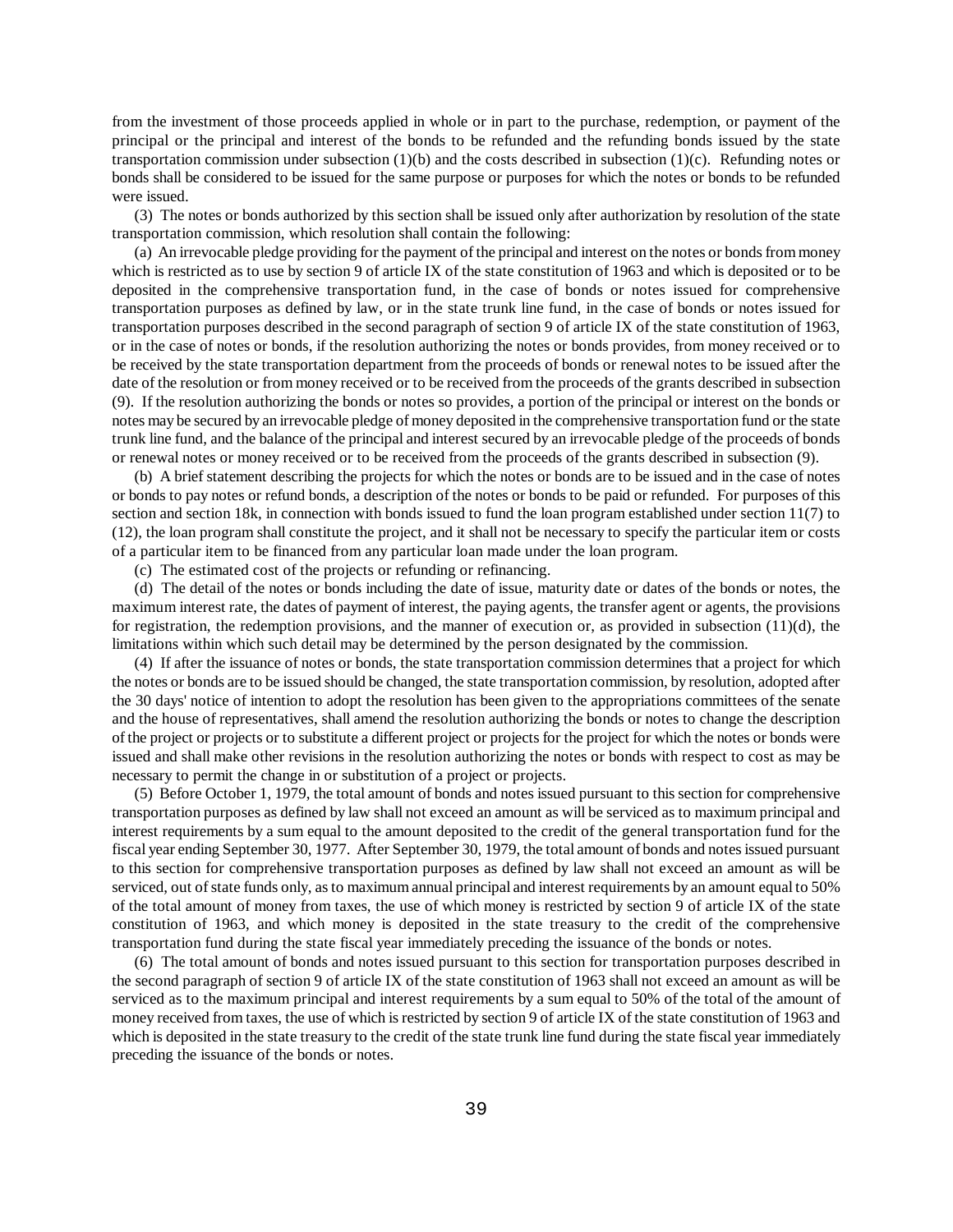from the investment of those proceeds applied in whole or in part to the purchase, redemption, or payment of the principal or the principal and interest of the bonds to be refunded and the refunding bonds issued by the state transportation commission under subsection (1)(b) and the costs described in subsection (1)(c). Refunding notes or bonds shall be considered to be issued for the same purpose or purposes for which the notes or bonds to be refunded were issued.

(3) The notes or bonds authorized by this section shall be issued only after authorization by resolution of the state transportation commission, which resolution shall contain the following:

(a) An irrevocable pledge providing for the payment of the principal and interest on the notes or bonds from money which is restricted as to use by section 9 of article IX of the state constitution of 1963 and which is deposited or to be deposited in the comprehensive transportation fund, in the case of bonds or notes issued for comprehensive transportation purposes as defined by law, or in the state trunk line fund, in the case of bonds or notes issued for transportation purposes described in the second paragraph of section 9 of article IX of the state constitution of 1963, or in the case of notes or bonds, if the resolution authorizing the notes or bonds provides, from money received or to be received by the state transportation department from the proceeds of bonds or renewal notes to be issued after the date of the resolution or from money received or to be received from the proceeds of the grants described in subsection (9). If the resolution authorizing the bonds or notes so provides, a portion of the principal or interest on the bonds or notes may be secured by an irrevocable pledge of money deposited in the comprehensive transportation fund or the state trunk line fund, and the balance of the principal and interest secured by an irrevocable pledge of the proceeds of bonds or renewal notes or money received or to be received from the proceeds of the grants described in subsection (9).

(b) A brief statement describing the projects for which the notes or bonds are to be issued and in the case of notes or bonds to pay notes or refund bonds, a description of the notes or bonds to be paid or refunded. For purposes of this section and section 18k, in connection with bonds issued to fund the loan program established under section 11(7) to (12), the loan program shall constitute the project, and it shall not be necessary to specify the particular item or costs of a particular item to be financed from any particular loan made under the loan program.

(c) The estimated cost of the projects or refunding or refinancing.

(d) The detail of the notes or bonds including the date of issue, maturity date or dates of the bonds or notes, the maximum interest rate, the dates of payment of interest, the paying agents, the transfer agent or agents, the provisions for registration, the redemption provisions, and the manner of execution or, as provided in subsection (11)(d), the limitations within which such detail may be determined by the person designated by the commission.

(4) If after the issuance of notes or bonds, the state transportation commission determines that a project for which the notes or bonds are to be issued should be changed, the state transportation commission, by resolution, adopted after the 30 days' notice of intention to adopt the resolution has been given to the appropriations committees of the senate and the house of representatives, shall amend the resolution authorizing the bonds or notes to change the description of the project or projects or to substitute a different project or projects for the project for which the notes or bonds were issued and shall make other revisions in the resolution authorizing the notes or bonds with respect to cost as may be necessary to permit the change in or substitution of a project or projects.

(5) Before October 1, 1979, the total amount of bonds and notes issued pursuant to this section for comprehensive transportation purposes as defined by law shall not exceed an amount as will be serviced as to maximum principal and interest requirements by a sum equal to the amount deposited to the credit of the general transportation fund for the fiscal year ending September 30, 1977. After September 30, 1979, the total amount of bonds and notes issued pursuant to this section for comprehensive transportation purposes as defined by law shall not exceed an amount as will be serviced, out of state funds only, as to maximum annual principal and interest requirements by an amount equal to 50% of the total amount of money from taxes, the use of which money is restricted by section 9 of article IX of the state constitution of 1963, and which money is deposited in the state treasury to the credit of the comprehensive transportation fund during the state fiscal year immediately preceding the issuance of the bonds or notes.

(6) The total amount of bonds and notes issued pursuant to this section for transportation purposes described in the second paragraph of section 9 of article IX of the state constitution of 1963 shall not exceed an amount as will be serviced as to the maximum principal and interest requirements by a sum equal to 50% of the total of the amount of money received from taxes, the use of which is restricted by section 9 of article IX of the state constitution of 1963 and which is deposited in the state treasury to the credit of the state trunk line fund during the state fiscal year immediately preceding the issuance of the bonds or notes.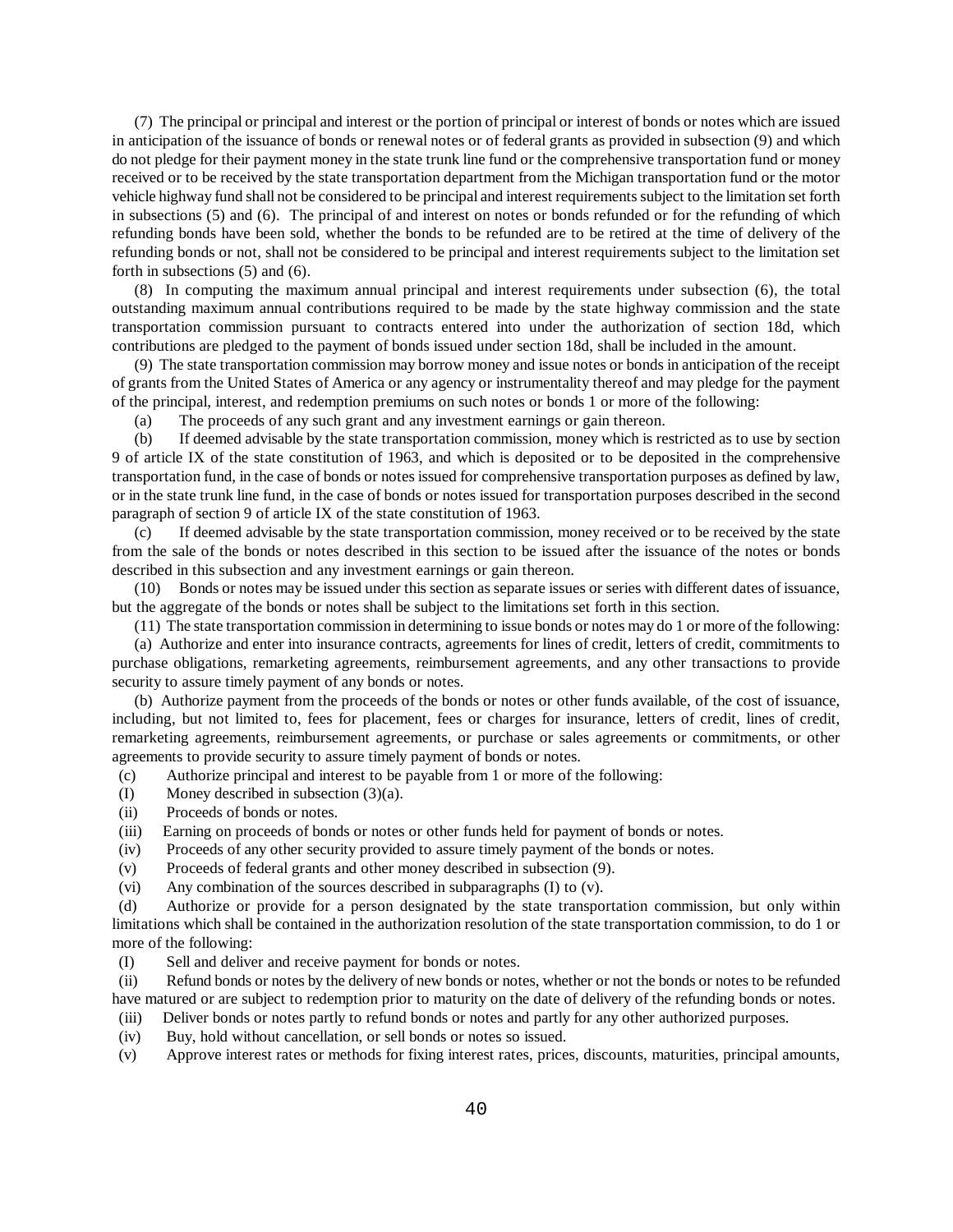(7) The principal or principal and interest or the portion of principal or interest of bonds or notes which are issued in anticipation of the issuance of bonds or renewal notes or of federal grants as provided in subsection (9) and which do not pledge for their payment money in the state trunk line fund or the comprehensive transportation fund or money received or to be received by the state transportation department from the Michigan transportation fund or the motor vehicle highway fund shall not be considered to be principal and interest requirements subject to the limitation set forth in subsections (5) and (6). The principal of and interest on notes or bonds refunded or for the refunding of which refunding bonds have been sold, whether the bonds to be refunded are to be retired at the time of delivery of the refunding bonds or not, shall not be considered to be principal and interest requirements subject to the limitation set forth in subsections (5) and (6).

(8) In computing the maximum annual principal and interest requirements under subsection (6), the total outstanding maximum annual contributions required to be made by the state highway commission and the state transportation commission pursuant to contracts entered into under the authorization of section 18d, which contributions are pledged to the payment of bonds issued under section 18d, shall be included in the amount.

(9) The state transportation commission may borrow money and issue notes or bonds in anticipation of the receipt of grants from the United States of America or any agency or instrumentality thereof and may pledge for the payment of the principal, interest, and redemption premiums on such notes or bonds 1 or more of the following:

(a) The proceeds of any such grant and any investment earnings or gain thereon.

(b) If deemed advisable by the state transportation commission, money which is restricted as to use by section 9 of article IX of the state constitution of 1963, and which is deposited or to be deposited in the comprehensive transportation fund, in the case of bonds or notes issued for comprehensive transportation purposes as defined by law, or in the state trunk line fund, in the case of bonds or notes issued for transportation purposes described in the second paragraph of section 9 of article IX of the state constitution of 1963.

(c) If deemed advisable by the state transportation commission, money received or to be received by the state from the sale of the bonds or notes described in this section to be issued after the issuance of the notes or bonds described in this subsection and any investment earnings or gain thereon.

(10) Bonds or notes may be issued under this section as separate issues or series with different dates of issuance, but the aggregate of the bonds or notes shall be subject to the limitations set forth in this section.

(11) The state transportation commission in determining to issue bonds or notes may do 1 or more of the following:

(a) Authorize and enter into insurance contracts, agreements for lines of credit, letters of credit, commitments to purchase obligations, remarketing agreements, reimbursement agreements, and any other transactions to provide security to assure timely payment of any bonds or notes.

(b) Authorize payment from the proceeds of the bonds or notes or other funds available, of the cost of issuance, including, but not limited to, fees for placement, fees or charges for insurance, letters of credit, lines of credit, remarketing agreements, reimbursement agreements, or purchase or sales agreements or commitments, or other agreements to provide security to assure timely payment of bonds or notes.

(c) Authorize principal and interest to be payable from 1 or more of the following:

(I) Money described in subsection (3)(a).

(ii) Proceeds of bonds or notes.

(iii) Earning on proceeds of bonds or notes or other funds held for payment of bonds or notes.

(iv) Proceeds of any other security provided to assure timely payment of the bonds or notes.

(v) Proceeds of federal grants and other money described in subsection (9).

(vi) Any combination of the sources described in subparagraphs (I) to (v).

(d) Authorize or provide for a person designated by the state transportation commission, but only within limitations which shall be contained in the authorization resolution of the state transportation commission, to do 1 or more of the following:

(I) Sell and deliver and receive payment for bonds or notes.

(ii) Refund bonds or notes by the delivery of new bonds or notes, whether or not the bonds or notes to be refunded have matured or are subject to redemption prior to maturity on the date of delivery of the refunding bonds or notes.

(iii) Deliver bonds or notes partly to refund bonds or notes and partly for any other authorized purposes.

(iv) Buy, hold without cancellation, or sell bonds or notes so issued.

(v) Approve interest rates or methods for fixing interest rates, prices, discounts, maturities, principal amounts,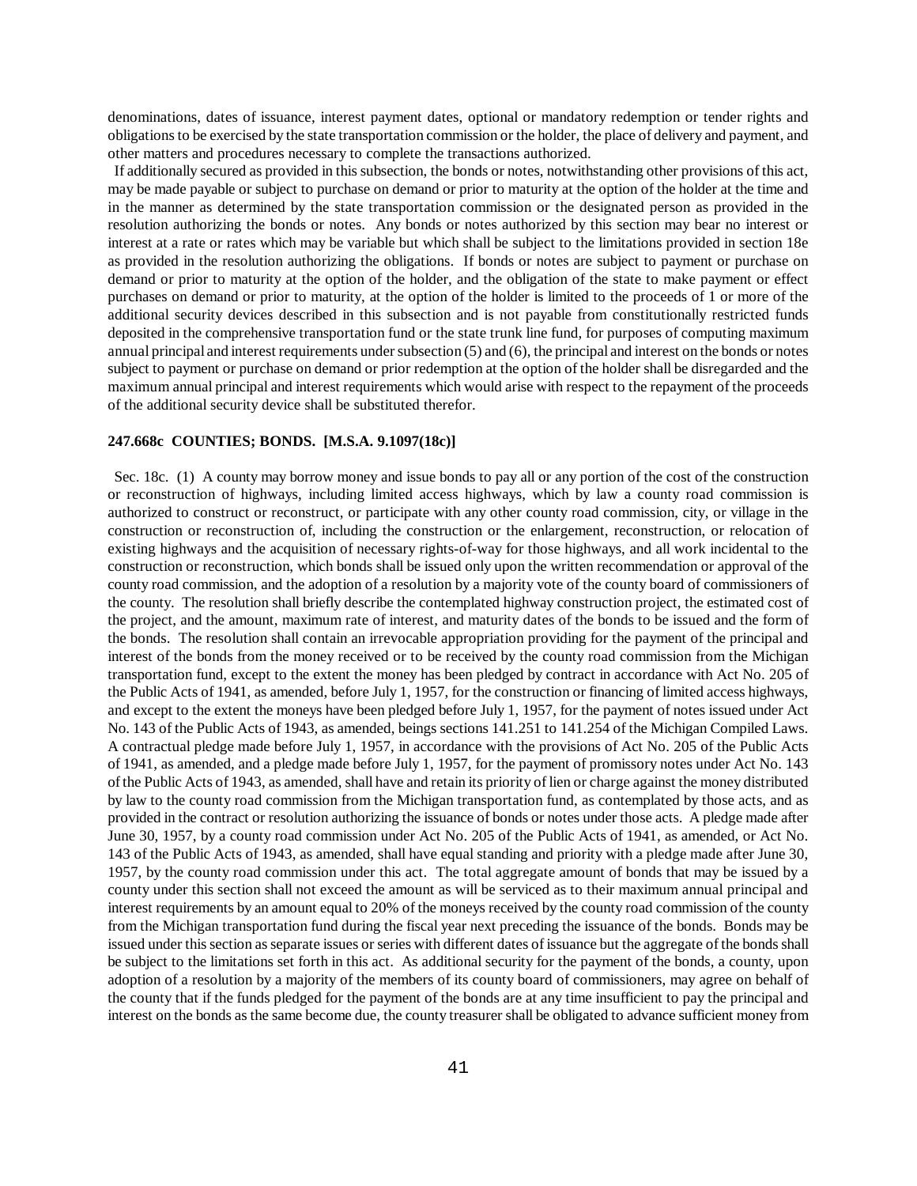denominations, dates of issuance, interest payment dates, optional or mandatory redemption or tender rights and obligations to be exercised by the state transportation commission or the holder, the place of delivery and payment, and other matters and procedures necessary to complete the transactions authorized.

If additionally secured as provided in this subsection, the bonds or notes, notwithstanding other provisions of this act, may be made payable or subject to purchase on demand or prior to maturity at the option of the holder at the time and in the manner as determined by the state transportation commission or the designated person as provided in the resolution authorizing the bonds or notes. Any bonds or notes authorized by this section may bear no interest or interest at a rate or rates which may be variable but which shall be subject to the limitations provided in section 18e as provided in the resolution authorizing the obligations. If bonds or notes are subject to payment or purchase on demand or prior to maturity at the option of the holder, and the obligation of the state to make payment or effect purchases on demand or prior to maturity, at the option of the holder is limited to the proceeds of 1 or more of the additional security devices described in this subsection and is not payable from constitutionally restricted funds deposited in the comprehensive transportation fund or the state trunk line fund, for purposes of computing maximum annual principal and interest requirements under subsection (5) and (6), the principal and interest on the bonds or notes subject to payment or purchase on demand or prior redemption at the option of the holder shall be disregarded and the maximum annual principal and interest requirements which would arise with respect to the repayment of the proceeds of the additional security device shall be substituted therefor.

**247.668c COUNTIES; BONDS. [M.S.A. 9.1097(18c)]**

Sec. 18c. (1) A county may borrow money and issue bonds to pay all or any portion of the cost of the construction or reconstruction of highways, including limited access highways, which by law a county road commission is authorized to construct or reconstruct, or participate with any other county road commission, city, or village in the construction or reconstruction of, including the construction or the enlargement, reconstruction, or relocation of existing highways and the acquisition of necessary rights-of-way for those highways, and all work incidental to the construction or reconstruction, which bonds shall be issued only upon the written recommendation or approval of the county road commission, and the adoption of a resolution by a majority vote of the county board of commissioners of the county. The resolution shall briefly describe the contemplated highway construction project, the estimated cost of the project, and the amount, maximum rate of interest, and maturity dates of the bonds to be issued and the form of the bonds. The resolution shall contain an irrevocable appropriation providing for the payment of the principal and interest of the bonds from the money received or to be received by the county road commission from the Michigan transportation fund, except to the extent the money has been pledged by contract in accordance with Act No. 205 of the Public Acts of 1941, as amended, before July 1, 1957, for the construction or financing of limited access highways, and except to the extent the moneys have been pledged before July 1, 1957, for the payment of notes issued under Act No. 143 of the Public Acts of 1943, as amended, beings sections 141.251 to 141.254 of the Michigan Compiled Laws. A contractual pledge made before July 1, 1957, in accordance with the provisions of Act No. 205 of the Public Acts of 1941, as amended, and a pledge made before July 1, 1957, for the payment of promissory notes under Act No. 143 of the Public Acts of 1943, as amended, shall have and retain its priority of lien or charge against the money distributed by law to the county road commission from the Michigan transportation fund, as contemplated by those acts, and as provided in the contract or resolution authorizing the issuance of bonds or notes under those acts. A pledge made after June 30, 1957, by a county road commission under Act No. 205 of the Public Acts of 1941, as amended, or Act No. 143 of the Public Acts of 1943, as amended, shall have equal standing and priority with a pledge made after June 30, 1957, by the county road commission under this act. The total aggregate amount of bonds that may be issued by a county under this section shall not exceed the amount as will be serviced as to their maximum annual principal and interest requirements by an amount equal to 20% of the moneys received by the county road commission of the county from the Michigan transportation fund during the fiscal year next preceding the issuance of the bonds. Bonds may be issued under this section as separate issues or series with different dates of issuance but the aggregate of the bonds shall be subject to the limitations set forth in this act. As additional security for the payment of the bonds, a county, upon adoption of a resolution by a majority of the members of its county board of commissioners, may agree on behalf of the county that if the funds pledged for the payment of the bonds are at any time insufficient to pay the principal and interest on the bonds as the same become due, the county treasurer shall be obligated to advance sufficient money from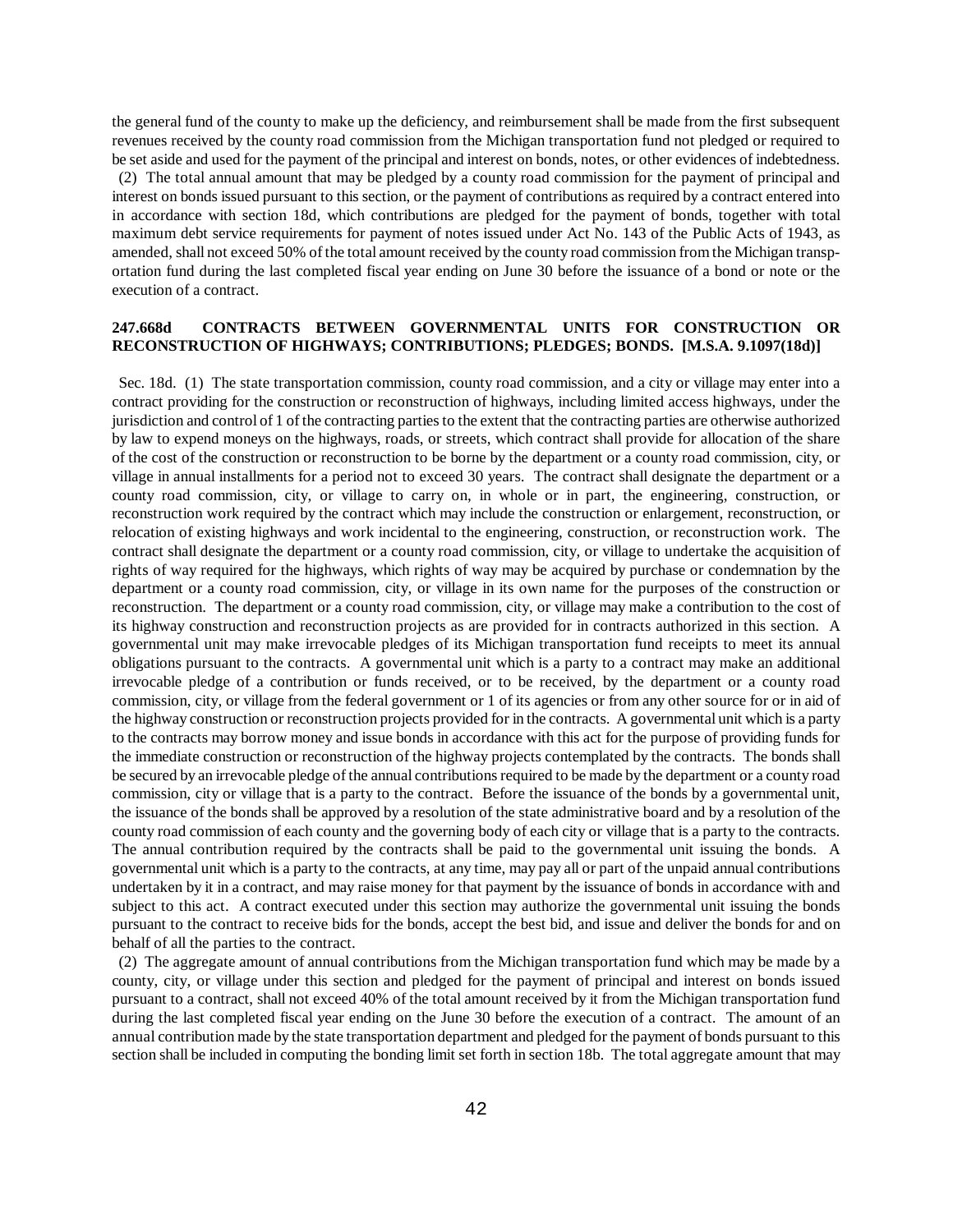the general fund of the county to make up the deficiency, and reimbursement shall be made from the first subsequent revenues received by the county road commission from the Michigan transportation fund not pledged or required to be set aside and used for the payment of the principal and interest on bonds, notes, or other evidences of indebtedness.

(2) The total annual amount that may be pledged by a county road commission for the payment of principal and interest on bonds issued pursuant to this section, or the payment of contributions as required by a contract entered into in accordance with section 18d, which contributions are pledged for the payment of bonds, together with total maximum debt service requirements for payment of notes issued under Act No. 143 of the Public Acts of 1943, as amended, shall not exceed 50% of the total amount received by the county road commission from the Michigan transportation fund during the last completed fiscal year ending on June 30 before the issuance of a bond or note or the execution of a contract.

**247.668d CONTRACTS BETWEEN GOVERNMENTAL UNITS FOR CONSTRUCTION OR RECONSTRUCTION OF HIGHWAYS; CONTRIBUTIONS; PLEDGES; BONDS. [M.S.A. 9.1097(18d)]**

Sec. 18d. (1) The state transportation commission, county road commission, and a city or village may enter into a contract providing for the construction or reconstruction of highways, including limited access highways, under the jurisdiction and control of 1 of the contracting parties to the extent that the contracting parties are otherwise authorized by law to expend moneys on the highways, roads, or streets, which contract shall provide for allocation of the share of the cost of the construction or reconstruction to be borne by the department or a county road commission, city, or village in annual installments for a period not to exceed 30 years. The contract shall designate the department or a county road commission, city, or village to carry on, in whole or in part, the engineering, construction, or reconstruction work required by the contract which may include the construction or enlargement, reconstruction, or relocation of existing highways and work incidental to the engineering, construction, or reconstruction work. The contract shall designate the department or a county road commission, city, or village to undertake the acquisition of rights of way required for the highways, which rights of way may be acquired by purchase or condemnation by the department or a county road commission, city, or village in its own name for the purposes of the construction or reconstruction. The department or a county road commission, city, or village may make a contribution to the cost of its highway construction and reconstruction projects as are provided for in contracts authorized in this section. A governmental unit may make irrevocable pledges of its Michigan transportation fund receipts to meet its annual obligations pursuant to the contracts. A governmental unit which is a party to a contract may make an additional irrevocable pledge of a contribution or funds received, or to be received, by the department or a county road commission, city, or village from the federal government or 1 of its agencies or from any other source for or in aid of the highway construction or reconstruction projects provided for in the contracts. A governmental unit which is a party to the contracts may borrow money and issue bonds in accordance with this act for the purpose of providing funds for the immediate construction or reconstruction of the highway projects contemplated by the contracts. The bonds shall be secured by an irrevocable pledge of the annual contributions required to be made by the department or a county road commission, city or village that is a party to the contract. Before the issuance of the bonds by a governmental unit, the issuance of the bonds shall be approved by a resolution of the state administrative board and by a resolution of the county road commission of each county and the governing body of each city or village that is a party to the contracts. The annual contribution required by the contracts shall be paid to the governmental unit issuing the bonds. A governmental unit which is a party to the contracts, at any time, may pay all or part of the unpaid annual contributions undertaken by it in a contract, and may raise money for that payment by the issuance of bonds in accordance with and subject to this act. A contract executed under this section may authorize the governmental unit issuing the bonds pursuant to the contract to receive bids for the bonds, accept the best bid, and issue and deliver the bonds for and on behalf of all the parties to the contract.

(2) The aggregate amount of annual contributions from the Michigan transportation fund which may be made by a county, city, or village under this section and pledged for the payment of principal and interest on bonds issued pursuant to a contract, shall not exceed 40% of the total amount received by it from the Michigan transportation fund during the last completed fiscal year ending on the June 30 before the execution of a contract. The amount of an annual contribution made by the state transportation department and pledged for the payment of bonds pursuant to this section shall be included in computing the bonding limit set forth in section 18b. The total aggregate amount that may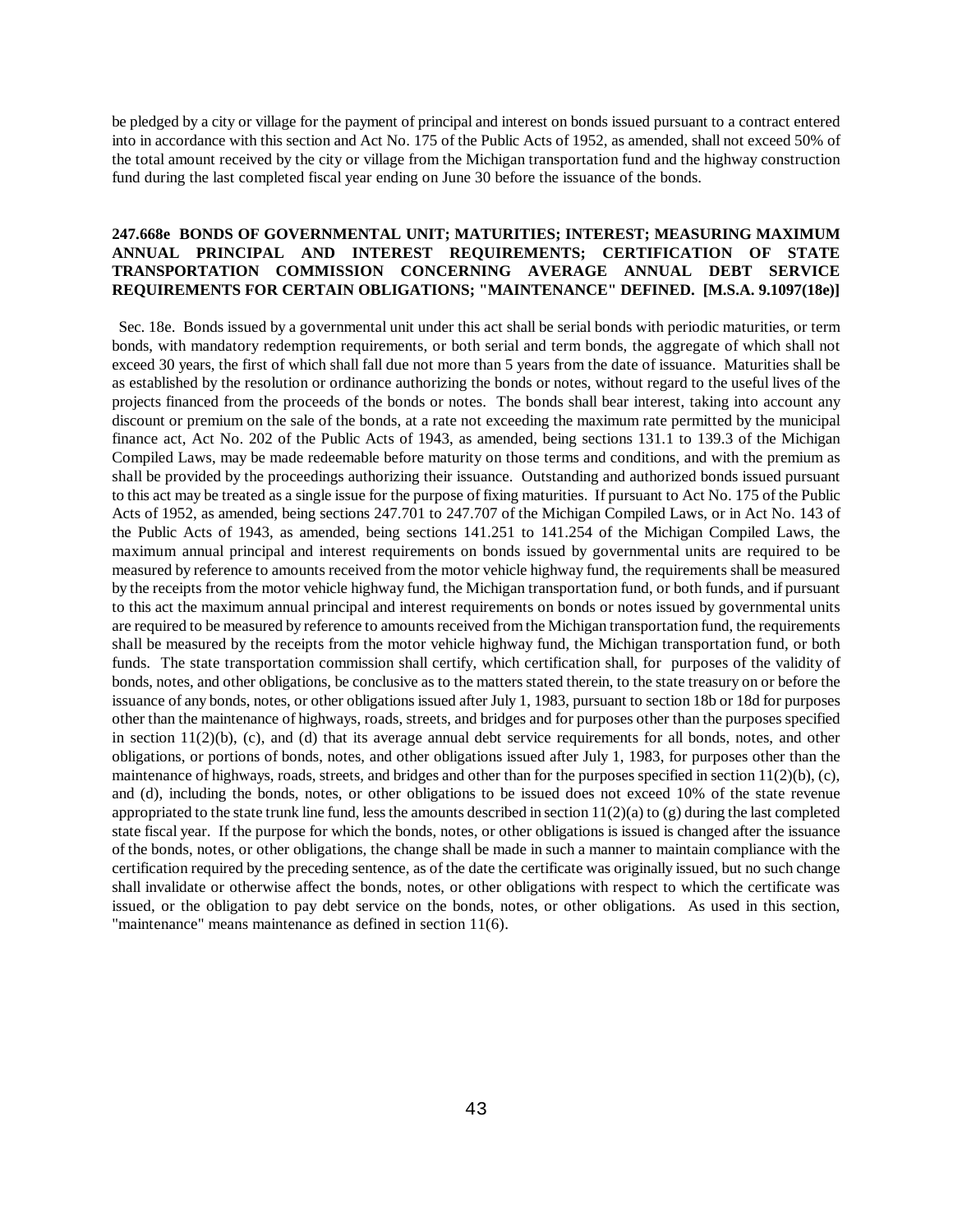be pledged by a city or village for the payment of principal and interest on bonds issued pursuant to a contract entered into in accordance with this section and Act No. 175 of the Public Acts of 1952, as amended, shall not exceed 50% of the total amount received by the city or village from the Michigan transportation fund and the highway construction fund during the last completed fiscal year ending on June 30 before the issuance of the bonds.

**247.668e BONDS OF GOVERNMENTAL UNIT; MATURITIES; INTEREST; MEASURING MAXIMUM ANNUAL PRINCIPAL AND INTEREST REQUIREMENTS; CERTIFICATION OF STATE TRANSPORTATION COMMISSION CONCERNING AVERAGE ANNUAL DEBT SERVICE REQUIREMENTS FOR CERTAIN OBLIGATIONS; "MAINTENANCE" DEFINED. [M.S.A. 9.1097(18e)]**

Sec. 18e. Bonds issued by a governmental unit under this act shall be serial bonds with periodic maturities, or term bonds, with mandatory redemption requirements, or both serial and term bonds, the aggregate of which shall not exceed 30 years, the first of which shall fall due not more than 5 years from the date of issuance. Maturities shall be as established by the resolution or ordinance authorizing the bonds or notes, without regard to the useful lives of the projects financed from the proceeds of the bonds or notes. The bonds shall bear interest, taking into account any discount or premium on the sale of the bonds, at a rate not exceeding the maximum rate permitted by the municipal finance act, Act No. 202 of the Public Acts of 1943, as amended, being sections 131.1 to 139.3 of the Michigan Compiled Laws, may be made redeemable before maturity on those terms and conditions, and with the premium as shall be provided by the proceedings authorizing their issuance. Outstanding and authorized bonds issued pursuant to this act may be treated as a single issue for the purpose of fixing maturities. If pursuant to Act No. 175 of the Public Acts of 1952, as amended, being sections 247.701 to 247.707 of the Michigan Compiled Laws, or in Act No. 143 of the Public Acts of 1943, as amended, being sections 141.251 to 141.254 of the Michigan Compiled Laws, the maximum annual principal and interest requirements on bonds issued by governmental units are required to be measured by reference to amounts received from the motor vehicle highway fund, the requirements shall be measured by the receipts from the motor vehicle highway fund, the Michigan transportation fund, or both funds, and if pursuant to this act the maximum annual principal and interest requirements on bonds or notes issued by governmental units are required to be measured by reference to amounts received from the Michigan transportation fund, the requirements shall be measured by the receipts from the motor vehicle highway fund, the Michigan transportation fund, or both funds. The state transportation commission shall certify, which certification shall, for purposes of the validity of bonds, notes, and other obligations, be conclusive as to the matters stated therein, to the state treasury on or before the issuance of any bonds, notes, or other obligations issued after July 1, 1983, pursuant to section 18b or 18d for purposes other than the maintenance of highways, roads, streets, and bridges and for purposes other than the purposes specified in section 11(2)(b), (c), and (d) that its average annual debt service requirements for all bonds, notes, and other obligations, or portions of bonds, notes, and other obligations issued after July 1, 1983, for purposes other than the maintenance of highways, roads, streets, and bridges and other than for the purposes specified in section 11(2)(b), (c), and (d), including the bonds, notes, or other obligations to be issued does not exceed 10% of the state revenue appropriated to the state trunk line fund, less the amounts described in section 11(2)(a) to (g) during the last completed state fiscal year. If the purpose for which the bonds, notes, or other obligations is issued is changed after the issuance of the bonds, notes, or other obligations, the change shall be made in such a manner to maintain compliance with the certification required by the preceding sentence, as of the date the certificate was originally issued, but no such change shall invalidate or otherwise affect the bonds, notes, or other obligations with respect to which the certificate was issued, or the obligation to pay debt service on the bonds, notes, or other obligations. As used in this section, "maintenance" means maintenance as defined in section 11(6).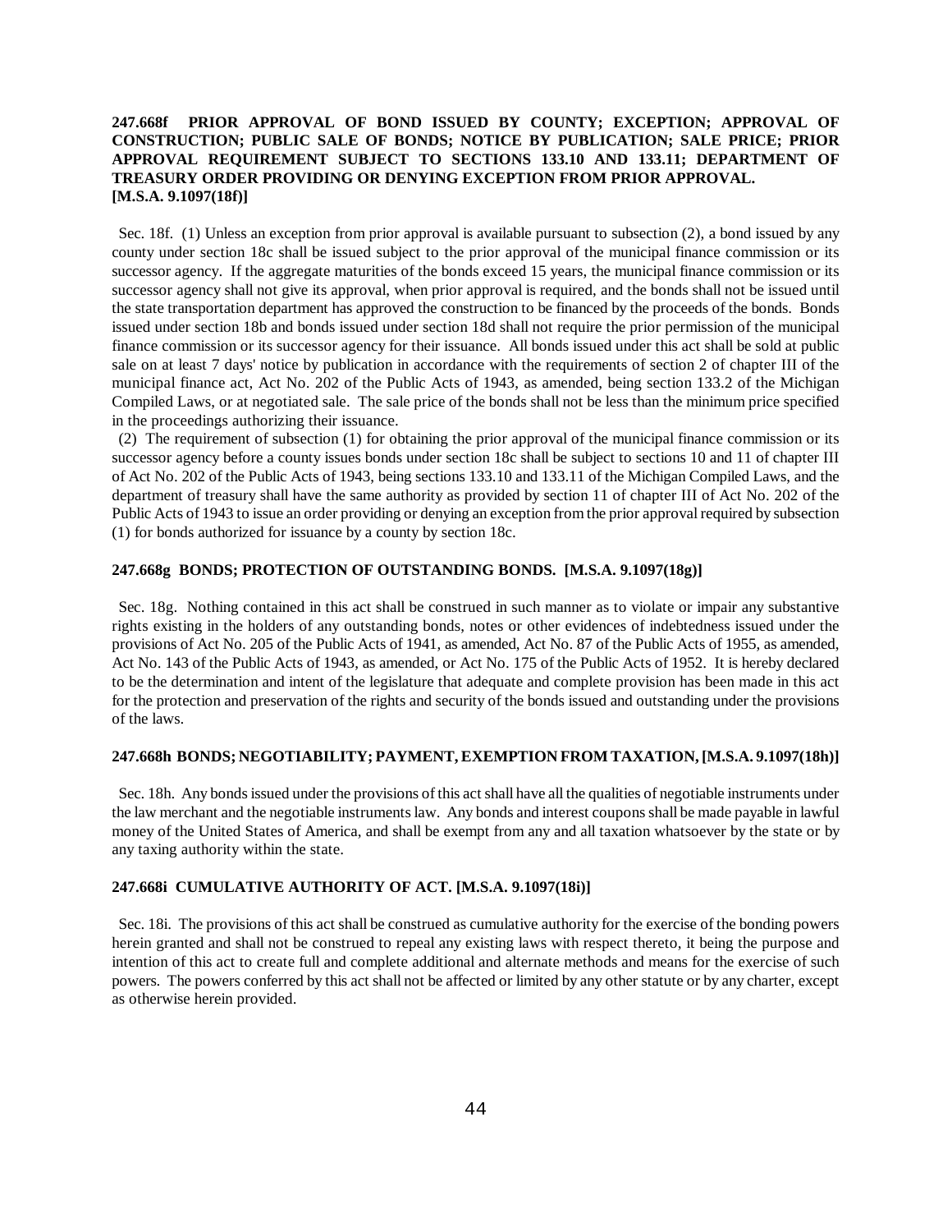**247.668f PRIOR APPROVAL OF BOND ISSUED BY COUNTY; EXCEPTION; APPROVAL OF CONSTRUCTION; PUBLIC SALE OF BONDS; NOTICE BY PUBLICATION; SALE PRICE; PRIOR APPROVAL REQUIREMENT SUBJECT TO SECTIONS 133.10 AND 133.11; DEPARTMENT OF TREASURY ORDER PROVIDING OR DENYING EXCEPTION FROM PRIOR APPROVAL. [M.S.A. 9.1097(18f)]**

Sec. 18f. (1) Unless an exception from prior approval is available pursuant to subsection (2), a bond issued by any county under section 18c shall be issued subject to the prior approval of the municipal finance commission or its successor agency. If the aggregate maturities of the bonds exceed 15 years, the municipal finance commission or its successor agency shall not give its approval, when prior approval is required, and the bonds shall not be issued until the state transportation department has approved the construction to be financed by the proceeds of the bonds. Bonds issued under section 18b and bonds issued under section 18d shall not require the prior permission of the municipal finance commission or its successor agency for their issuance. All bonds issued under this act shall be sold at public sale on at least 7 days' notice by publication in accordance with the requirements of section 2 of chapter III of the municipal finance act, Act No. 202 of the Public Acts of 1943, as amended, being section 133.2 of the Michigan Compiled Laws, or at negotiated sale. The sale price of the bonds shall not be less than the minimum price specified in the proceedings authorizing their issuance.

(2) The requirement of subsection (1) for obtaining the prior approval of the municipal finance commission or its successor agency before a county issues bonds under section 18c shall be subject to sections 10 and 11 of chapter III of Act No. 202 of the Public Acts of 1943, being sections 133.10 and 133.11 of the Michigan Compiled Laws, and the department of treasury shall have the same authority as provided by section 11 of chapter III of Act No. 202 of the Public Acts of 1943 to issue an order providing or denying an exception from the prior approval required by subsection (1) for bonds authorized for issuance by a county by section 18c.

**247.668g BONDS; PROTECTION OF OUTSTANDING BONDS. [M.S.A. 9.1097(18g)]**

Sec. 18g. Nothing contained in this act shall be construed in such manner as to violate or impair any substantive rights existing in the holders of any outstanding bonds, notes or other evidences of indebtedness issued under the provisions of Act No. 205 of the Public Acts of 1941, as amended, Act No. 87 of the Public Acts of 1955, as amended, Act No. 143 of the Public Acts of 1943, as amended, or Act No. 175 of the Public Acts of 1952. It is hereby declared to be the determination and intent of the legislature that adequate and complete provision has been made in this act for the protection and preservation of the rights and security of the bonds issued and outstanding under the provisions of the laws.

**247.668h BONDS; NEGOTIABILITY; PAYMENT, EXEMPTION FROM TAXATION, [M.S.A. 9.1097(18h)]**

Sec. 18h. Any bonds issued under the provisions of this act shall have all the qualities of negotiable instruments under the law merchant and the negotiable instruments law. Any bonds and interest coupons shall be made payable in lawful money of the United States of America, and shall be exempt from any and all taxation whatsoever by the state or by any taxing authority within the state.

**247.668i CUMULATIVE AUTHORITY OF ACT. [M.S.A. 9.1097(18i)]**

Sec. 18i. The provisions of this act shall be construed as cumulative authority for the exercise of the bonding powers herein granted and shall not be construed to repeal any existing laws with respect thereto, it being the purpose and intention of this act to create full and complete additional and alternate methods and means for the exercise of such powers. The powers conferred by this act shall not be affected or limited by any other statute or by any charter, except as otherwise herein provided.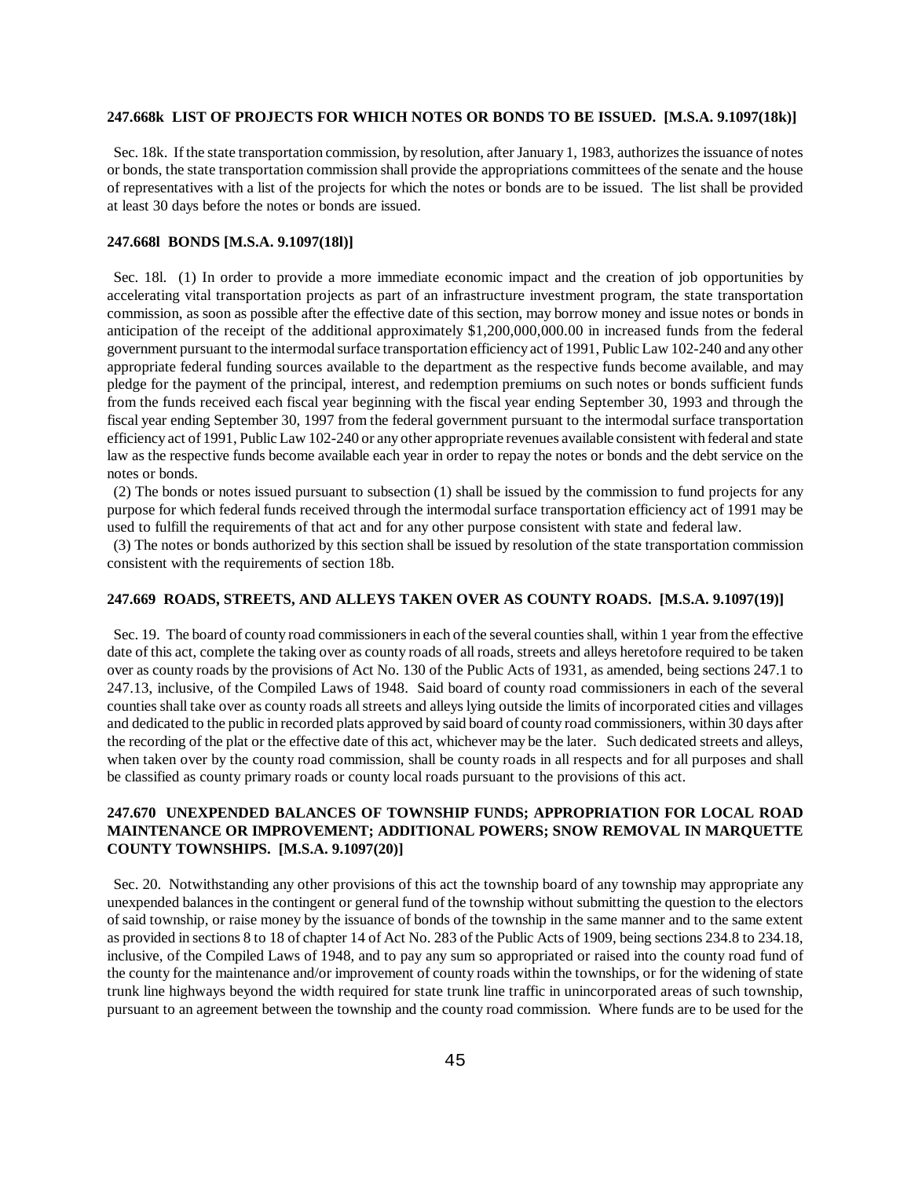**247.668k LIST OF PROJECTS FOR WHICH NOTES OR BONDS TO BE ISSUED. [M.S.A. 9.1097(18k)]**

Sec. 18k. If the state transportation commission, by resolution, after January 1, 1983, authorizes the issuance of notes or bonds, the state transportation commission shall provide the appropriations committees of the senate and the house of representatives with a list of the projects for which the notes or bonds are to be issued. The list shall be provided at least 30 days before the notes or bonds are issued.

**247.668l BONDS [M.S.A. 9.1097(18l)]**

Sec. 18l. (1) In order to provide a more immediate economic impact and the creation of job opportunities by accelerating vital transportation projects as part of an infrastructure investment program, the state transportation commission, as soon as possible after the effective date of this section, may borrow money and issue notes or bonds in anticipation of the receipt of the additional approximately $1,200,000,000.00 in increased funds from the federal government pursuant to the intermodal surface transportation efficiency act of 1991, Public Law 102-240 and any other appropriate federal funding sources available to the department as the respective funds become available, and may pledge for the payment of the principal, interest, and redemption premiums on such notes or bonds sufficient funds from the funds received each fiscal year beginning with the fiscal year ending September 30, 1993 and through the fiscal year ending September 30, 1997 from the federal government pursuant to the intermodal surface transportation efficiency act of 1991, Public Law 102-240 or any other appropriate revenues available consistent with federal and state law as the respective funds become available each year in order to repay the notes or bonds and the debt service on the notes or bonds.

(2) The bonds or notes issued pursuant to subsection (1) shall be issued by the commission to fund projects for any purpose for which federal funds received through the intermodal surface transportation efficiency act of 1991 may be used to fulfill the requirements of that act and for any other purpose consistent with state and federal law.

(3) The notes or bonds authorized by this section shall be issued by resolution of the state transportation commission consistent with the requirements of section 18b.

**247.669 ROADS, STREETS, AND ALLEYS TAKEN OVER AS COUNTY ROADS. [M.S.A. 9.1097(19)]**

Sec. 19. The board of county road commissioners in each of the several counties shall, within 1 year from the effective date of this act, complete the taking over as county roads of all roads, streets and alleys heretofore required to be taken over as county roads by the provisions of Act No. 130 of the Public Acts of 1931, as amended, being sections 247.1 to 247.13, inclusive, of the Compiled Laws of 1948. Said board of county road commissioners in each of the several counties shall take over as county roads all streets and alleys lying outside the limits of incorporated cities and villages and dedicated to the public in recorded plats approved by said board of county road commissioners, within 30 days after the recording of the plat or the effective date of this act, whichever may be the later. Such dedicated streets and alleys, when taken over by the county road commission, shall be county roads in all respects and for all purposes and shall be classified as county primary roads or county local roads pursuant to the provisions of this act.

**247.670 UNEXPENDED BALANCES OF TOWNSHIP FUNDS; APPROPRIATION FOR LOCAL ROAD MAINTENANCE OR IMPROVEMENT; ADDITIONAL POWERS; SNOW REMOVAL IN MARQUETTE COUNTY TOWNSHIPS. [M.S.A. 9.1097(20)]**

Sec. 20. Notwithstanding any other provisions of this act the township board of any township may appropriate any unexpended balances in the contingent or general fund of the township without submitting the question to the electors of said township, or raise money by the issuance of bonds of the township in the same manner and to the same extent as provided in sections 8 to 18 of chapter 14 of Act No. 283 of the Public Acts of 1909, being sections 234.8 to 234.18, inclusive, of the Compiled Laws of 1948, and to pay any sum so appropriated or raised into the county road fund of the county for the maintenance and/or improvement of county roads within the townships, or for the widening of state trunk line highways beyond the width required for state trunk line traffic in unincorporated areas of such township, pursuant to an agreement between the township and the county road commission. Where funds are to be used for the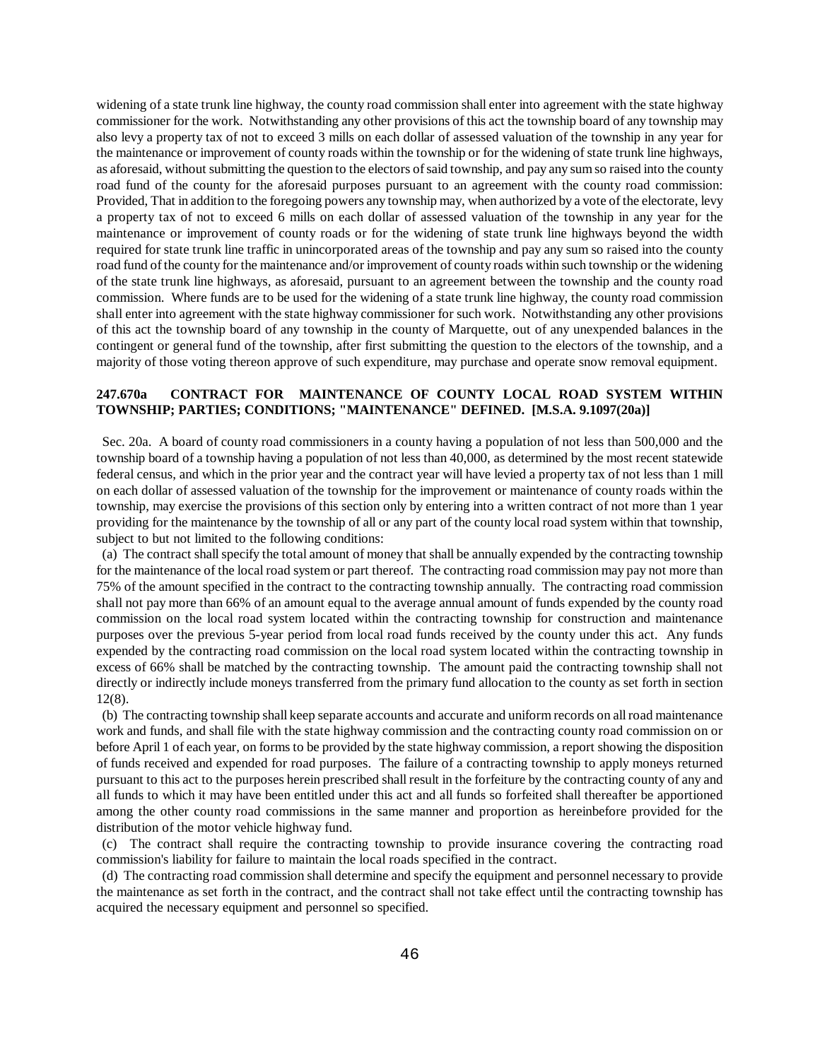widening of a state trunk line highway, the county road commission shall enter into agreement with the state highway commissioner for the work. Notwithstanding any other provisions of this act the township board of any township may also levy a property tax of not to exceed 3 mills on each dollar of assessed valuation of the township in any year for the maintenance or improvement of county roads within the township or for the widening of state trunk line highways, as aforesaid, without submitting the question to the electors of said township, and pay any sum so raised into the county road fund of the county for the aforesaid purposes pursuant to an agreement with the county road commission: Provided, That in addition to the foregoing powers any township may, when authorized by a vote of the electorate, levy a property tax of not to exceed 6 mills on each dollar of assessed valuation of the township in any year for the maintenance or improvement of county roads or for the widening of state trunk line highways beyond the width required for state trunk line traffic in unincorporated areas of the township and pay any sum so raised into the county road fund of the county for the maintenance and/or improvement of county roads within such township or the widening of the state trunk line highways, as aforesaid, pursuant to an agreement between the township and the county road commission. Where funds are to be used for the widening of a state trunk line highway, the county road commission shall enter into agreement with the state highway commissioner for such work. Notwithstanding any other provisions of this act the township board of any township in the county of Marquette, out of any unexpended balances in the contingent or general fund of the township, after first submitting the question to the electors of the township, and a majority of those voting thereon approve of such expenditure, may purchase and operate snow removal equipment.

**247.670a CONTRACT FOR MAINTENANCE OF COUNTY LOCAL ROAD SYSTEM WITHIN TOWNSHIP; PARTIES; CONDITIONS; "MAINTENANCE" DEFINED. [M.S.A. 9.1097(20a)]**

Sec. 20a. A board of county road commissioners in a county having a population of not less than 500,000 and the township board of a township having a population of not less than 40,000, as determined by the most recent statewide federal census, and which in the prior year and the contract year will have levied a property tax of not less than 1 mill on each dollar of assessed valuation of the township for the improvement or maintenance of county roads within the township, may exercise the provisions of this section only by entering into a written contract of not more than 1 year providing for the maintenance by the township of all or any part of the county local road system within that township, subject to but not limited to the following conditions:

(a) The contract shall specify the total amount of money that shall be annually expended by the contracting township for the maintenance of the local road system or part thereof. The contracting road commission may pay not more than 75% of the amount specified in the contract to the contracting township annually. The contracting road commission shall not pay more than 66% of an amount equal to the average annual amount of funds expended by the county road commission on the local road system located within the contracting township for construction and maintenance purposes over the previous 5-year period from local road funds received by the county under this act. Any funds expended by the contracting road commission on the local road system located within the contracting township in excess of 66% shall be matched by the contracting township. The amount paid the contracting township shall not directly or indirectly include moneys transferred from the primary fund allocation to the county as set forth in section 12(8).

(b) The contracting township shall keep separate accounts and accurate and uniform records on all road maintenance work and funds, and shall file with the state highway commission and the contracting county road commission on or before April 1 of each year, on forms to be provided by the state highway commission, a report showing the disposition of funds received and expended for road purposes. The failure of a contracting township to apply moneys returned pursuant to this act to the purposes herein prescribed shall result in the forfeiture by the contracting county of any and all funds to which it may have been entitled under this act and all funds so forfeited shall thereafter be apportioned among the other county road commissions in the same manner and proportion as hereinbefore provided for the distribution of the motor vehicle highway fund.

(c) The contract shall require the contracting township to provide insurance covering the contracting road commission's liability for failure to maintain the local roads specified in the contract.

(d) The contracting road commission shall determine and specify the equipment and personnel necessary to provide the maintenance as set forth in the contract, and the contract shall not take effect until the contracting township has acquired the necessary equipment and personnel so specified.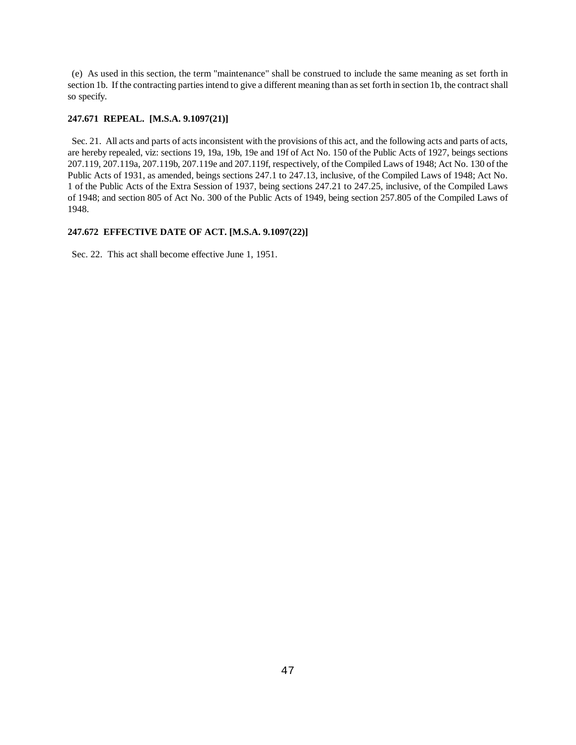(e) As used in this section, the term "maintenance" shall be construed to include the same meaning as set forth in section 1b. If the contracting parties intend to give a different meaning than as set forth in section 1b, the contract shall so specify.

**247.671 REPEAL. [M.S.A. 9.1097(21)]**

Sec. 21. All acts and parts of acts inconsistent with the provisions of this act, and the following acts and parts of acts, are hereby repealed, viz: sections 19, 19a, 19b, 19e and 19f of Act No. 150 of the Public Acts of 1927, beings sections 207.119, 207.119a, 207.119b, 207.119e and 207.119f, respectively, of the Compiled Laws of 1948; Act No. 130 of the Public Acts of 1931, as amended, beings sections 247.1 to 247.13, inclusive, of the Compiled Laws of 1948; Act No. 1 of the Public Acts of the Extra Session of 1937, being sections 247.21 to 247.25, inclusive, of the Compiled Laws of 1948; and section 805 of Act No. 300 of the Public Acts of 1949, being section 257.805 of the Compiled Laws of 1948.

**247.672 EFFECTIVE DATE OF ACT. [M.S.A. 9.1097(22)]**

Sec. 22. This act shall become effective June 1, 1951.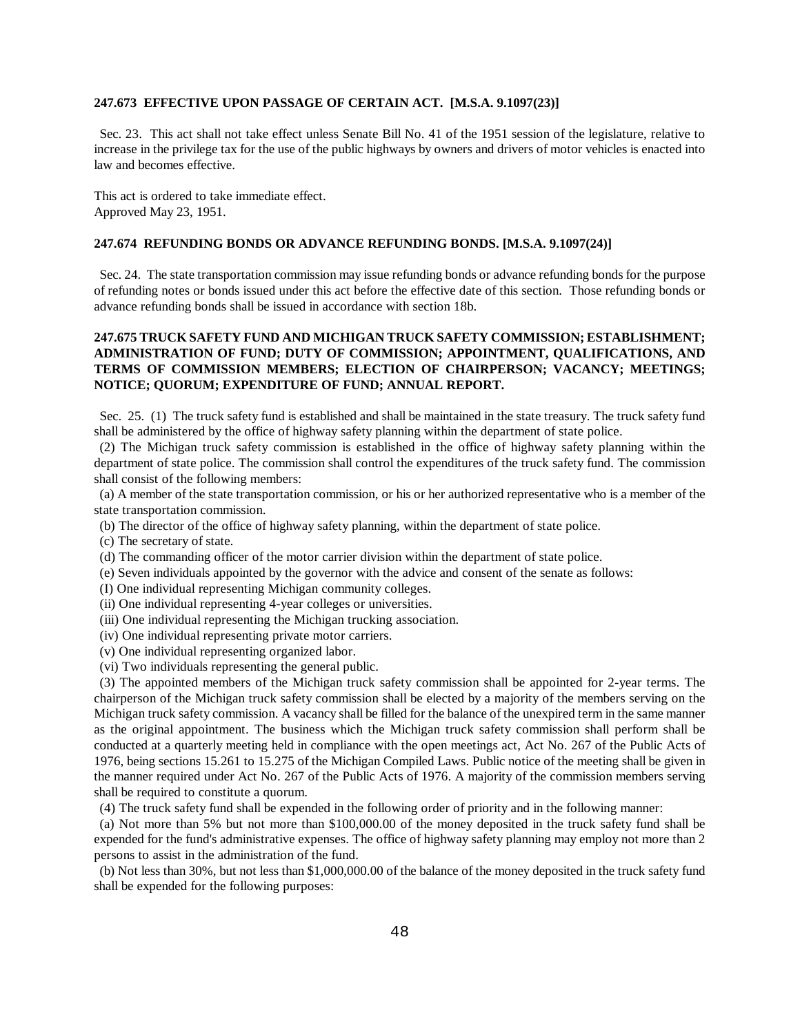**247.673 EFFECTIVE UPON PASSAGE OF CERTAIN ACT. [M.S.A. 9.1097(23)]**

Sec. 23. This act shall not take effect unless Senate Bill No. 41 of the 1951 session of the legislature, relative to increase in the privilege tax for the use of the public highways by owners and drivers of motor vehicles is enacted into law and becomes effective.

This act is ordered to take immediate effect.
Approved May 23, 1951.

**247.674 REFUNDING BONDS OR ADVANCE REFUNDING BONDS. [M.S.A. 9.1097(24)]**

Sec. 24. The state transportation commission may issue refunding bonds or advance refunding bonds for the purpose of refunding notes or bonds issued under this act before the effective date of this section. Those refunding bonds or advance refunding bonds shall be issued in accordance with section 18b.

**247.675 TRUCK SAFETY FUND AND MICHIGAN TRUCK SAFETY COMMISSION; ESTABLISHMENT; ADMINISTRATION OF FUND; DUTY OF COMMISSION; APPOINTMENT, QUALIFICATIONS, AND TERMS OF COMMISSION MEMBERS; ELECTION OF CHAIRPERSON; VACANCY; MEETINGS; NOTICE; QUORUM; EXPENDITURE OF FUND; ANNUAL REPORT.**

Sec. 25. (1) The truck safety fund is established and shall be maintained in the state treasury. The truck safety fund shall be administered by the office of highway safety planning within the department of state police.

(2) The Michigan truck safety commission is established in the office of highway safety planning within the department of state police. The commission shall control the expenditures of the truck safety fund. The commission shall consist of the following members:

(a) A member of the state transportation commission, or his or her authorized representative who is a member of the state transportation commission.

(b) The director of the office of highway safety planning, within the department of state police.

(c) The secretary of state.

(d) The commanding officer of the motor carrier division within the department of state police.

(e) Seven individuals appointed by the governor with the advice and consent of the senate as follows:

(I) One individual representing Michigan community colleges.

(ii) One individual representing 4-year colleges or universities.

(iii) One individual representing the Michigan trucking association.

(iv) One individual representing private motor carriers.

(v) One individual representing organized labor.

(vi) Two individuals representing the general public.

(3) The appointed members of the Michigan truck safety commission shall be appointed for 2-year terms. The chairperson of the Michigan truck safety commission shall be elected by a majority of the members serving on the Michigan truck safety commission. A vacancy shall be filled for the balance of the unexpired term in the same manner as the original appointment. The business which the Michigan truck safety commission shall perform shall be conducted at a quarterly meeting held in compliance with the open meetings act, Act No. 267 of the Public Acts of 1976, being sections 15.261 to 15.275 of the Michigan Compiled Laws. Public notice of the meeting shall be given in the manner required under Act No. 267 of the Public Acts of 1976. A majority of the commission members serving shall be required to constitute a quorum.

(4) The truck safety fund shall be expended in the following order of priority and in the following manner:

(a) Not more than 5% but not more than $100,000.00 of the money deposited in the truck safety fund shall be expended for the fund's administrative expenses. The office of highway safety planning may employ not more than 2 persons to assist in the administration of the fund.

(b) Not less than 30%, but not less than $1,000,000.00 of the balance of the money deposited in the truck safety fund shall be expended for the following purposes: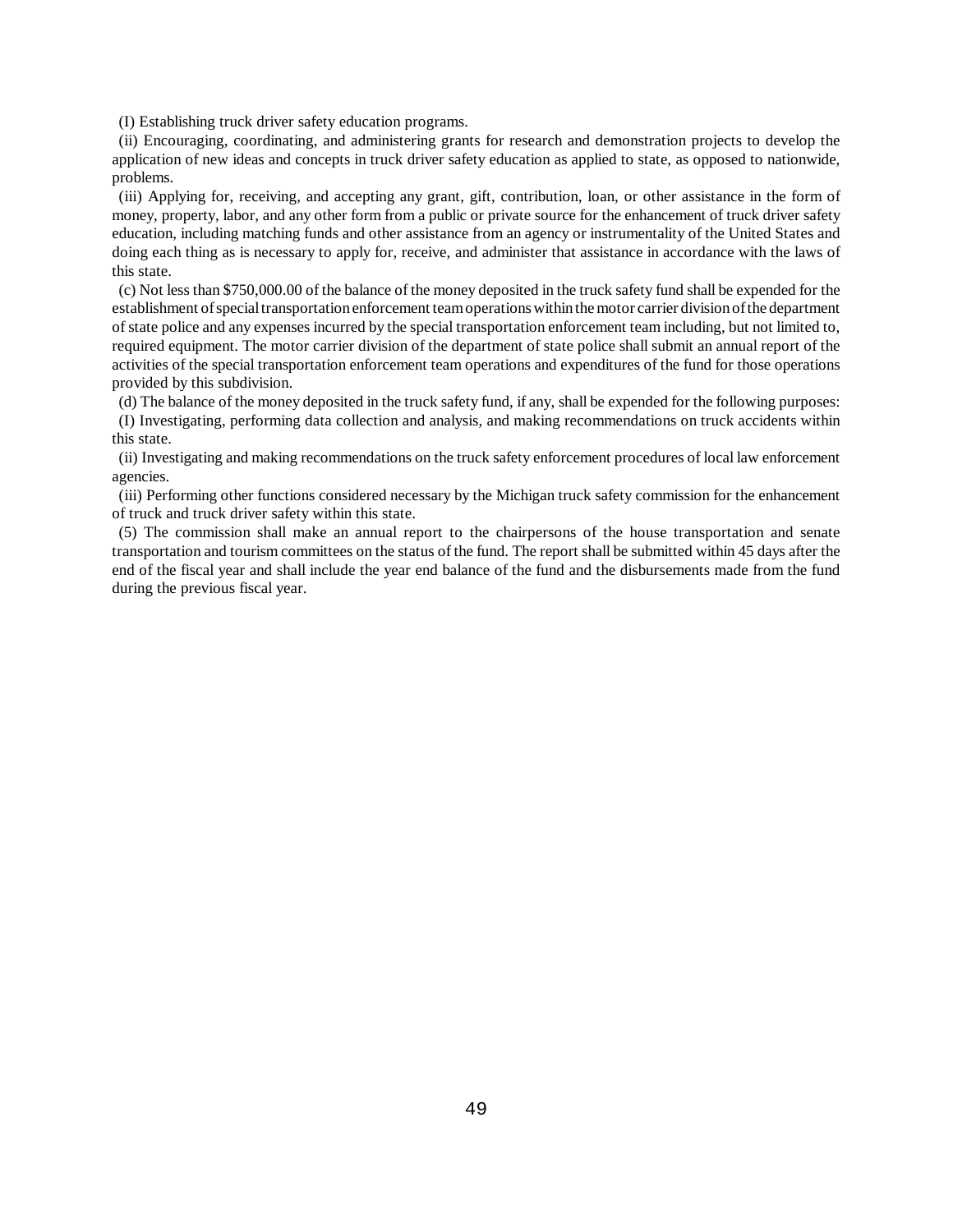(I) Establishing truck driver safety education programs.

(ii) Encouraging, coordinating, and administering grants for research and demonstration projects to develop the application of new ideas and concepts in truck driver safety education as applied to state, as opposed to nationwide, problems.

(iii) Applying for, receiving, and accepting any grant, gift, contribution, loan, or other assistance in the form of money, property, labor, and any other form from a public or private source for the enhancement of truck driver safety education, including matching funds and other assistance from an agency or instrumentality of the United States and doing each thing as is necessary to apply for, receive, and administer that assistance in accordance with the laws of this state.

(c) Not less than $750,000.00 of the balance of the money deposited in the truck safety fund shall be expended for the establishment of special transportation enforcement team operations within the motor carrier division of the department of state police and any expenses incurred by the special transportation enforcement team including, but not limited to, required equipment. The motor carrier division of the department of state police shall submit an annual report of the activities of the special transportation enforcement team operations and expenditures of the fund for those operations provided by this subdivision.

(d) The balance of the money deposited in the truck safety fund, if any, shall be expended for the following purposes:

(I) Investigating, performing data collection and analysis, and making recommendations on truck accidents within this state.

(ii) Investigating and making recommendations on the truck safety enforcement procedures of local law enforcement agencies.

(iii) Performing other functions considered necessary by the Michigan truck safety commission for the enhancement of truck and truck driver safety within this state.

(5) The commission shall make an annual report to the chairpersons of the house transportation and senate transportation and tourism committees on the status of the fund. The report shall be submitted within 45 days after the end of the fiscal year and shall include the year end balance of the fund and the disbursements made from the fund during the previous fiscal year.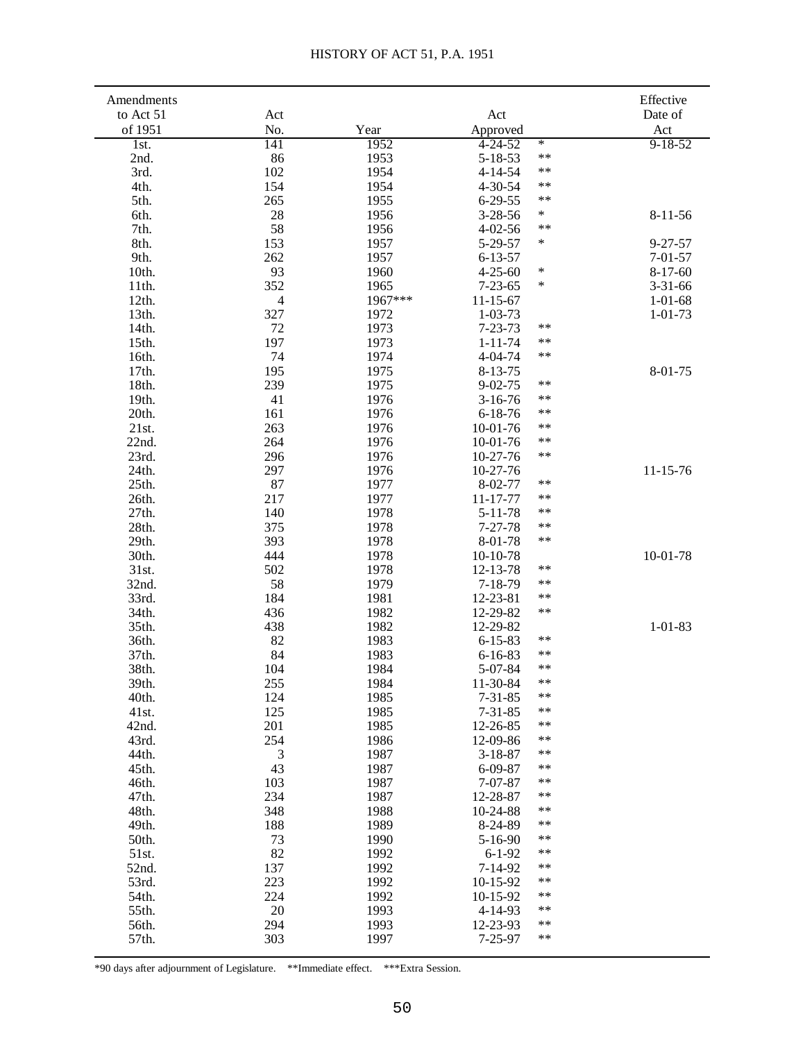# HISTORY OF ACT 51, P.A. 1951

| Amendments to Act 51 of 1951 | Act No. | Year | Act Approved | | Effective Date of Act |
|---|---|---|---|---|---|
| 1st. | 141 | 1952 | 4-24-52 | * | 9-18-52 |
| 2nd. | 86 | 1953 | 5-18-53 | ** | |
| 3rd. | 102 | 1954 | 4-14-54 | ** | |
| 4th. | 154 | 1954 | 4-30-54 | ** | |
| 5th. | 265 | 1955 | 6-29-55 | ** | |
| 6th. | 28 | 1956 | 3-28-56 | * | 8-11-56 |
| 7th. | 58 | 1956 | 4-02-56 | ** | |
| 8th. | 153 | 1957 | 5-29-57 | * | 9-27-57 |
| 9th. | 262 | 1957 | 6-13-57 | | 7-01-57 |
| 10th. | 93 | 1960 | 4-25-60 | * | 8-17-60 |
| 11th. | 352 | 1965 | 7-23-65 | * | 3-31-66 |
| 12th. | 4 | 1967*** | 11-15-67 | | 1-01-68 |
| 13th. | 327 | 1972 | 1-03-73 | | 1-01-73 |
| 14th. | 72 | 1973 | 7-23-73 | ** | |
| 15th. | 197 | 1973 | 1-11-74 | ** | |
| 16th. | 74 | 1974 | 4-04-74 | ** | |
| 17th. | 195 | 1975 | 8-13-75 | | 8-01-75 |
| 18th. | 239 | 1975 | 9-02-75 | ** | |
| 19th. | 41 | 1976 | 3-16-76 | ** | |
| 20th. | 161 | 1976 | 6-18-76 | ** | |
| 21st. | 263 | 1976 | 10-01-76 | ** | |
| 22nd. | 264 | 1976 | 10-01-76 | ** | |
| 23rd. | 296 | 1976 | 10-27-76 | ** | |
| 24th. | 297 | 1976 | 10-27-76 | | 11-15-76 |
| 25th. | 87 | 1977 | 8-02-77 | ** | |
| 26th. | 217 | 1977 | 11-17-77 | ** | |
| 27th. | 140 | 1978 | 5-11-78 | ** | |
| 28th. | 375 | 1978 | 7-27-78 | ** | |
| 29th. | 393 | 1978 | 8-01-78 | ** | |
| 30th. | 444 | 1978 | 10-10-78 | | 10-01-78 |
| 31st. | 502 | 1978 | 12-13-78 | ** | |
| 32nd. | 58 | 1979 | 7-18-79 | ** | |
| 33rd. | 184 | 1981 | 12-23-81 | ** | |
| 34th. | 436 | 1982 | 12-29-82 | ** | |
| 35th. | 438 | 1982 | 12-29-82 | | 1-01-83 |
| 36th. | 82 | 1983 | 6-15-83 | ** | |
| 37th. | 84 | 1983 | 6-16-83 | ** | |
| 38th. | 104 | 1984 | 5-07-84 | ** | |
| 39th. | 255 | 1984 | 11-30-84 | ** | |
| 40th. | 124 | 1985 | 7-31-85 | ** | |
| 41st. | 125 | 1985 | 7-31-85 | ** | |
| 42nd. | 201 | 1985 | 12-26-85 | ** | |
| 43rd. | 254 | 1986 | 12-09-86 | ** | |
| 44th. | 3 | 1987 | 3-18-87 | ** | |
| 45th. | 43 | 1987 | 6-09-87 | ** | |
| 46th. | 103 | 1987 | 7-07-87 | ** | |
| 47th. | 234 | 1987 | 12-28-87 | ** | |
| 48th. | 348 | 1988 | 10-24-88 | ** | |
| 49th. | 188 | 1989 | 8-24-89 | ** | |
| 50th. | 73 | 1990 | 5-16-90 | ** | |
| 51st. | 82 | 1992 | 6-1-92 | ** | |
| 52nd. | 137 | 1992 | 7-14-92 | ** | |
| 53rd. | 223 | 1992 | 10-15-92 | ** | |
| 54th. | 224 | 1992 | 10-15-92 | ** | |
| 55th. | 20 | 1993 | 4-14-93 | ** | |
| 56th. | 294 | 1993 | 12-23-93 | ** | |
| 57th. | 303 | 1997 | 7-25-97 | ** | |

*90 days after adjournment of Legislature. **Immediate effect. ***Extra Session.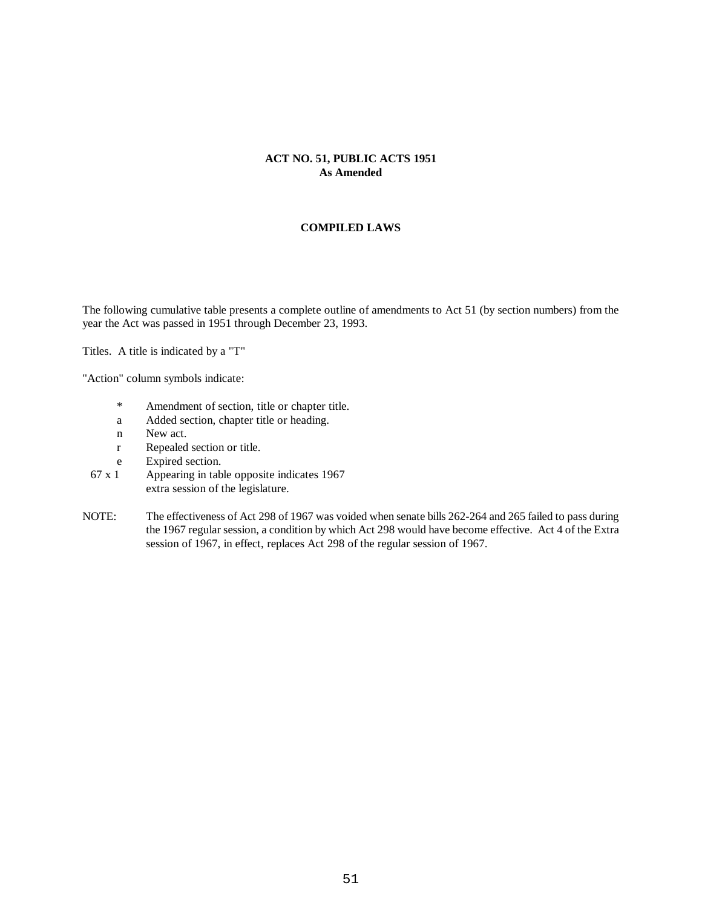**ACT NO. 51, PUBLIC ACTS 1951**
**As Amended**

**COMPILED LAWS**

The following cumulative table presents a complete outline of amendments to Act 51 (by section numbers) from the year the Act was passed in 1951 through December 23, 1993.

Titles. A title is indicated by a "T"

"Action" column symbols indicate:

| | |
|---|---|
| * | Amendment of section, title or chapter title. |
| a | Added section, chapter title or heading. |
| n | New act. |
| r | Repealed section or title. |
| e | Expired section. |
| 67 x 1 | Appearing in table opposite indicates 1967 extra session of the legislature. |

NOTE: The effectiveness of Act 298 of 1967 was voided when senate bills 262-264 and 265 failed to pass during the 1967 regular session, a condition by which Act 298 would have become effective. Act 4 of the Extra session of 1967, in effect, replaces Act 298 of the regular session of 1967.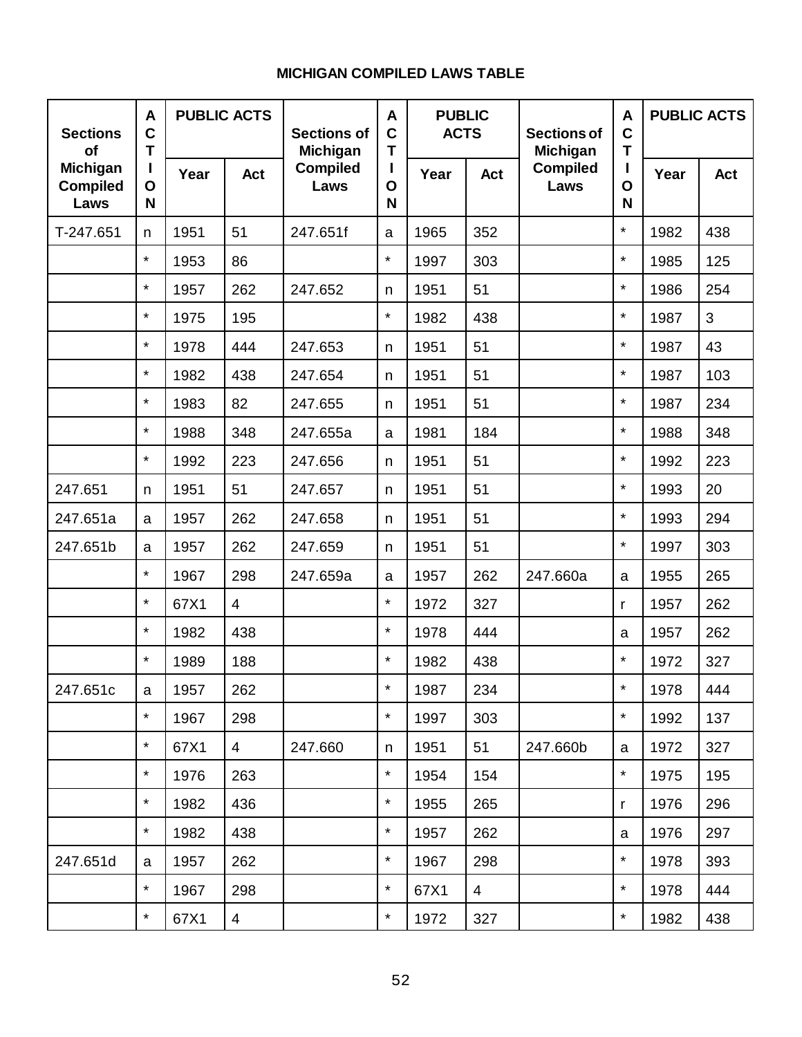# MICHIGAN COMPILED LAWS TABLE

| Sections of Michigan Compiled Laws | ACTION | PUBLIC ACTS | | Sections of Michigan Compiled Laws | ACTION | PUBLIC ACTS | | Sections of Michigan Compiled Laws | ACTION | PUBLIC ACTS | |
|---|---|---|---|---|---|---|---|---|---|---|---|
| | | Year | Act | | | Year | Act | | | Year | Act |
| T-247.651 | n | 1951 | 51 | 247.651f | a | 1965 | 352 | | * | 1982 | 438 |
| | * | 1953 | 86 | | * | 1997 | 303 | | * | 1985 | 125 |
| | * | 1957 | 262 | 247.652 | n | 1951 | 51 | | * | 1986 | 254 |
| | * | 1975 | 195 | | * | 1982 | 438 | | * | 1987 | 3 |
| | * | 1978 | 444 | 247.653 | n | 1951 | 51 | | * | 1987 | 43 |
| | * | 1982 | 438 | 247.654 | n | 1951 | 51 | | * | 1987 | 103 |
| | * | 1983 | 82 | 247.655 | n | 1951 | 51 | | * | 1987 | 234 |
| | * | 1988 | 348 | 247.655a | a | 1981 | 184 | | * | 1988 | 348 |
| | * | 1992 | 223 | 247.656 | n | 1951 | 51 | | * | 1992 | 223 |
| 247.651 | n | 1951 | 51 | 247.657 | n | 1951 | 51 | | * | 1993 | 20 |
| 247.651a | a | 1957 | 262 | 247.658 | n | 1951 | 51 | | * | 1993 | 294 |
| 247.651b | a | 1957 | 262 | 247.659 | n | 1951 | 51 | | * | 1997 | 303 |
| | * | 1967 | 298 | 247.659a | a | 1957 | 262 | 247.660a | a | 1955 | 265 |
| | * | 67X1 | 4 | | * | 1972 | 327 | | r | 1957 | 262 |
| | * | 1982 | 438 | | * | 1978 | 444 | | a | 1957 | 262 |
| | * | 1989 | 188 | | * | 1982 | 438 | | * | 1972 | 327 |
| 247.651c | a | 1957 | 262 | | * | 1987 | 234 | | * | 1978 | 444 |
| | * | 1967 | 298 | | * | 1997 | 303 | | * | 1992 | 137 |
| | * | 67X1 | 4 | 247.660 | n | 1951 | 51 | 247.660b | a | 1972 | 327 |
| | * | 1976 | 263 | | * | 1954 | 154 | | * | 1975 | 195 |
| | * | 1982 | 436 | | * | 1955 | 265 | | r | 1976 | 296 |
| | * | 1982 | 438 | | * | 1957 | 262 | | a | 1976 | 297 |
| 247.651d | a | 1957 | 262 | | * | 1967 | 298 | | * | 1978 | 393 |
| | * | 1967 | 298 | | * | 67X1 | 4 | | * | 1978 | 444 |
| | * | 67X1 | 4 | | * | 1972 | 327 | | * | 1982 | 438 |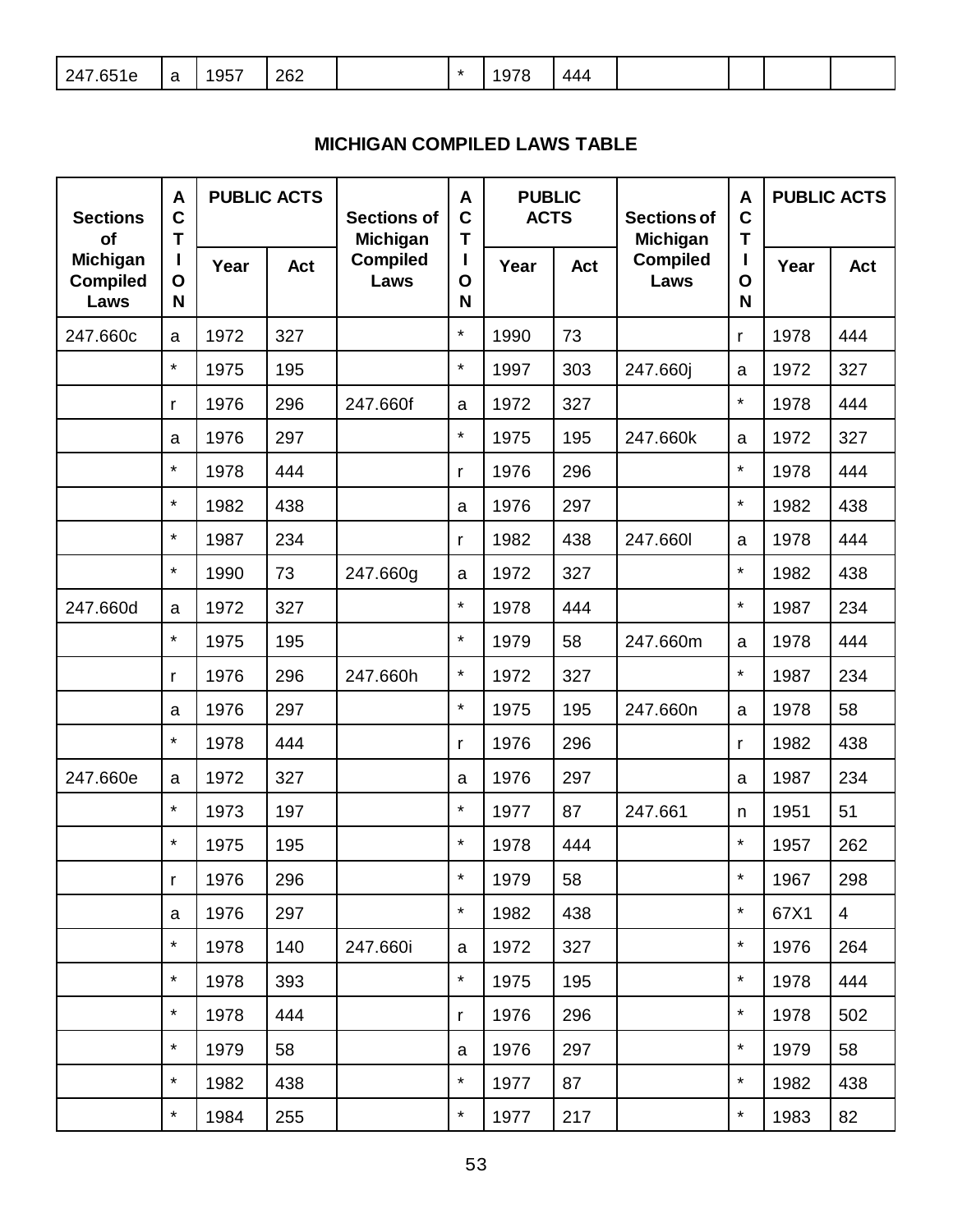| 247.651e | a | 1957 | 262 | | * | 1978 | 444 | | | | |
|---|---|---|---|---|---|---|---|---|---|---|---|

## MICHIGAN COMPILED LAWS TABLE

| Sections of Michigan Compiled Laws | ACTION | PUBLIC ACTS | | Sections of Michigan Compiled Laws | ACTION | PUBLIC ACTS | | Sections of Michigan Compiled Laws | ACTION | PUBLIC ACTS | |
|---|---|---|---|---|---|---|---|---|---|---|---|
| | | Year | Act | | | Year | Act | | | Year | Act |
| 247.660c | a | 1972 | 327 | | * | 1990 | 73 | | r | 1978 | 444 |
| | * | 1975 | 195 | | * | 1997 | 303 | 247.660j | a | 1972 | 327 |
| | r | 1976 | 296 | 247.660f | a | 1972 | 327 | | * | 1978 | 444 |
| | a | 1976 | 297 | | * | 1975 | 195 | 247.660k | a | 1972 | 327 |
| | * | 1978 | 444 | | r | 1976 | 296 | | * | 1978 | 444 |
| | * | 1982 | 438 | | a | 1976 | 297 | | * | 1982 | 438 |
| | * | 1987 | 234 | | r | 1982 | 438 | 247.660l | a | 1978 | 444 |
| | * | 1990 | 73 | 247.660g | a | 1972 | 327 | | * | 1982 | 438 |
| 247.660d | a | 1972 | 327 | | * | 1978 | 444 | | * | 1987 | 234 |
| | * | 1975 | 195 | | * | 1979 | 58 | 247.660m | a | 1978 | 444 |
| | r | 1976 | 296 | 247.660h | * | 1972 | 327 | | * | 1987 | 234 |
| | a | 1976 | 297 | | * | 1975 | 195 | 247.660n | a | 1978 | 58 |
| | * | 1978 | 444 | | r | 1976 | 296 | | r | 1982 | 438 |
| 247.660e | a | 1972 | 327 | | a | 1976 | 297 | | a | 1987 | 234 |
| | * | 1973 | 197 | | * | 1977 | 87 | 247.661 | n | 1951 | 51 |
| | * | 1975 | 195 | | * | 1978 | 444 | | * | 1957 | 262 |
| | r | 1976 | 296 | | * | 1979 | 58 | | * | 1967 | 298 |
| | a | 1976 | 297 | | * | 1982 | 438 | | * | 67X1 | 4 |
| | * | 1978 | 140 | 247.660i | a | 1972 | 327 | | * | 1976 | 264 |
| | * | 1978 | 393 | | * | 1975 | 195 | | * | 1978 | 444 |
| | * | 1978 | 444 | | r | 1976 | 296 | | * | 1978 | 502 |
| | * | 1979 | 58 | | a | 1976 | 297 | | * | 1979 | 58 |
| | * | 1982 | 438 | | * | 1977 | 87 | | * | 1982 | 438 |
| | * | 1984 | 255 | | * | 1977 | 217 | | * | 1983 | 82 |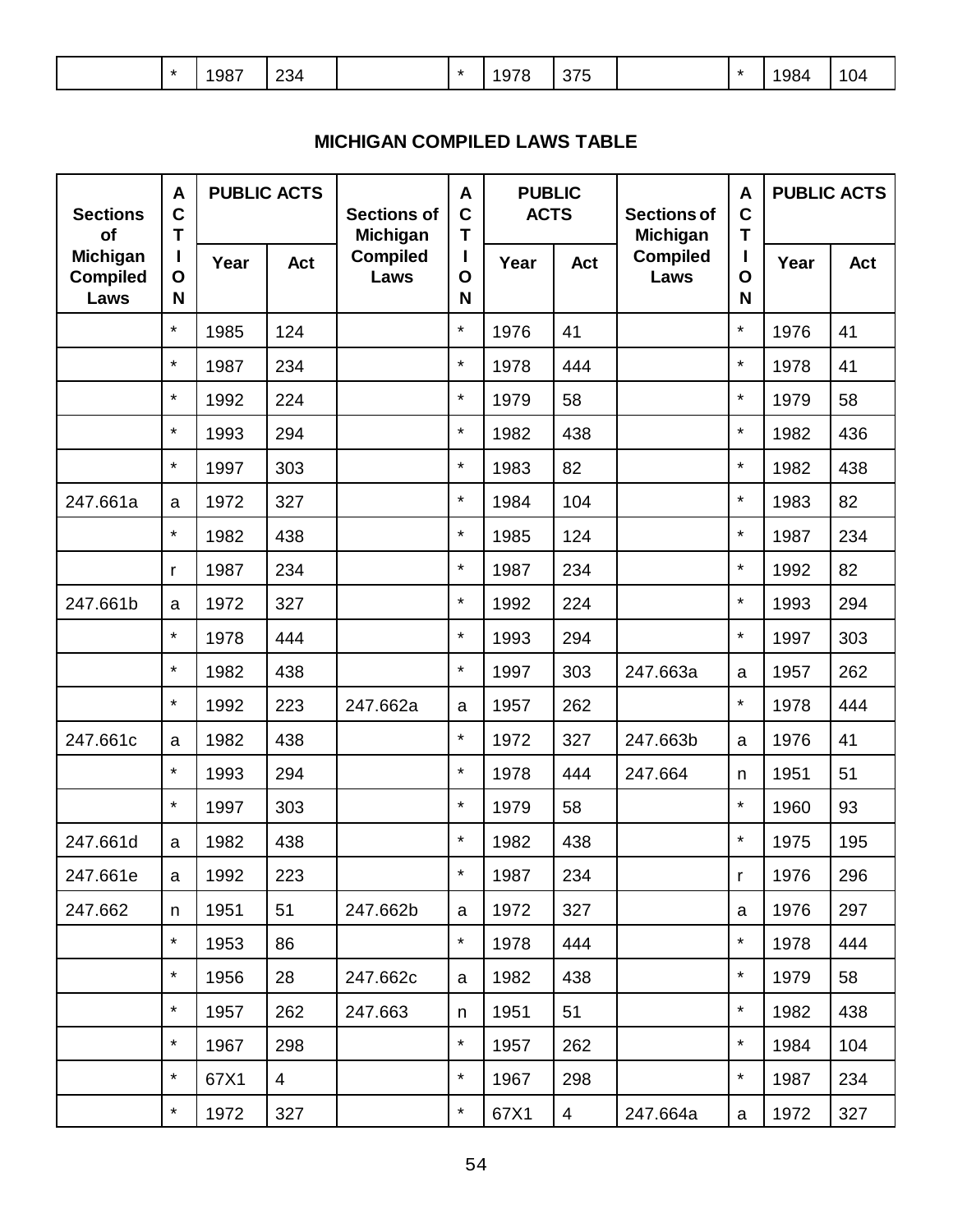| | * | 1987 | 234 | | * | 1978 | 375 | | * | 1984 | 104 |
|---|---|---|---|---|---|---|---|---|---|---|---|

## MICHIGAN COMPILED LAWS TABLE

| Sections of Michigan Compiled Laws | ACTION | PUBLIC ACTS | | Sections of Michigan Compiled Laws | ACTION | PUBLIC ACTS | | Sections of Michigan Compiled Laws | ACTION | PUBLIC ACTS | |
|---|---|---|---|---|---|---|---|---|---|---|---|
| | | Year | Act | | | Year | Act | | | Year | Act |
| | * | 1985 | 124 | | * | 1976 | 41 | | * | 1976 | 41 |
| | * | 1987 | 234 | | * | 1978 | 444 | | * | 1978 | 41 |
| | * | 1992 | 224 | | * | 1979 | 58 | | * | 1979 | 58 |
| | * | 1993 | 294 | | * | 1982 | 438 | | * | 1982 | 436 |
| | * | 1997 | 303 | | * | 1983 | 82 | | * | 1982 | 438 |
| 247.661a | a | 1972 | 327 | | * | 1984 | 104 | | * | 1983 | 82 |
| | * | 1982 | 438 | | * | 1985 | 124 | | * | 1987 | 234 |
| | r | 1987 | 234 | | * | 1987 | 234 | | * | 1992 | 82 |
| 247.661b | a | 1972 | 327 | | * | 1992 | 224 | | * | 1993 | 294 |
| | * | 1978 | 444 | | * | 1993 | 294 | | * | 1997 | 303 |
| | * | 1982 | 438 | | * | 1997 | 303 | 247.663a | a | 1957 | 262 |
| | * | 1992 | 223 | 247.662a | a | 1957 | 262 | | * | 1978 | 444 |
| 247.661c | a | 1982 | 438 | | * | 1972 | 327 | 247.663b | a | 1976 | 41 |
| | * | 1993 | 294 | | * | 1978 | 444 | 247.664 | n | 1951 | 51 |
| | * | 1997 | 303 | | * | 1979 | 58 | | * | 1960 | 93 |
| 247.661d | a | 1982 | 438 | | * | 1982 | 438 | | * | 1975 | 195 |
| 247.661e | a | 1992 | 223 | | * | 1987 | 234 | | r | 1976 | 296 |
| 247.662 | n | 1951 | 51 | 247.662b | a | 1972 | 327 | | a | 1976 | 297 |
| | * | 1953 | 86 | | * | 1978 | 444 | | * | 1978 | 444 |
| | * | 1956 | 28 | 247.662c | a | 1982 | 438 | | * | 1979 | 58 |
| | * | 1957 | 262 | 247.663 | n | 1951 | 51 | | * | 1982 | 438 |
| | * | 1967 | 298 | | * | 1957 | 262 | | * | 1984 | 104 |
| | * | 67X1 | 4 | | * | 1967 | 298 | | * | 1987 | 234 |
| | * | 1972 | 327 | | * | 67X1 | 4 | 247.664a | a | 1972 | 327 |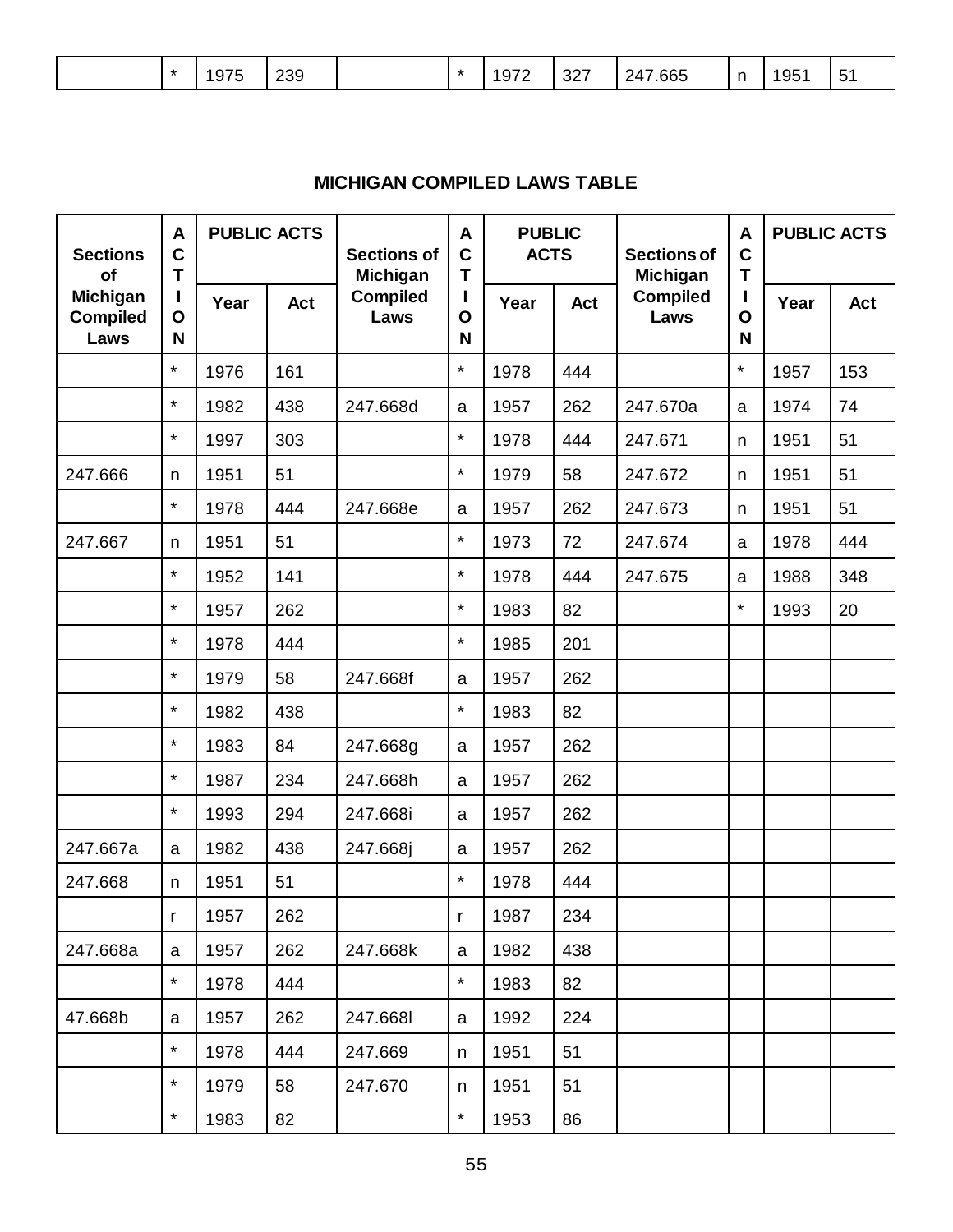|  | * | 1975 | 239 |  | * | 1972 | 327 | 247.665 | n | 1951 | 51 |
|---|---|---|---|---|---|---|---|---|---|---|---|

## MICHIGAN COMPILED LAWS TABLE

| Sections of Michigan Compiled Laws | ACTION | PUBLIC ACTS | | Sections of Michigan Compiled Laws | ACTION | PUBLIC ACTS | | Sections of Michigan Compiled Laws | ACTION | PUBLIC ACTS | |
|---|---|---|---|---|---|---|---|---|---|---|---|
| | | Year | Act | | | Year | Act | | | Year | Act |
|  | * | 1976 | 161 |  | * | 1978 | 444 |  | * | 1957 | 153 |
|  | * | 1982 | 438 | 247.668d | a | 1957 | 262 | 247.670a | a | 1974 | 74 |
|  | * | 1997 | 303 |  | * | 1978 | 444 | 247.671 | n | 1951 | 51 |
| 247.666 | n | 1951 | 51 |  | * | 1979 | 58 | 247.672 | n | 1951 | 51 |
|  | * | 1978 | 444 | 247.668e | a | 1957 | 262 | 247.673 | n | 1951 | 51 |
| 247.667 | n | 1951 | 51 |  | * | 1973 | 72 | 247.674 | a | 1978 | 444 |
|  | * | 1952 | 141 |  | * | 1978 | 444 | 247.675 | a | 1988 | 348 |
|  | * | 1957 | 262 |  | * | 1983 | 82 |  | * | 1993 | 20 |
|  | * | 1978 | 444 |  | * | 1985 | 201 |  |  |  |  |
|  | * | 1979 | 58 | 247.668f | a | 1957 | 262 |  |  |  |  |
|  | * | 1982 | 438 |  | * | 1983 | 82 |  |  |  |  |
|  | * | 1983 | 84 | 247.668g | a | 1957 | 262 |  |  |  |  |
|  | * | 1987 | 234 | 247.668h | a | 1957 | 262 |  |  |  |  |
|  | * | 1993 | 294 | 247.668i | a | 1957 | 262 |  |  |  |  |
| 247.667a | a | 1982 | 438 | 247.668j | a | 1957 | 262 |  |  |  |  |
| 247.668 | n | 1951 | 51 |  | * | 1978 | 444 |  |  |  |  |
|  | r | 1957 | 262 |  | r | 1987 | 234 |  |  |  |  |
| 247.668a | a | 1957 | 262 | 247.668k | a | 1982 | 438 |  |  |  |  |
|  | * | 1978 | 444 |  | * | 1983 | 82 |  |  |  |  |
| 47.668b | a | 1957 | 262 | 247.668l | a | 1992 | 224 |  |  |  |  |
|  | * | 1978 | 444 | 247.669 | n | 1951 | 51 |  |  |  |  |
|  | * | 1979 | 58 | 247.670 | n | 1951 | 51 |  |  |  |  |
|  | * | 1983 | 82 |  | * | 1953 | 86 |  |  |  |  |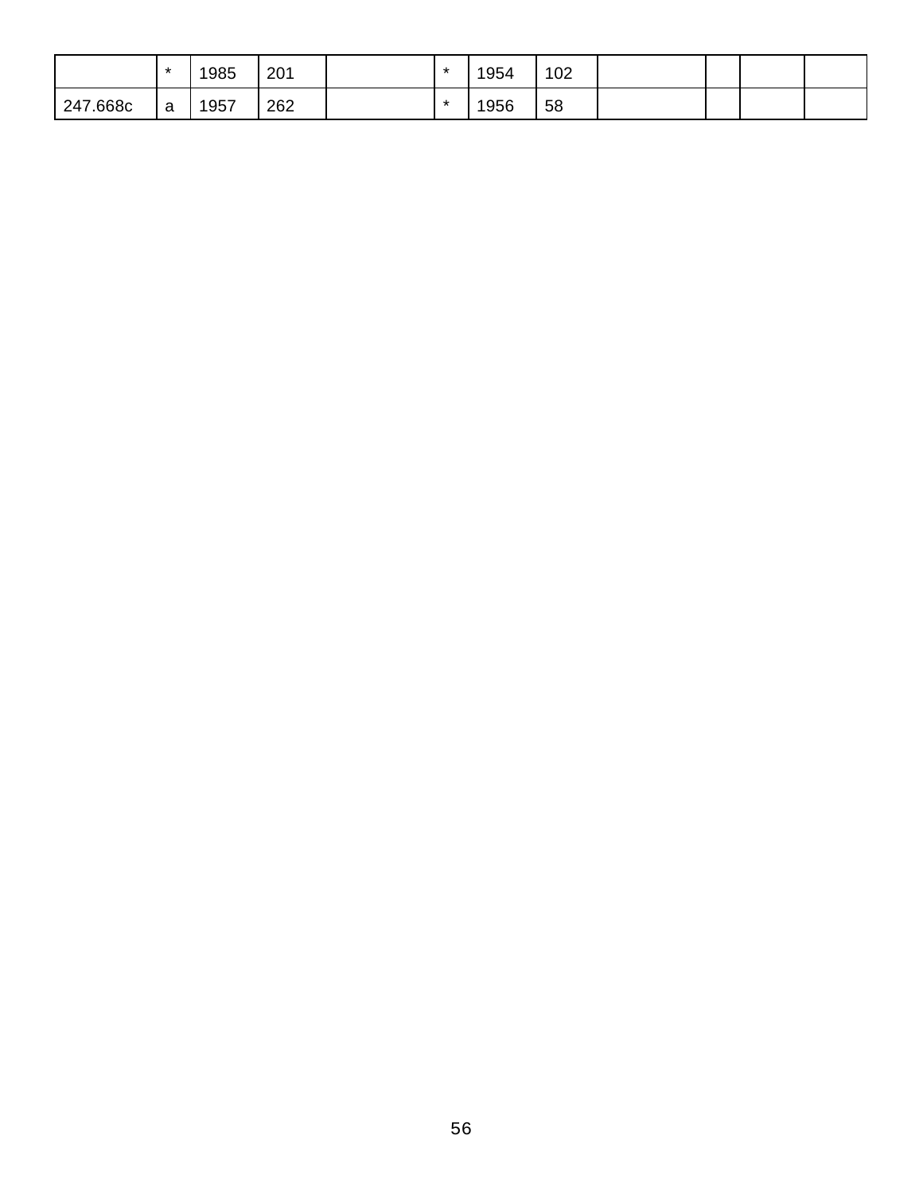| | | | | | | | | | | | |
|---|---|---|---|---|---|---|---|---|---|---|---|
| | * | 1985 | 201 | | * | 1954 | 102 | | | | |
| 247.668c | a | 1957 | 262 | | * | 1956 | 58 | | | | |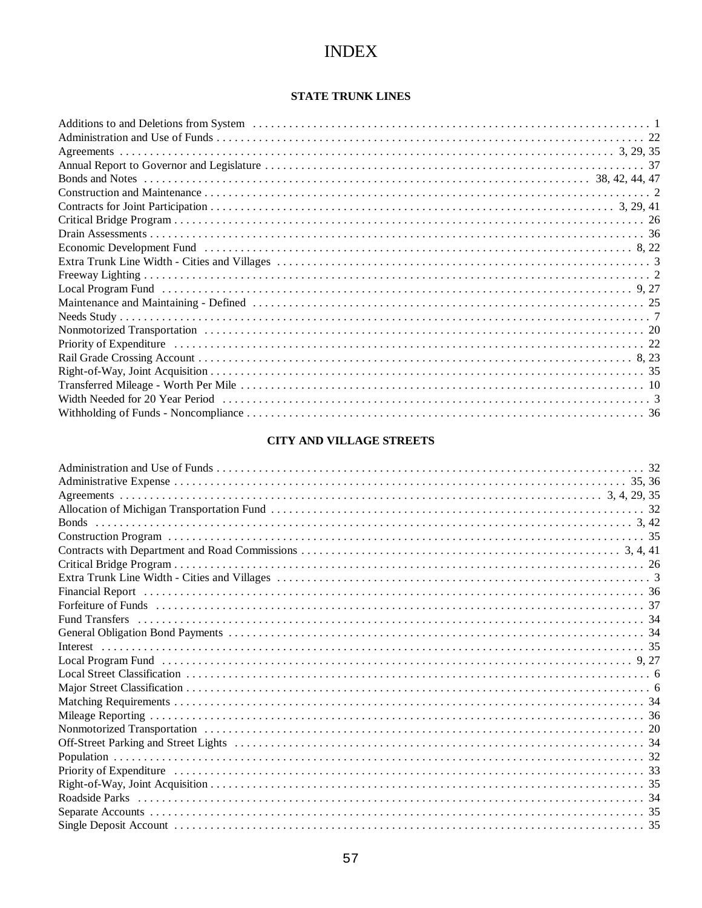# INDEX

## STATE TRUNK LINES

Additions to and Deletions from System . . . . . . . . . . 1
Administration and Use of Funds . . . . . . . . . . 22
Agreements . . . . . . . . . . 3, 29, 35
Annual Report to Governor and Legislature . . . . . . . . . . 37
Bonds and Notes . . . . . . . . . . 38, 42, 44, 47
Construction and Maintenance . . . . . . . . . . 2
Contracts for Joint Participation . . . . . . . . . . 3, 29, 41
Critical Bridge Program . . . . . . . . . . 26
Drain Assessments . . . . . . . . . . 36
Economic Development Fund . . . . . . . . . . 8, 22
Extra Trunk Line Width - Cities and Villages . . . . . . . . . . 3
Freeway Lighting . . . . . . . . . . 2
Local Program Fund . . . . . . . . . . 9, 27
Maintenance and Maintaining - Defined . . . . . . . . . . 25
Needs Study . . . . . . . . . . 7
Nonmotorized Transportation . . . . . . . . . . 20
Priority of Expenditure . . . . . . . . . . 22
Rail Grade Crossing Account . . . . . . . . . . 8, 23
Right-of-Way, Joint Acquisition . . . . . . . . . . 35
Transferred Mileage - Worth Per Mile . . . . . . . . . . 10
Width Needed for 20 Year Period . . . . . . . . . . 3
Withholding of Funds - Noncompliance . . . . . . . . . . 36

## CITY AND VILLAGE STREETS

Administration and Use of Funds . . . . . . . . . . 32
Administrative Expense . . . . . . . . . . 35, 36
Agreements . . . . . . . . . . 3, 4, 29, 35
Allocation of Michigan Transportation Fund . . . . . . . . . . 32
Bonds . . . . . . . . . . 3, 42
Construction Program . . . . . . . . . . 35
Contracts with Department and Road Commissions . . . . . . . . . . 3, 4, 41
Critical Bridge Program . . . . . . . . . . 26
Extra Trunk Line Width - Cities and Villages . . . . . . . . . . 3
Financial Report . . . . . . . . . . 36
Forfeiture of Funds . . . . . . . . . . 37
Fund Transfers . . . . . . . . . . 34
General Obligation Bond Payments . . . . . . . . . . 34
Interest . . . . . . . . . . 35
Local Program Fund . . . . . . . . . . 9, 27
Local Street Classification . . . . . . . . . . 6
Major Street Classification . . . . . . . . . . 6
Matching Requirements . . . . . . . . . . 34
Mileage Reporting . . . . . . . . . . 36
Nonmotorized Transportation . . . . . . . . . . 20
Off-Street Parking and Street Lights . . . . . . . . . . 34
Population . . . . . . . . . . 32
Priority of Expenditure . . . . . . . . . . 33
Right-of-Way, Joint Acquisition . . . . . . . . . . 35
Roadside Parks . . . . . . . . . . 34
Separate Accounts . . . . . . . . . . 35
Single Deposit Account . . . . . . . . . . 35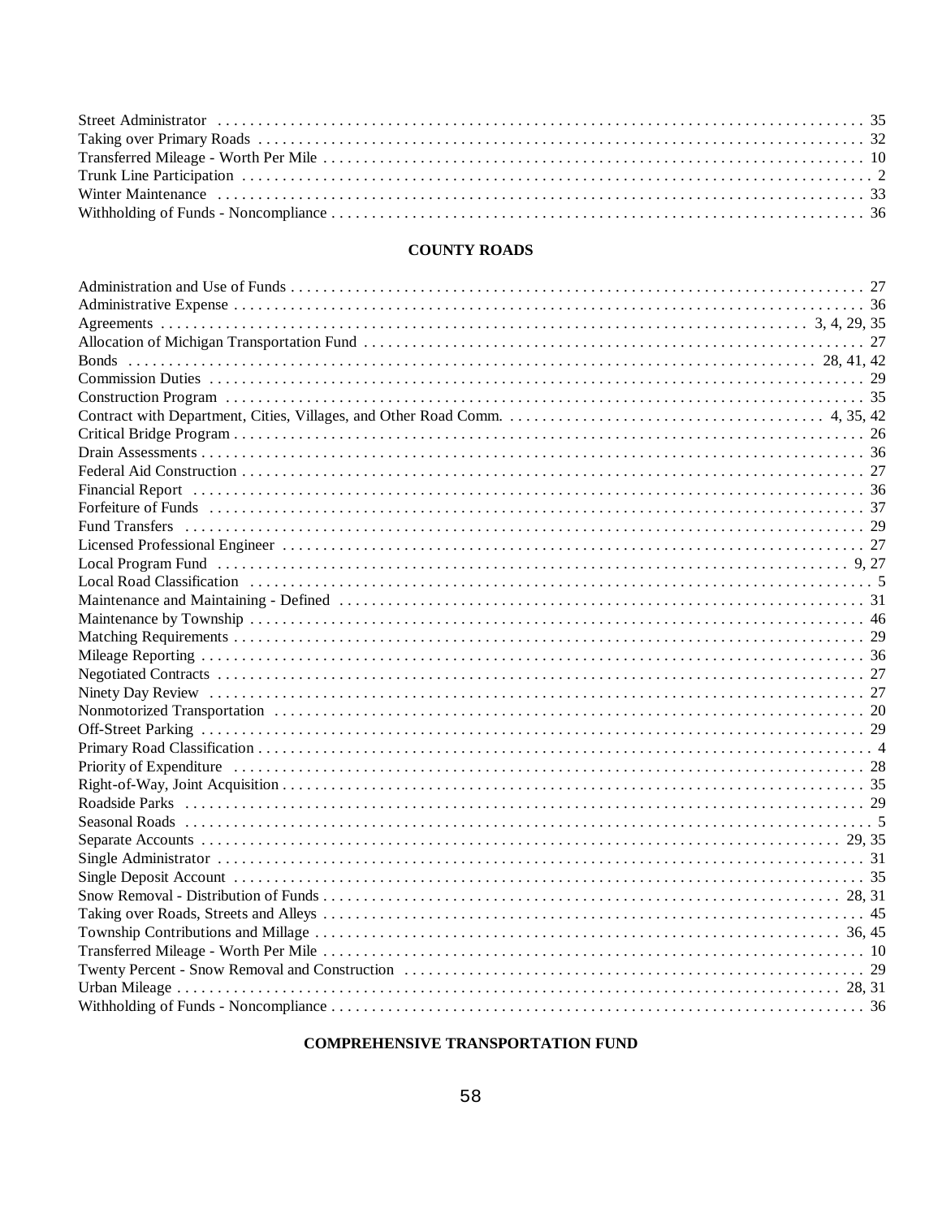Street Administrator . . . . . . . . . . . . . . . . . . . . . . . . . . . . . . . . . . . . . . . . . . . . . . . . . . . . . . . . . . . . . . . . . 35
Taking over Primary Roads . . . . . . . . . . . . . . . . . . . . . . . . . . . . . . . . . . . . . . . . . . . . . . . . . . . . . . . . . . . . . 32
Transferred Mileage - Worth Per Mile . . . . . . . . . . . . . . . . . . . . . . . . . . . . . . . . . . . . . . . . . . . . . . . . . . . . . 10
Trunk Line Participation . . . . . . . . . . . . . . . . . . . . . . . . . . . . . . . . . . . . . . . . . . . . . . . . . . . . . . . . . . . . . . . 2
Winter Maintenance . . . . . . . . . . . . . . . . . . . . . . . . . . . . . . . . . . . . . . . . . . . . . . . . . . . . . . . . . . . . . . . . . 33
Withholding of Funds - Noncompliance . . . . . . . . . . . . . . . . . . . . . . . . . . . . . . . . . . . . . . . . . . . . . . . . . . . . 36

**COUNTY ROADS**

Administration and Use of Funds . . . . . . . . . . . . . . . . . . . . . . . . . . . . . . . . . . . . . . . . . . . . . . . . . . . . . . . . 27
Administrative Expense . . . . . . . . . . . . . . . . . . . . . . . . . . . . . . . . . . . . . . . . . . . . . . . . . . . . . . . . . . . . . . 36
Agreements . . . . . . . . . . . . . . . . . . . . . . . . . . . . . . . . . . . . . . . . . . . . . . . . . . . . . . . . . . . . . . . . . 3, 4, 29, 35
Allocation of Michigan Transportation Fund . . . . . . . . . . . . . . . . . . . . . . . . . . . . . . . . . . . . . . . . . . . . . . . . 27
Bonds . . . . . . . . . . . . . . . . . . . . . . . . . . . . . . . . . . . . . . . . . . . . . . . . . . . . . . . . . . . . . . . . . . . . . . . . 28, 41, 42
Commission Duties . . . . . . . . . . . . . . . . . . . . . . . . . . . . . . . . . . . . . . . . . . . . . . . . . . . . . . . . . . . . . . . . . . 29
Construction Program . . . . . . . . . . . . . . . . . . . . . . . . . . . . . . . . . . . . . . . . . . . . . . . . . . . . . . . . . . . . . . . . 35
Contract with Department, Cities, Villages, and Other Road Comm. . . . . . . . . . . . . . . . . . . . . . . . . . . . . . . 4, 35, 42
Critical Bridge Program . . . . . . . . . . . . . . . . . . . . . . . . . . . . . . . . . . . . . . . . . . . . . . . . . . . . . . . . . . . . . . . 26
Drain Assessments . . . . . . . . . . . . . . . . . . . . . . . . . . . . . . . . . . . . . . . . . . . . . . . . . . . . . . . . . . . . . . . . . . . 36
Federal Aid Construction . . . . . . . . . . . . . . . . . . . . . . . . . . . . . . . . . . . . . . . . . . . . . . . . . . . . . . . . . . . . . . 27
Financial Report . . . . . . . . . . . . . . . . . . . . . . . . . . . . . . . . . . . . . . . . . . . . . . . . . . . . . . . . . . . . . . . . . . . . . 36
Forfeiture of Funds . . . . . . . . . . . . . . . . . . . . . . . . . . . . . . . . . . . . . . . . . . . . . . . . . . . . . . . . . . . . . . . . . . . 37
Fund Transfers . . . . . . . . . . . . . . . . . . . . . . . . . . . . . . . . . . . . . . . . . . . . . . . . . . . . . . . . . . . . . . . . . . . . . . 29
Licensed Professional Engineer . . . . . . . . . . . . . . . . . . . . . . . . . . . . . . . . . . . . . . . . . . . . . . . . . . . . . . . . . 27
Local Program Fund . . . . . . . . . . . . . . . . . . . . . . . . . . . . . . . . . . . . . . . . . . . . . . . . . . . . . . . . . . . . . . . . 9, 27
Local Road Classification . . . . . . . . . . . . . . . . . . . . . . . . . . . . . . . . . . . . . . . . . . . . . . . . . . . . . . . . . . . . . . 5
Maintenance and Maintaining - Defined . . . . . . . . . . . . . . . . . . . . . . . . . . . . . . . . . . . . . . . . . . . . . . . . . . . 31
Maintenance by Township . . . . . . . . . . . . . . . . . . . . . . . . . . . . . . . . . . . . . . . . . . . . . . . . . . . . . . . . . . . . . 46
Matching Requirements . . . . . . . . . . . . . . . . . . . . . . . . . . . . . . . . . . . . . . . . . . . . . . . . . . . . . . . . . . . . . . . 29
Mileage Reporting . . . . . . . . . . . . . . . . . . . . . . . . . . . . . . . . . . . . . . . . . . . . . . . . . . . . . . . . . . . . . . . . . . . 36
Negotiated Contracts . . . . . . . . . . . . . . . . . . . . . . . . . . . . . . . . . . . . . . . . . . . . . . . . . . . . . . . . . . . . . . . . . 27
Ninety Day Review . . . . . . . . . . . . . . . . . . . . . . . . . . . . . . . . . . . . . . . . . . . . . . . . . . . . . . . . . . . . . . . . . . . 27
Nonmotorized Transportation . . . . . . . . . . . . . . . . . . . . . . . . . . . . . . . . . . . . . . . . . . . . . . . . . . . . . . . . . . . 20
Off-Street Parking . . . . . . . . . . . . . . . . . . . . . . . . . . . . . . . . . . . . . . . . . . . . . . . . . . . . . . . . . . . . . . . . . . . . 29
Primary Road Classification . . . . . . . . . . . . . . . . . . . . . . . . . . . . . . . . . . . . . . . . . . . . . . . . . . . . . . . . . . . . 4
Priority of Expenditure . . . . . . . . . . . . . . . . . . . . . . . . . . . . . . . . . . . . . . . . . . . . . . . . . . . . . . . . . . . . . . . . 28
Right-of-Way, Joint Acquisition . . . . . . . . . . . . . . . . . . . . . . . . . . . . . . . . . . . . . . . . . . . . . . . . . . . . . . . . . . 35
Roadside Parks . . . . . . . . . . . . . . . . . . . . . . . . . . . . . . . . . . . . . . . . . . . . . . . . . . . . . . . . . . . . . . . . . . . . . . 29
Seasonal Roads . . . . . . . . . . . . . . . . . . . . . . . . . . . . . . . . . . . . . . . . . . . . . . . . . . . . . . . . . . . . . . . . . . . . . . 5
Separate Accounts . . . . . . . . . . . . . . . . . . . . . . . . . . . . . . . . . . . . . . . . . . . . . . . . . . . . . . . . . . . . . . . . . 29, 35
Single Administrator . . . . . . . . . . . . . . . . . . . . . . . . . . . . . . . . . . . . . . . . . . . . . . . . . . . . . . . . . . . . . . . . . . 31
Single Deposit Account . . . . . . . . . . . . . . . . . . . . . . . . . . . . . . . . . . . . . . . . . . . . . . . . . . . . . . . . . . . . . . . . 35
Snow Removal - Distribution of Funds . . . . . . . . . . . . . . . . . . . . . . . . . . . . . . . . . . . . . . . . . . . . . . . . . . 28, 31
Taking over Roads, Streets and Alleys . . . . . . . . . . . . . . . . . . . . . . . . . . . . . . . . . . . . . . . . . . . . . . . . . . . . . 45
Township Contributions and Millage . . . . . . . . . . . . . . . . . . . . . . . . . . . . . . . . . . . . . . . . . . . . . . . . . . . . 36, 45
Transferred Mileage - Worth Per Mile . . . . . . . . . . . . . . . . . . . . . . . . . . . . . . . . . . . . . . . . . . . . . . . . . . . . . 10
Twenty Percent - Snow Removal and Construction . . . . . . . . . . . . . . . . . . . . . . . . . . . . . . . . . . . . . . . . . . . 29
Urban Mileage . . . . . . . . . . . . . . . . . . . . . . . . . . . . . . . . . . . . . . . . . . . . . . . . . . . . . . . . . . . . . . . . . . . . 28, 31
Withholding of Funds - Noncompliance . . . . . . . . . . . . . . . . . . . . . . . . . . . . . . . . . . . . . . . . . . . . . . . . . . . . 36

**COMPREHENSIVE TRANSPORTATION FUND**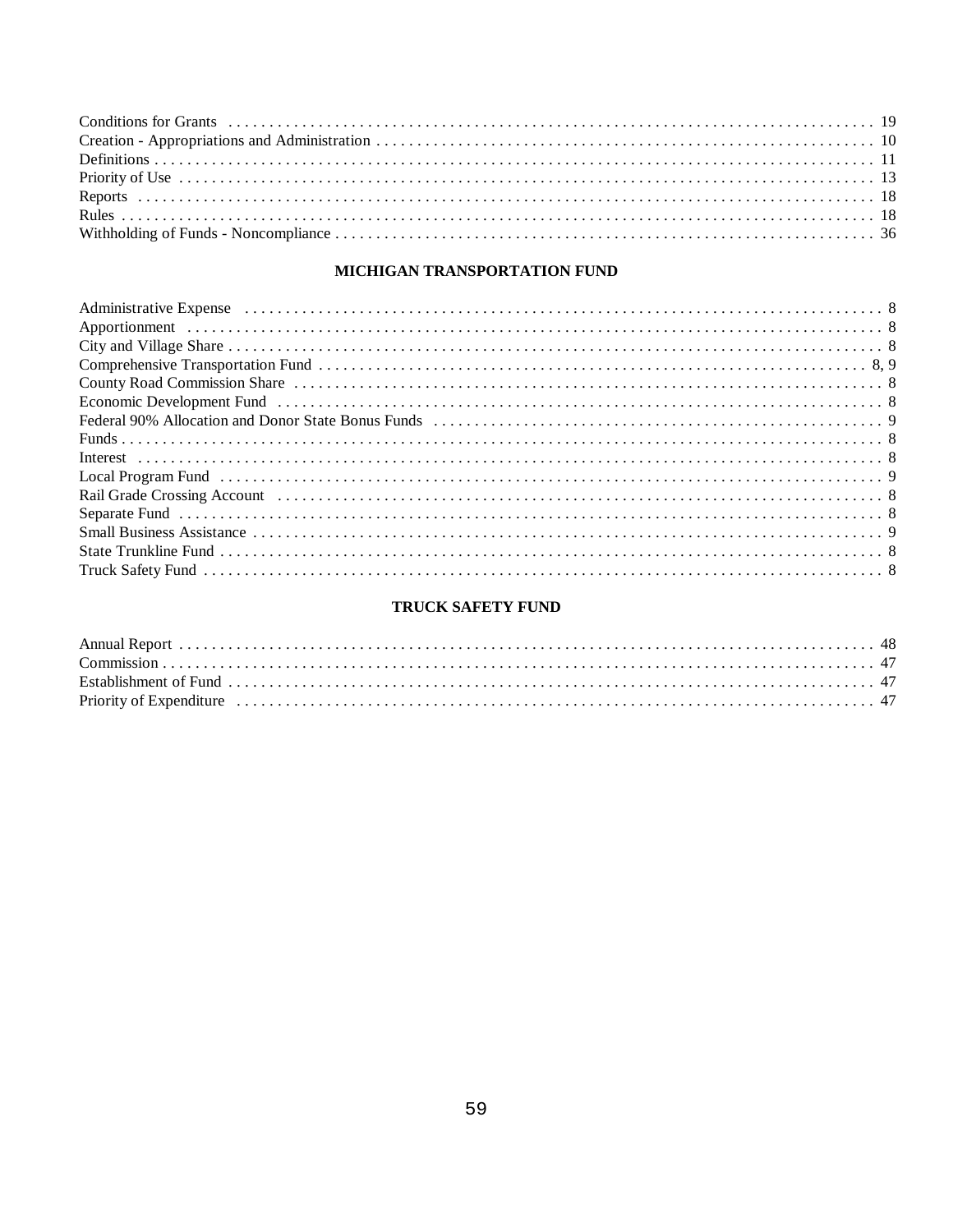Conditions for Grants . . . . . . . . . . . . . . . . . . . . . . . . . . . . . . . . . . . . . . . . . . . . . . . . . . . . . . . . . . . . . . . . . . . . . . . . . . . . 19
Creation - Appropriations and Administration . . . . . . . . . . . . . . . . . . . . . . . . . . . . . . . . . . . . . . . . . . . . . . . . . . . . . . . . . . . 10
Definitions . . . . . . . . . . . . . . . . . . . . . . . . . . . . . . . . . . . . . . . . . . . . . . . . . . . . . . . . . . . . . . . . . . . . . . . . . . . . . . . . . 11
Priority of Use . . . . . . . . . . . . . . . . . . . . . . . . . . . . . . . . . . . . . . . . . . . . . . . . . . . . . . . . . . . . . . . . . . . . . . . . . . . . . . 13
Reports . . . . . . . . . . . . . . . . . . . . . . . . . . . . . . . . . . . . . . . . . . . . . . . . . . . . . . . . . . . . . . . . . . . . . . . . . . . . . . . . . . 18
Rules . . . . . . . . . . . . . . . . . . . . . . . . . . . . . . . . . . . . . . . . . . . . . . . . . . . . . . . . . . . . . . . . . . . . . . . . . . . . . . . . . . . . 18
Withholding of Funds - Noncompliance . . . . . . . . . . . . . . . . . . . . . . . . . . . . . . . . . . . . . . . . . . . . . . . . . . . . . . . . . . . . . 36

## MICHIGAN TRANSPORTATION FUND

Administrative Expense . . . . . . . . . . . . . . . . . . . . . . . . . . . . . . . . . . . . . . . . . . . . . . . . . . . . . . . . . . . . . . . . . . . . . . . 8
Apportionment . . . . . . . . . . . . . . . . . . . . . . . . . . . . . . . . . . . . . . . . . . . . . . . . . . . . . . . . . . . . . . . . . . . . . . . . . . . . . . 8
City and Village Share . . . . . . . . . . . . . . . . . . . . . . . . . . . . . . . . . . . . . . . . . . . . . . . . . . . . . . . . . . . . . . . . . . . . . . . . 8
Comprehensive Transportation Fund . . . . . . . . . . . . . . . . . . . . . . . . . . . . . . . . . . . . . . . . . . . . . . . . . . . . . . . . . . . . . 8, 9
County Road Commission Share . . . . . . . . . . . . . . . . . . . . . . . . . . . . . . . . . . . . . . . . . . . . . . . . . . . . . . . . . . . . . . . . . 8
Economic Development Fund . . . . . . . . . . . . . . . . . . . . . . . . . . . . . . . . . . . . . . . . . . . . . . . . . . . . . . . . . . . . . . . . . . . 8
Federal 90% Allocation and Donor State Bonus Funds . . . . . . . . . . . . . . . . . . . . . . . . . . . . . . . . . . . . . . . . . . . . . . . . . 9
Funds . . . . . . . . . . . . . . . . . . . . . . . . . . . . . . . . . . . . . . . . . . . . . . . . . . . . . . . . . . . . . . . . . . . . . . . . . . . . . . . . . . . . . 8
Interest . . . . . . . . . . . . . . . . . . . . . . . . . . . . . . . . . . . . . . . . . . . . . . . . . . . . . . . . . . . . . . . . . . . . . . . . . . . . . . . . . . . 8
Local Program Fund . . . . . . . . . . . . . . . . . . . . . . . . . . . . . . . . . . . . . . . . . . . . . . . . . . . . . . . . . . . . . . . . . . . . . . . . . . 9
Rail Grade Crossing Account . . . . . . . . . . . . . . . . . . . . . . . . . . . . . . . . . . . . . . . . . . . . . . . . . . . . . . . . . . . . . . . . . . . 8
Separate Fund . . . . . . . . . . . . . . . . . . . . . . . . . . . . . . . . . . . . . . . . . . . . . . . . . . . . . . . . . . . . . . . . . . . . . . . . . . . . . . 8
Small Business Assistance . . . . . . . . . . . . . . . . . . . . . . . . . . . . . . . . . . . . . . . . . . . . . . . . . . . . . . . . . . . . . . . . . . . . 9
State Trunkline Fund . . . . . . . . . . . . . . . . . . . . . . . . . . . . . . . . . . . . . . . . . . . . . . . . . . . . . . . . . . . . . . . . . . . . . . . . . 8
Truck Safety Fund . . . . . . . . . . . . . . . . . . . . . . . . . . . . . . . . . . . . . . . . . . . . . . . . . . . . . . . . . . . . . . . . . . . . . . . . . . . 8

## TRUCK SAFETY FUND

Annual Report . . . . . . . . . . . . . . . . . . . . . . . . . . . . . . . . . . . . . . . . . . . . . . . . . . . . . . . . . . . . . . . . . . . . . . . . . . . . . 48
Commission . . . . . . . . . . . . . . . . . . . . . . . . . . . . . . . . . . . . . . . . . . . . . . . . . . . . . . . . . . . . . . . . . . . . . . . . . . . . . . . 47
Establishment of Fund . . . . . . . . . . . . . . . . . . . . . . . . . . . . . . . . . . . . . . . . . . . . . . . . . . . . . . . . . . . . . . . . . . . . . . . 47
Priority of Expenditure . . . . . . . . . . . . . . . . . . . . . . . . . . . . . . . . . . . . . . . . . . . . . . . . . . . . . . . . . . . . . . . . . . . . . . . 47